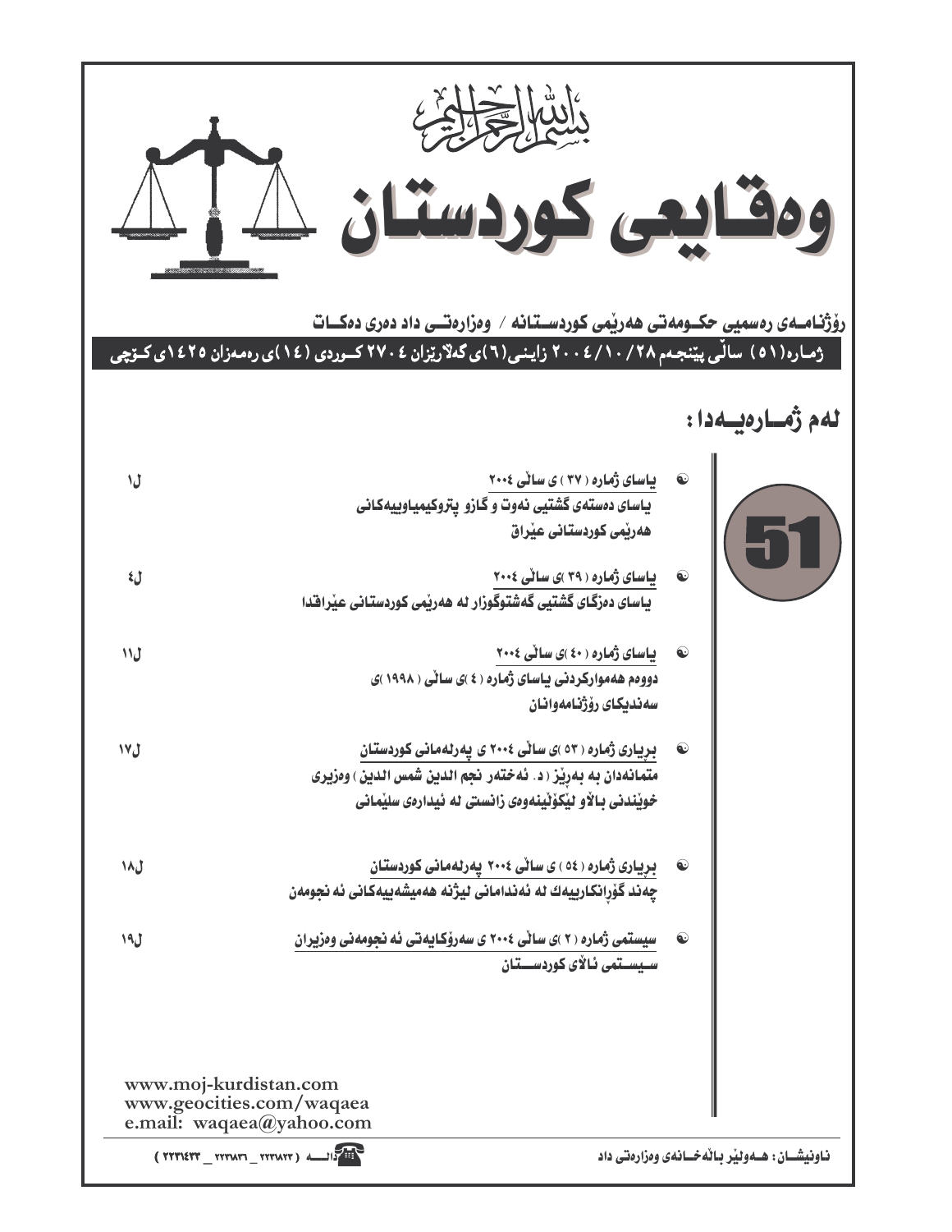بسم الله الرحمن الرحيم

# وەقايعی كوردستان

**رۆژنامەی رەسمیی حكومەتی هەرێمی كوردستانە / وەزارەتی داد دەری دەكات**

**ژمارە(٥١) ساڵی پێنجەم ٢٨/١٠/٢٠٠٤ زاينی(٦)ی گەلاڕێزان ٢٧٠٤ كوردی (١٤)ی رەمەزان ١٤٢٥ی كۆچی**

## لەم ژمارەیەدا :

**51**

- **یاسای ژمارە (٣٧) ی ساڵی ٢٠٠٤** — ل١
  یاسای دەستەی گشتیی نەوت و گازو پترۆكیمیاوییەكانی هەرێمی كوردستانی عێراق

- **یاسای ژمارە (٣٩)ی ساڵی ٢٠٠٤** — ل٤
  یاسای دەزگای گشتیی گەشتوگوزار لە هەرێمی كوردستانی عێراقدا

- **یاسای ژمارە (٤٠)ی ساڵی ٢٠٠٤** — ل١١
  دووەم هەمواركردنی یاسای ژمارە (٤)ی ساڵی (١٩٩٨)ی سەندیكای رۆژنامەوانان

- **بڕیاری ژمارە (٥٣)ی ساڵی ٢٠٠٤ ی پەرلەمانی كوردستان** — ل١٧
  متمانەدان بە بەڕێز (د. ئەختەر نجم الدين شمس الدين) وەزیری خوێندنی باڵاو لێكۆڵینەوەی زانستی لە ئیدارەی سلێمانی

- **بڕیاری ژمارە (٥٤)ی ساڵی ٢٠٠٤ پەرلەمانی كوردستان** — ل١٨
  چەند گۆڕانكارییەك لە ئەندامانی لیژنە هەمیشەییەكانی ئەنجومەن

- **سیستمی ژمارە (٢)ی ساڵی ٢٠٠٤ ی سەرۆكایەتی ئەنجومەنی وەزیران** — ل١٩
  سیستمی ئاڵای كوردستان

www.moj-kurdistan.com
www.geocities.com/waqaea
e.mail: waqaea@yahoo.com

ناونیشان: هەولێر باڵەخانەی وەزارەتی داد

دالە (٢٢٣١٨٢٢ _ ٢٢٣١٨٣١ _ ٢٢٣١٤٣٣)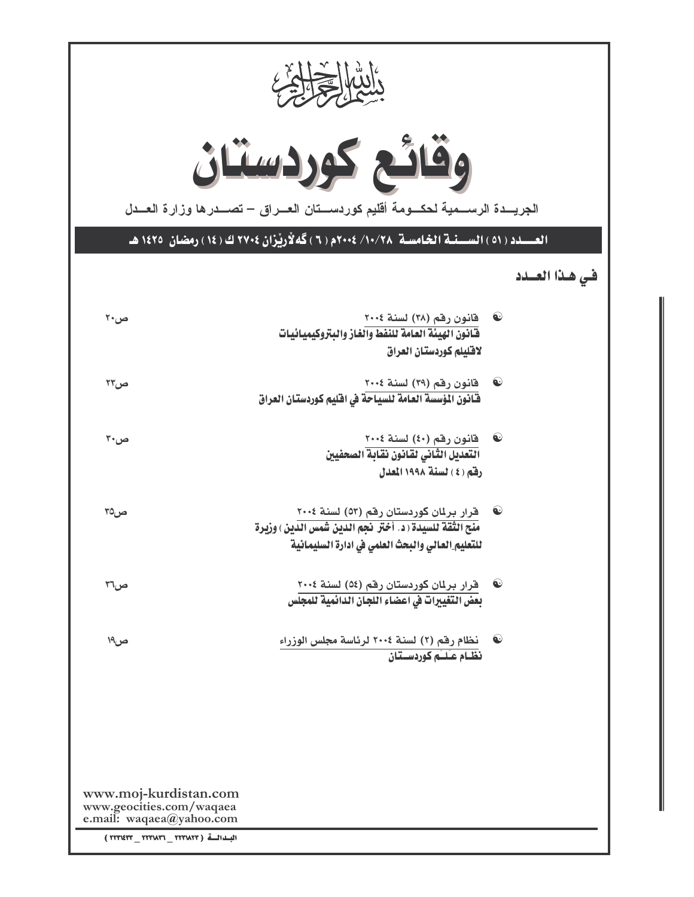بسم الله الرحمن الرحيم

# وقائع كوردستان

الجريـــدة الرســمية لحكــومة أقليم كوردســتان العــراق – تصــدرها وزارة العــدل

**العـــدد (٥١) الســـنة الخامسة ٢٨/١٠/ ٢٠٠٤م (٦) گەلاڕێزان ٢٧٠٤ ك (١٤) رمضان ١٤٢٥ هـ**

## في هـذا العـدد

| | |
|---|---|
| قانون رقم (٣٨) لسنة ٢٠٠٤ **قانون الهيئة العامة للنفط والغاز والبتروكيميائيات لاقليم كوردستان العراق** | ص٢٠ |
| قانون رقم (٣٩) لسنة ٢٠٠٤ **قانون المؤسسة العامة للسياحة في اقليم كوردستان العراق** | ص٢٣ |
| قانون رقم (٤٠) لسنة ٢٠٠٤ **التعديل الثاني لقانون نقابة الصحفيين رقم (٤) لسنة ١٩٩٨ المعدل** | ص٣٠ |
| قرار برلمان كوردستان رقم (٥٣) لسنة ٢٠٠٤ **منح الثقة للسيدة (د. أختر نجم الدين شمس الدين) وزيرة للتعليم العالي والبحث العلمي في ادارة السليمانية** | ص٣٥ |
| قرار برلمان كوردستان رقم (٥٤) لسنة ٢٠٠٤ **بعض التغييرات في اعضاء اللجان الدائمية للمجلس** | ص٣٦ |
| نظام رقم (٢) لسنة ٢٠٠٤ لرئاسة مجلس الوزراء **نظـام عـلـم كوردســتان** | ص١٩ |

www.moj-kurdistan.com
www.geocities.com/waqaea
e.mail: waqaea@yahoo.com

البدالة (٢٢٣١٨٢٢ _ ٢٢٣١٨٣٦ _ ٢٢٣١٤٣٣)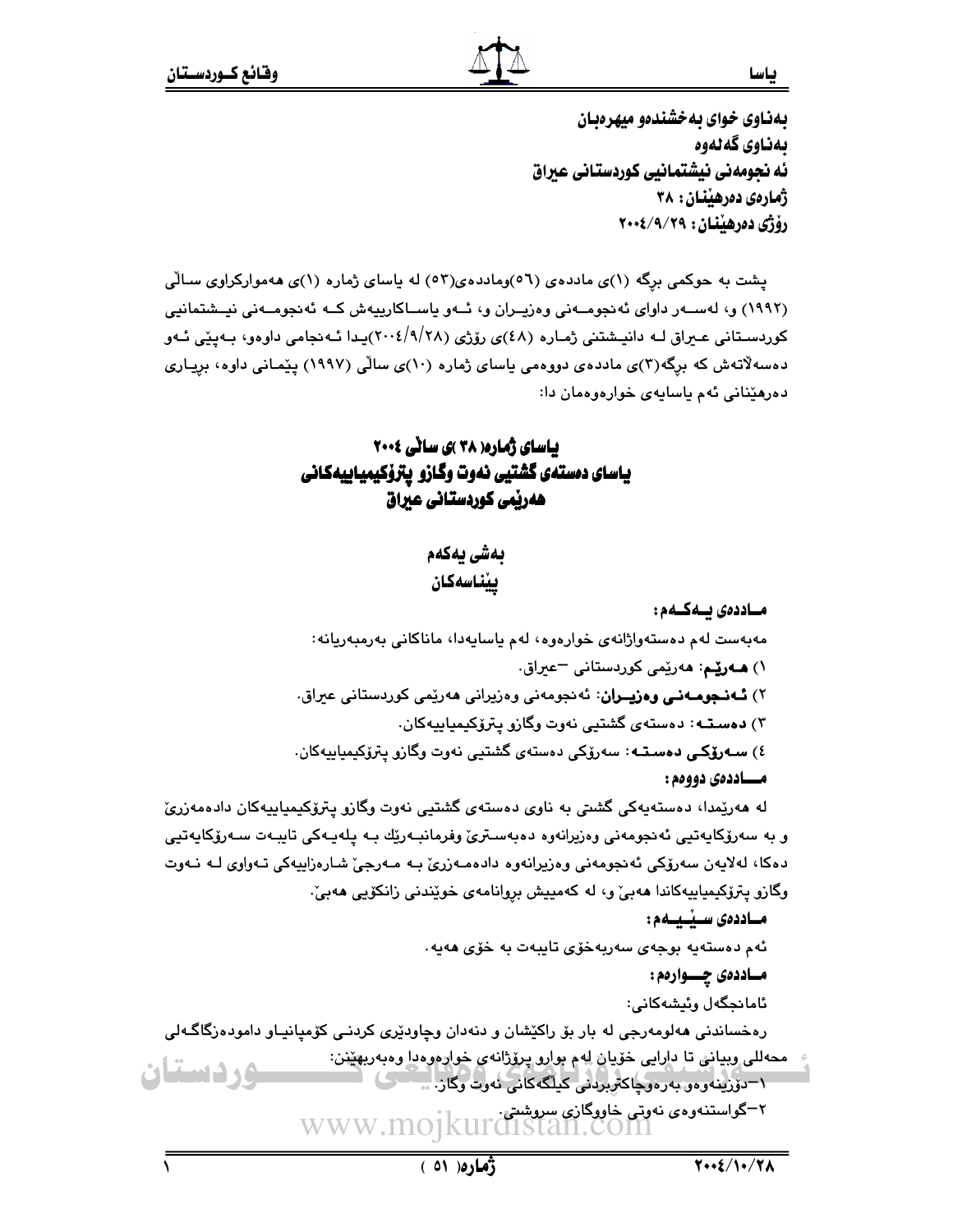بەناوی خوای بەخشندەو میهرەبان
بەناوی گەلەوە
ئەنجومەنی نیشتمانیی کوردستانی عیراق
ژمارەی دەرهێنان: ٣٨
ڕۆژی دەرهێنان: ٢٠٠٤/٩/٢٩

پشت بە حوکمی بڕگە (١)ی ماددەی (٥٦)وماددەی(٥٣) لە یاسای ژمارە (١)ی هەموارکراوی ساڵی (١٩٩٢) و، لەسەر داوای ئەنجومەنی وەزیران و، ئەو یاساکارییەش کە ئەنجومەنی نیشتمانیی کوردستانی عیراق لە دانیشتنی ژمارە (٤٨)ی ڕۆژی (٢٠٠٤/٩/٢٨)یدا ئەنجامی داوەو، بەپێی ئەو دەسەڵاتەش کە بڕگە(٣)ی ماددەی دووەمی یاسای ژمارە (١٠)ی ساڵی (١٩٩٧) پێمانی داوە، بڕیاری دەرهێنانی ئەم یاسایەی خوارەوەمان دا:

# یاسای ژمارە( ٣٨ )ی ساڵی ٢٠٠٤
# یاسای دەستەی گشتیی نەوت وگازو پترۆکیمیاییەکانی هەرێمی کوردستانی عیراق

## بەشی یەکەم
## پێناسەکان

**ماددەی یەکەم:**

مەبەست لەم دەستەواژانەی خوارەوە، لەم یاسایەدا، ماناکانی بەرمبەریانە:

١) **هەرێم**: هەرێمی کوردستانی –عیراق.

٢) **ئەنجومەنی وەزیران**: ئەنجومەنی وەزیرانی هەرێمی کوردستانی عیراق.

٣) **دەستە**: دەستەی گشتیی نەوت وگازو پترۆکیمیاییەکان.

٤) **سەرۆکی دەستە**: سەرۆکی دەستەی گشتیی نەوت وگازو پترۆکیمیاییەکان.

**ماددەی دووەم:**

لە هەرێمدا، دەستەیەکی گشتی بە ناوی دەستەی گشتیی نەوت وگازو پترۆکیمیاییەکان دادەمەزرێ و بە سەرۆکایەتیی ئەنجومەنی وەزیرانەوە دەبەسترێ وفرمانبەرێك بە پلەیەکی تایبەت سەرۆکایەتیی دەکا، لەلایەن سەرۆکی ئەنجومەنی وەزیرانەوە دادەمەزرێ بە مەرجێ شارەزاییەکی تەواوی لە نەوت وگازو پترۆکیمیاییەکاندا هەبێ و، لە کەمییش بڕوانامەی خوێندنی زانکۆیی هەبێ.

**ماددەی سێیەم:**

ئەم دەستەیە بوجەی سەربەخۆی تایبەت بە خۆی هەیە.

**ماددەی چوارەم:**

ئامانجگەل وئیشەکانی:

ڕەخساندنی هەلومەرجی لە بار بۆ ڕاکێشان و دنەدان وچاودێری کردنی کۆمپانیاو دامودەزگاگەلی محەللی وبیانی تا دارایی خۆیان لەم بوارو پرۆژانەی خوارەوەدا وەبەربهێنن:

١–دۆزینەوەو بەرەوچاکتربردنی کێلگەکانی نەوت وگاز.

٢–گواستنەوەی نەوتی خاووگازی سروشتی.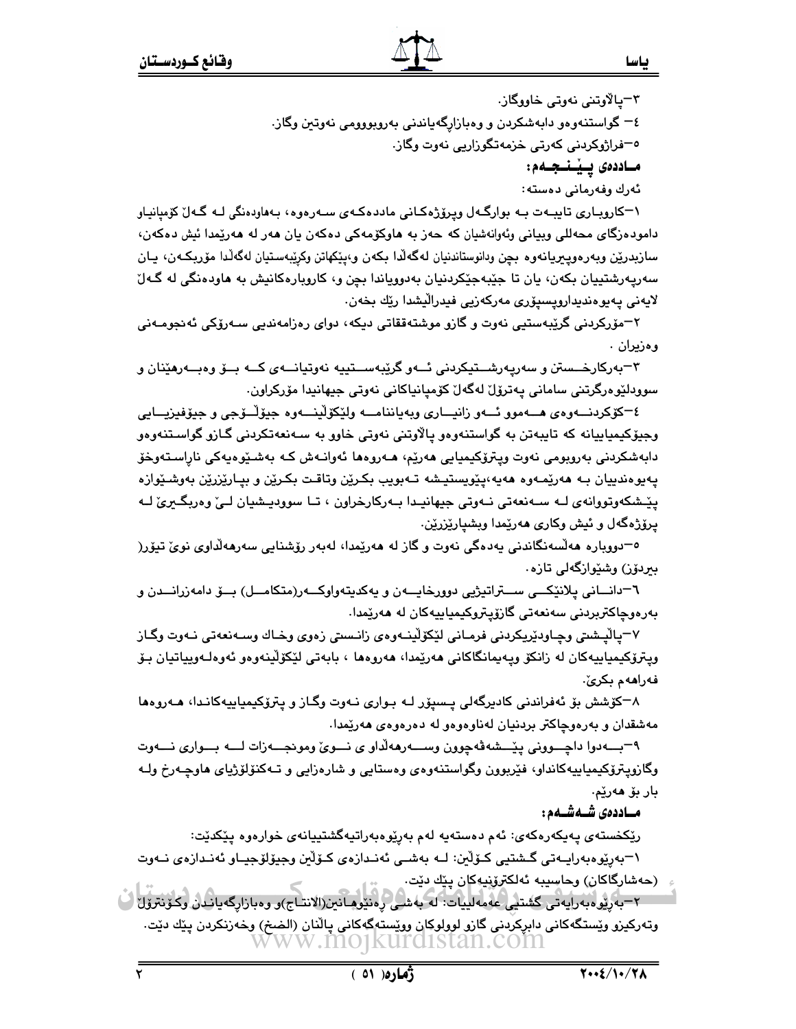٣–پاڵاوتنی نەوتی خاووگاز.

٤– گواستنەوەو دابەشکردن و وەبازارگەیاندنی بەروبوومی نەوتین وگاز.

٥–فراژوکردنی کەرتی خزمەتگوزاریی نەوت وگاز.

**ماددەی پێنجەم:**

ئەرك وفەرمانی دەستە:

١–کاروباری تایبەت بە بوارگەل وپرۆژەکانی ماددەکەی سەرەوە، بەهاودەنگی لە گەڵ کۆمپانیاو دامودەزگای محەللی وبیانی ئەوانەشیان کە حەز بە هاوکۆمەکی دەکەن یان هەر لە هەرێمدا ئیش دەکەن، سازبدرێن وبەرەوپیریانەوە بچن ودانوستاندنیان لەگەڵدا بکەن و،پێکهاتن وکرێبەستیان لەگەڵدا مۆربکەن، یان سەرپەرشتییان بکەن، یان تا جێبەجێکردنیان بەدوویاندا بچن و، کاروبارەکانیش بە هاودەنگی لە گەڵ لایەنی پەیوەندیداروپسپۆری مەرکەزیی فیدراڵیشدا رێك بخەن.

٢–مۆرکردنی گرێبەستیی نەوت و گازو موشتەققاتی دیکە، دوای رەزامەندیی سەرۆکی ئەنجومەنی وەزیران .

٣–بەرکارخستن و سەرپەرشتیکردنی ئەو گرێبەستییە نەوتیانەی کە بۆ وەبەرهێنان و سوودلێوەرگرتنی سامانی پەترۆڵ لەگەڵ کۆمپانیاکانی نەوتی جیهانیدا مۆرکراون.

٤–کۆکردنەوەی هەموو ئەو زانیاری وبەیاننامە ولێکۆڵینەوە جیۆلۆجی و جیۆفیزیایی وجیۆکیمیاییانە کە تایبەتن بە گواستنەوەو پاڵاوتنی نەوتی خاوو بە سەنعەتکردنی گازو گواستنەوەو دابەشکردنی بەروبومی نەوت وپترۆکیمیایی هەرێم، هەروەها ئەوانەش کە بەشێوەیەکی ناڕاستەوخۆ پەیوەندییان بە هەرێمەوە هەیە،پێویستیشە تەبویب بکرێن وتاقت بکرێن و بپارێزرێن بەوشێوازە پێشکەوتووانەی لە سەنعەتی نەوتی جیهانیدا بەرکارخراون ، تا سوودیشیان لێ وەربگیرێ لە پرۆژەگەل و ئیش وکاری هەرێمدا وبشپارێزرێن.

٥–دووبارە هەڵسەنگاندنی یەدەگی نەوت و گاز لە هەرێمدا، لەبەر رۆشنایی سەرهەڵداوی نوێ تیۆر( بیردۆز) وشێوازگەلی تازە.

٦–دانانی پلانێکی ستراتیژیی دوورخایەن و یەکدیتەواوکەر(متکامل) بۆ دامەزراندن و بەرەوچاکتربردنی سەنعەتی گازۆپترۆکیمیاییەکان لە هەرێمدا.

٧–پاڵپشتی وچاودێریکردنی فرمانی لێکۆڵینەوەی زانستی زەوی وخاك وسەنعەتی نەوت وگاز وپترۆکیمیاییەکان لە زانکۆ وپەیمانگاکانی هەرێمدا، هەروەها ، بابەتی لێکۆڵینەوەو ئەوەلەوییاتیان بۆ فەراهەم بکرێ.

٨–کۆشش بۆ ئەفراندنی کادیرگەلی پسپۆر لە بواری نەوت وگاز و پترۆکیمیاییەکاندا، هەروەها مەشقدان و بەرەوچاکتر بردنیان لەناوەوەو لە دەرەوەی هەرێمدا.

٩–بەدوا داچوونی پێشەڤەچوون وسەرهەڵداو ی نوێ ومونجەزات لە بواری نەوت وگازوپترۆکیمیاییەکانداو، فێربوون وگواستنەوەی وەستایی و شارەزایی و تەکنۆلۆژیای هاوچەرخ ولە بار بۆ هەرێم.

**ماددەی شەشەم:**

رێکخستەی پەیکەرەکەی: ئەم دەستەیە لەم بەڕێوەبەراتیەگشتییانەی خوارەوە پێکدێت:

١–بەڕێوەبەرایەتی گشتیی کۆڵین: لە بەشی ئەندازەی کۆڵین وجیۆلۆجیاو ئەندازەی نەوت (حەشارگاکان) وحاسیبە ئەلکترۆنیەکان پێك دێت.

٢–بەڕێوەبەرایەتی گشتیی عەمەلییات: لە بەشی رەنێوهانین(الانتاج)و وەبازارگەیاندن وکۆنترۆڵ وتەرکیزو وێستگەکانی دابرکردنی گازو لوولوکان ووێستەگەکانی پاڵنان (الضخ) وخەزنکردن پێك دێت.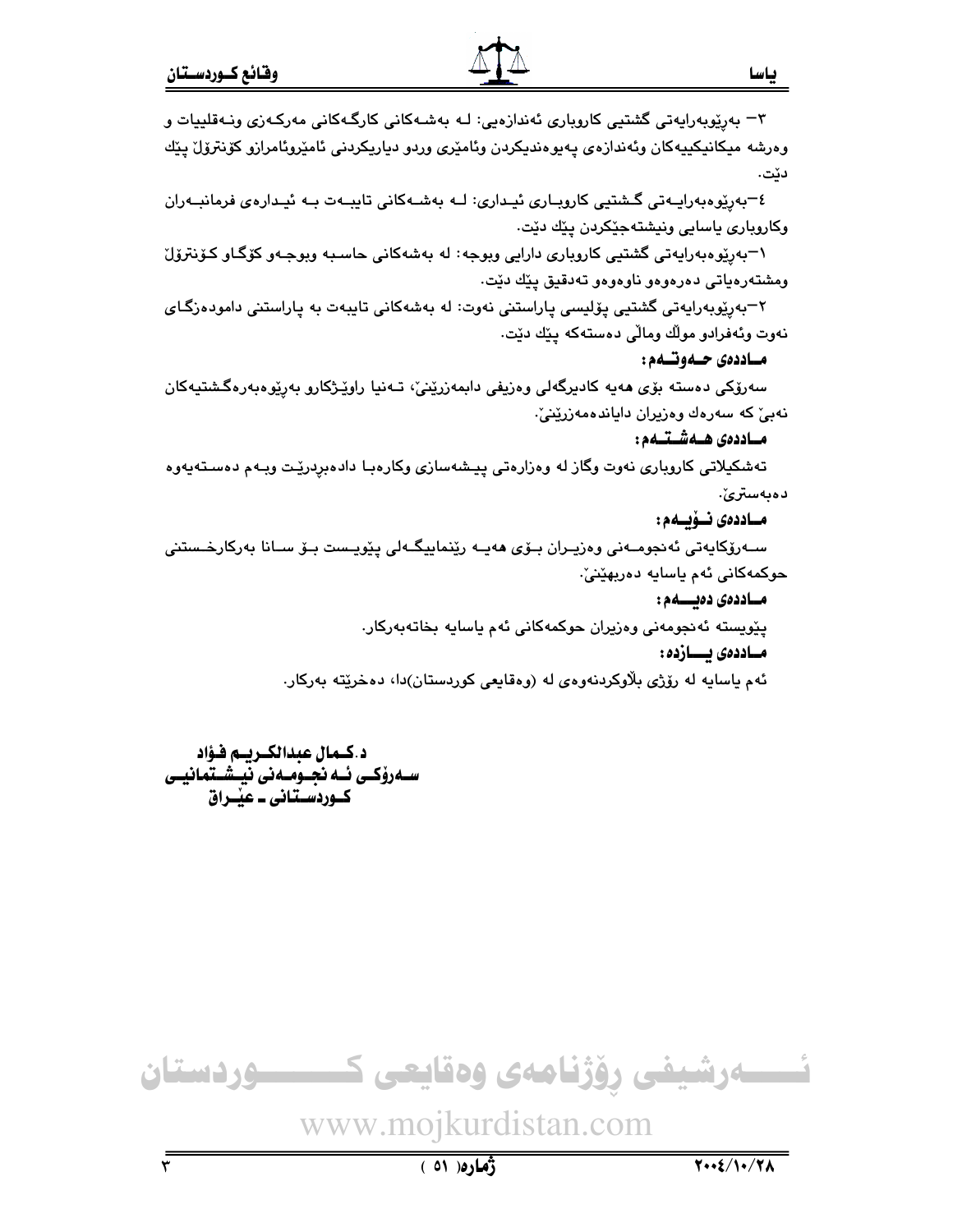٣– بەڕێوەبەرایەتی گشتیی کاروباری ئەندازەیی: لـە بەشـەکانی کارگـەکانی مەرکـەزی ونـەقلییات و وەرشە میکانیکییەکان وئەندازەی پەیوەندیکردن وئامێری وردو دیاریکردنی ئامێروئامرازو کۆنترۆڵ پێك دێت.

٤–بەڕێوەبەرایـەتی گـشتیی کاروبـاری ئیـداری: لـە بەشـەکانی تایبـەت بـە ئیـدارەی فرمانبـەران وکاروباری یاسایی ونیشتەجێکردن پێك دێت.

١–بەڕێوەبەرایەتی گشتیی کاروباری دارایی وبوجە: لە بەشەکانی حاسـبە وبوجـەو کۆگـاو کـۆنترۆڵ ومشتەرەیاتی دەرەوەو ناوەوەو تەدقیق پێك دێت.

٢–بەڕێوەبەرایەتی گشتیی پۆلیسی پاراستنی نەوت: لە بەشەکانی تایبەت بە پاراستنی دامودەزگـای نەوت وئەفرادو موڵك وماڵی دەستەکە پێك دێت.

**مـاددەی حـەوتـەم:**

سەرۆکی دەستە بۆی هەیە کادیرگەلی وەزیفی دابمەزرێنێ، تـەنیا ڕاوێـژکارو بەڕێوەبەرەگـشتیەکان نەبێ کە سەرەك وەزیران دایاندەمەزرێنێ.

**مـاددەی هـەشـتـەم:**

تەشکیلاتی کاروباری نەوت وگاز لە وەزارەتی پیـشەسازی وکارەبـا دادەبڕدرێـت وبـەم دەسـتەیەوە دەبەسترێ.

**مـاددەی نـۆیـەم:**

سـەرۆکایەتی ئەنجومـەنی وەزیـران بـۆی هەیـە ڕێنماییگـەلی پێویـست بـۆ سـانا بەرکارخـستنی حوکمەکانی ئەم یاسایە دەربهێنێ.

**مـاددەی دەیـەم:**

پێویستە ئەنجومەنی وەزیران حوکمەکانی ئەم یاسایە بخاتەبەرکار.

**مـاددەی یـازدە:**

ئەم یاسایە لە ڕۆژی بڵاوکردنەوەی لە (وەقایعی کوردستان)دا، دەخرێتە بەرکار.

**د.کـمال عبدالکـریـم فـؤاد**
**سـەرۆکـی ئـە نجـومـەنی نیـشـتمانیـی کـوردسـتانی ـ عێـراق**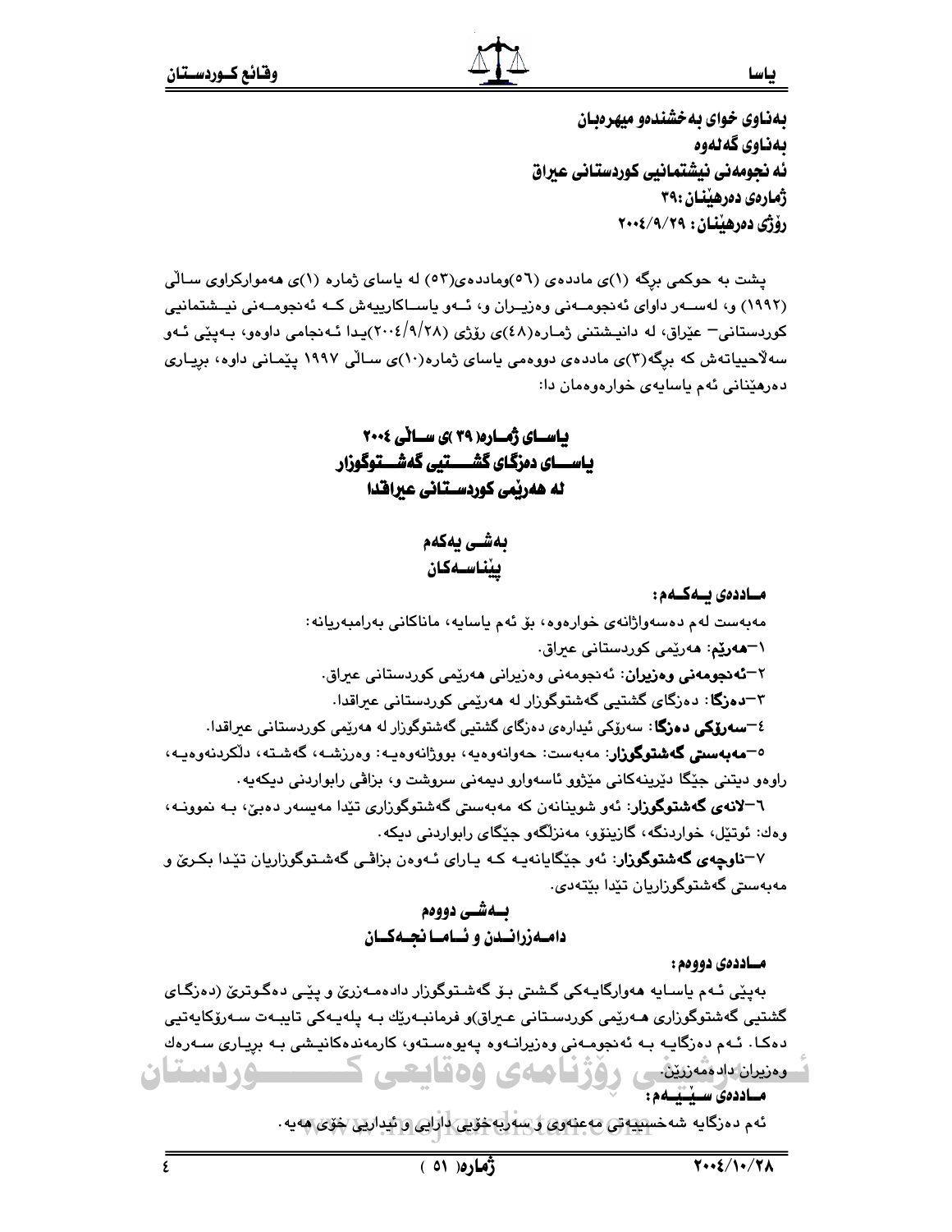**بەناوی خوای بەخشندەو میهرەبان**
**بەناوی گەلەوە**
**ئەنجومەنی نیشتمانیی کوردستانی عیراق**
**ژمارەی دەرهێنان :٣٩**
**رۆژی دەرهێنان : ٢٠٠٤/٩/٢٩**

پشت بە حوکمی برگە (١)ی ماددەی (٥٦)وماددەی(٥٣) لە یاسای ژمارە (١)ی هەموارکراوی ساڵی (١٩٩٢) و، لەسەر داوای ئەنجومەنی وەزیران و، ئەو یاساکارییەش کە ئەنجومەنی نیشتمانیی کوردستانی– عێراق، لە دانیشتنی ژمارە(٤٨)ی رۆژی (٢٠٠٤/٩/٢٨)یدا ئەنجامی داوەو، بەپێی ئەو سەلاحییاتەش کە برگە(٣)ی ماددەی دووەمی یاسای ژمارە(١٠)ی ساڵی ١٩٩٧ پێمانی داوە، بریاری دەرهێنانی ئەم یاسایەی خوارەوەمان دا:

## یاسای ژمارە( ٣٩ )ی ساڵی ٢٠٠٤
## یاسای دەزگای گشتیی گەشتوگوزار
## لە هەرێمی کوردستانی عیراقدا

### بەشی یەکەم
### پێناسەکان

**ماددەی یەکەم:**

مەبەست لەم دەستەواژانەی خوارەوە، بۆ ئەم یاسایە، ماناکانی بەرامبەریانە:

١–**هەرێم:** هەرێمی کوردستانی عیراق.

٢–**ئەنجومەنی وەزیران:** ئەنجومەنی وەزیرانی هەرێمی کوردستانی عیراق.

٣–**دەزگا:** دەزگای گشتیی گەشتوگوزار لە هەرێمی کوردستانی عیراقدا.

٤–**سەرۆکی دەزگا:** سەرۆکی ئیدارەی دەزگای گشتیی گەشتوگوزار لە هەرێمی کوردستانی عیراقدا.

٥–**مەبەستی گەشتوگوزار:** مەبەست: حەوانەوەیە، بووژانەوەیە: وەرزشە، گەشتە، دڵکردنەوەیە، راوەو دیتنی جێگا دێرینەکانی مێژوو ئاسەوارو دیمەنی سروشت و، بزاڤی رابواردنی دیکەیە.

٦–**لانەی گەشتوگوزار:** ئەو شوینانەن کە مەبەستی گەشتوگوزاری تێدا مەیسەر دەبێ، بە نموونە، وەك: ئوتێل، خواردنگە، گازینۆو، مەنزڵگەو جێگای رابواردنی دیکە.

٧–**ناوچەی گەشتوگوزار:** ئەو جێگایانەیە کە یارای ئەوەن بزاڤی گەشتوگوزاریان تێدا بکرێ و مەبەستی گەشتوگوزاریان تێدا بێتەدی.

### بەشی دووەم
### دامەزراندن و ئامانجەکان

**ماددەی دووەم:**

بەپێی ئەم یاسایە هەوارگایەکی گشتی بۆ گەشتوگوزار دادەمەزرێ و پێی دەگوترێ (دەزگای گشتیی گەشتوگوزاری هەرێمی کوردستانی عیراق)و فرمانبەرێك بە پلەیەکی تایبەت سەرۆکایەتیی دەکا. ئەم دەزگایە بە ئەنجومەنی وەزیرانەوە پەیوەستەو، کارمەندەکانیشی بە بریاری سەرەك وەزیران دادەمەزرێن.

**ماددەی سێیەم:**

ئەم دەزگایە شەخسییەتی مەعنەوی و سەربەخۆیی دارایی و ئیداریی خۆی هەیە.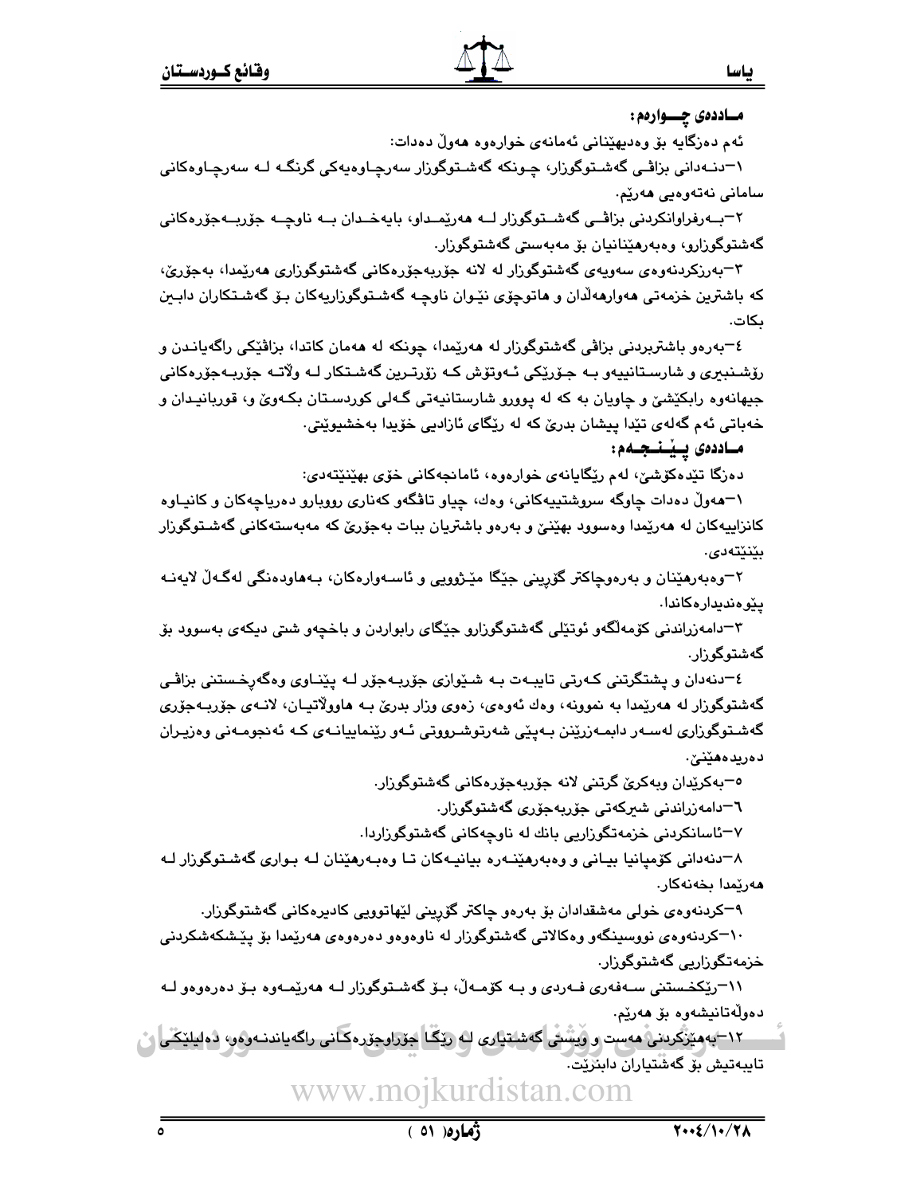**مـاددەی چـــوارەم:**

ئەم دەزگایە بۆ وەدیهێنانی ئەمانەی خوارەوە هەوڵ دەدات:

١–دنـەدانی بزاڤـی گەشـتوگوزار، چـونکە گەشـتوگوزار سەرچـاوەیەکی گرنگـە لـە سەرچـاوەکانی سامانی نەتەوەیی هەرێم.

٢–بـەرفراوانکردنی بزاڤـی گەشـتوگوزار لــە هەرێمـداو، بایەخـدان بــە ناوچــە جۆربــەجۆرەکانی گەشتوگوزارو، وەبەرهێنانیان بۆ مەبەستی گەشتوگوزار.

٣–بەرزکردنەوەی سەویەی گەشتوگوزار لە لانە جۆربەجۆرەکانی گەشتوگوزاری هەرێمدا، بەجۆرێ، کە باشترین خزمەتی هەوارهەڵدان و هاتوچۆی نێوان ناوچـە گەشـتوگوزارییەکان بـۆ گەشـتکاران دابـین بکات.

٤–بەرەو باشتربردنی بزاڤی گەشتوگوزار لە هەرێمدا، چونکە لە هەمان کاتدا، بزاڤێکی راگەیانـدن و رۆشـنبیری و شارسـتانییەو بـە جـۆرێکی ئـەوتۆش کـە زۆرتـرین گەشـتکار لـە وڵاتـە جۆربـەجۆرەکانی جیهانەوە رابکێشێ و چاویان بە کە لە پوورو شارستانیەتی گـەلی کوردسـتان بکـەوێ و، قوربانیـدان و خەباتی ئەم گەلەی تێدا پیشان بدرێ کە لە رێگای ئازادیی خۆیدا بەخشیویێتی.

**مـاددەی پـێـنـجـەم:**

دەزگا تێدەکۆشێ، لەم رێگایانەی خوارەوە، ئامانجەکانی خۆی بهێنێتەدی:

١–هەوڵ دەدات چاوگە سروشتییەکانی، وەك، چیاو تاڤگەو کەناری رووبارو دەریاچەکان و کانیـاوە کانزاییەکان لە هەرێمدا وەسوود بهێنێ و بەرەو باشتریان ببات بەجۆرێ کە مەبەستەکانی گەشـتوگوزار بێنێتەدی.

٢–وەبەرهێنان و بەرەوچاکتر گۆڕینی جێگا مێژوویی و ئاسـەوارەکان، بـەهاودەنگی لەگـەڵ لایەنـە پێوەندیدارەکاندا.

٣–دامەزراندنی کۆمەڵگەو ئوتێلی گەشتوگوزارو جێگای رابواردن و باخچەو شتی دیکەی بەسوود بۆ گەشتوگوزار.

٤–دنەدان و پشتگرتنی کـەرتی تایبـەت بـە شـێوازی جۆربـەجۆر لـە پێنـاوی وەگەڕخـستنی بزاڤـی گەشتوگوزار لە هەرێمدا بە نموونە، وەك ئەوەی، زەوی وزار بدرێ بـە هاووڵاتیـان، لانـەی جۆربـەجۆری گەشـتوگوزاری لەسـەر دابمـەزرێنن بـەپێی شەرتوشـرووتی ئـەو رێنماییانـەی کـە ئەنجومـەنی وەزیـران دەریدەهێنێ.

٥–بەکرێدان وبەکرێ گرتنی لانە جۆربەجۆرەکانی گەشتوگوزار.

٦–دامەزراندنی شیرکەتی جۆربەجۆری گەشتوگوزار.

٧–ئاسانکردنی خزمەتگوزاریی بانك لە ناوچەکانی گەشتوگوزاردا.

٨–دنەدانی کۆمپانیا بیـانی و وەبەرهێنـەرە بیانیـەکان تـا وەبـەرهێنان لـە بـواری گەشـتوگوزار لـە هەرێمدا بخەنەکار.

٩–کردنەوەی خولی مەشقداران بۆ بەرەو چاکتر گۆڕینی لێهاتوویی کادیرەکانی گەشتوگوزار.

١٠–کردنەوەی نووسینگەو وەکالاتی گەشتوگوزار لە ناوەوەو دەرەوەی هەرێمدا بۆ پێـشکەشکردنی خزمەتگوزاریی گەشتوگوزار.

١١–رێکخـستنی سـەفەری فـەردی و بـە کۆمـەڵ، بـۆ گەشـتوگوزار لـە هەرێمـەوە بـۆ دەرەوەو لـە دەوڵەتانیشەوە بۆ هەرێم.

١٢–بەهێزکردنی هەست و ویستی گەشتیاری لـە رێگا جۆراوجۆرەکانی راگەیاندنـەوەو، دەلیلێکـی تایبەتیش بۆ گەشتیاران دابنرێت.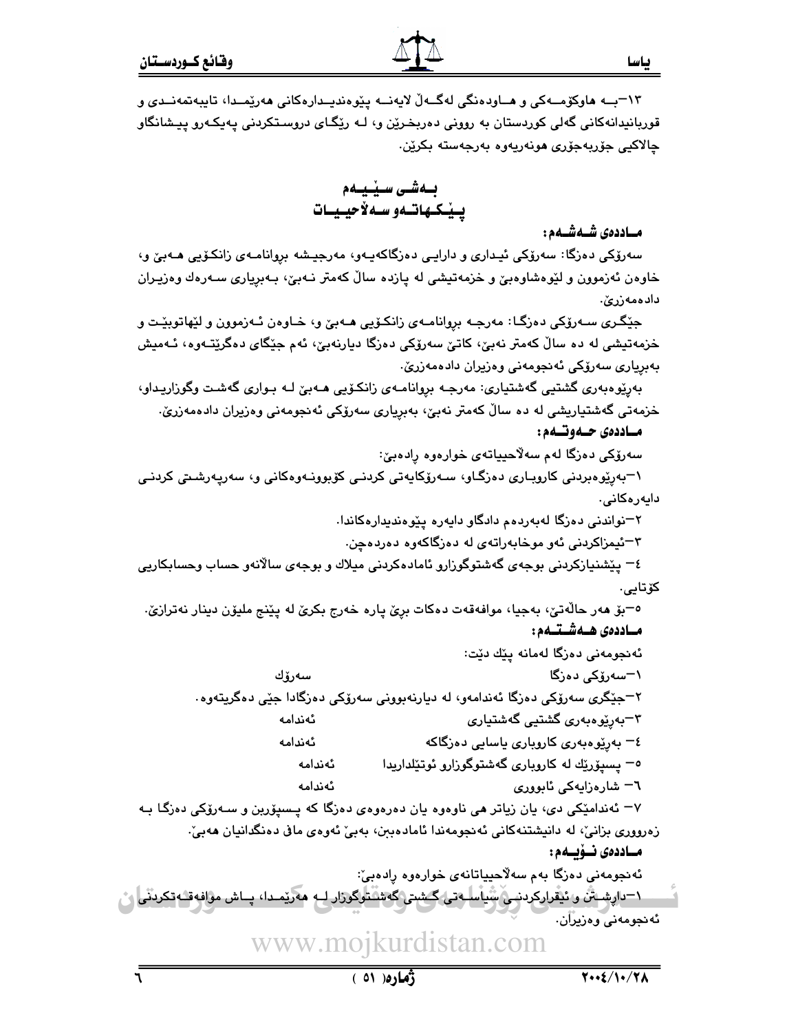١٣–بــه هاوكۆمــەكى و هــاودەنگى لەگــەڵ لایەنــە پێوەندیــدارەكانى هەرێمــدا، تایبەتمەنــدى و قوربانیدانەكانى گەلى كوردستان بە روونى دەربخرێن و، لــە رێگــاى دروســتكردنى پەیكــەرو پیــشانگاو چالاكیى جۆربەجۆرى هونەریەوە بەرجەستە بكرێن.

## بــەشــی ســێــیــەم
## پــێــكــهاتــەو ســەلاحیــیــات

**مــاددەی شــەشــەم:**

سەرۆكى دەزگا: سەرۆكى ئیدارى و دارایـى دەزگاكەیـەو، مەرجیـشە بڕوانامـەى زانكـۆیى هـەبێ و، خاوەن ئەزموون و لێوەشاوەبێ و خزمەتیشى لە پازدە ساڵ كەمتر نـەبێ، بـەبڕیارى سـەرەك وەزیـران دادەمەزرێ.

جێگرى سـەرۆكى دەزگـا: مەرجـە بڕوانامـەى زانكـۆیى هـەبێ و، خـاوەن ئـەزموون و لێهاتوبێـت و خزمەتیشى لە دە ساڵ كەمتر نەبێ، كاتێ سەرۆكى دەزگا دیارنەبێ، ئەم جێگاى دەگرێتـەوە، ئـەمیش بەبڕیارى سەرۆكى ئەنجومەنى وەزیران دادەمەزرێ.

بەڕێوەبەرى گشتیى گەشتیارى: مەرجـە بڕوانامـەى زانكـۆیى هـەبێ لـە بـوارى گەشـت وگوزاریـداو، خزمەتى گەشتیاریشى لە دە ساڵ كەمتر نەبێ، بەبڕیارى سەرۆكى ئەنجومەنى وەزیران دادەمەزرێ.

**مــاددەی حــەوتــەم:**

سەرۆكى دەزگا لەم سەلاحییاتەى خوارەوە ڕادەبێ:

١–بەڕێوەبردنى كاروبـارى دەزگـاو، سـەرۆكایەتى كردنـى كۆبوونـەوەكانى و، سەرپەرشـتى كردنـى دایەرەكانى.

٢–نواندنى دەزگا لەبەردەم دادگاو دایەرە پێوەندیدارەكاندا.

٣–ئیمزاكردنى ئەو موخابەراتەى لە دەزگاكەوە دەردەچن.

٤– پێشنیازكردنى بوجەى گەشتوگوزارو ئامادەكردنى میلاك و بوجەى ساڵانەو حساب وحسابكاریى كۆتایى.

٥–بۆ هەر حاڵەتێ، بەجیا، موافەقەت دەكات برێ پارە خەرج بكرێ لە پێنج ملیۆن دینار نەترازێ.

**مــاددەی هــەشــتــەم:**

ئەنجومەنى دەزگا لەمانە پێك دێت:

١–سەرۆكى دەزگا — سەرۆك

٢–جێگرى سەرۆكى دەزگا ئەندامەو، لە دیارنەبوونى سەرۆكى دەزگادا جێی دەگریتەوە.

٣–بەڕێوەبەرى گشتیى گەشتیارى — ئەندامە

٤– بەڕێوەبەرى كاروبارى یاسایى دەزگاكە — ئەندامە

٥– پسپۆرێك لە كاروبارى گەشتوگوزارو ئوتێلداریدا — ئەندامە

٦– شارەزایەكى ئابوورى — ئەندامە

٧– ئەندامێكى دى، یان زیاتر هی ناوەوە یان دەرەوەى دەزگا كە پـسپۆربن و سـەرۆكى دەزگـا بـە زەروورى بزانێ، لە دانیشتنەكانى ئەنجومەندا ئامادەبن، بەبێ ئەوەى مافى دەنگدانیان هەبێ.

**مــاددەی نــۆیــەم:**

ئەنجومەنى دەزگا بەم سەلاحییاتانەى خوارەوە ڕادەبێ:

١–داڕشــتن و ئیقراركردنــى سیاســەتى گــشتى گەشتوگوزار لــە هەرێمــدا، پــاش موافەقــەتكردنى ئەنجومەنى وەزیران.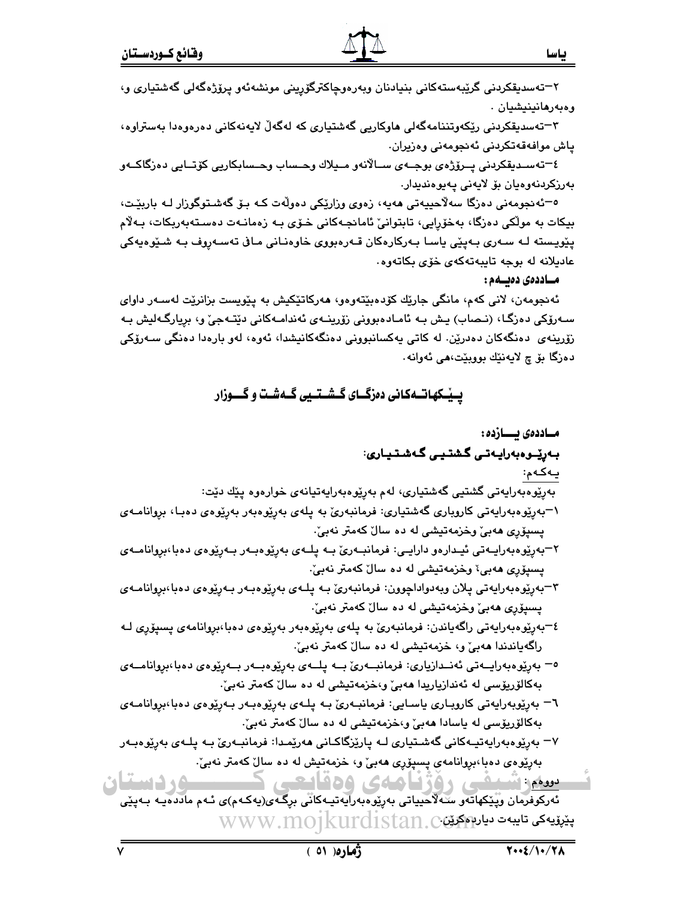٢–تەسدیقکردنی گرێبەستەکانی بنیادنان وبەرەوچاکترگۆڕینی مونشەئەو پرۆژەگەلی گەشتیاری و، وەبەرهانینیشیان .

٣–تەسدیقکردنی ڕێکەوتننامەگەلی هاوکاریی گەشتیاری کە لەگەڵ لایەنەکانی دەرەوەدا بەستراوە، پاش موافقەتکردنی ئەنجومەنی وەزیران.

٤–تەسدیقکردنی پرۆژەی بوجەی ساڵانەو میلاك وحساب وحسابکاریی کۆتایی دەزگاکەو بەرزکردنەوەیان بۆ لایەنی پەیوەندیدار.

٥–ئەنجومەنی دەزگا سەلاحییەتی هەیە، زەوی وزارێکی دەوڵەت کە بۆ گەشتوگوزار لە باربێت، بیکات بە موڵکی دەزگا، بەخۆڕایی، تابتوانێ ئامانجەکانی خۆی بە زەمانەت دەستەبەربکات، بەڵام پێویستە لە سەری بەپێی یاسا بەرکارەکان قەرەبووی خاوەنانی ماف تەسەروف بە شێوەیەکی عادیلانە لە بوجە تایبەتەکەی خۆی بکاتەوە.

**ماددەی دەیەم:**

ئەنجومەن، لانی کەم، مانگی جارێك کۆدەبێتەوەو، هەرکاتێکیش بە پێویست بزانرێت لەسەر داوای سەرۆکی دەزگا، (نصاب) یش بە ئامادەبوونی زۆرینەی ئەندامەکانی دێتەجێ و، بڕیارگەلیش بە زۆرینەی دەنگەکان دەدرێن. لە کاتی یەکسانبوونی دەنگەکانیشدا، ئەوە، لەو بارەدا دەنگی سەرۆکی دەزگا بۆ چ لایەنێك بووبێت،هی ئەوانە.

## پێکهاتەکانی دەزگای گشتیی گەشت و گوزار

**ماددەی یازدە:**

**بەڕێوەبەرایەتی گشتیی گەشتیاری:**

یەکەم:

بەڕێوەبەرایەتی گشتیی گەشتیاری، لەم بەڕێوەبەرایەتیانەی خوارەوە پێك دێت:

١–بەڕێوەبەرایەتی کاروباری گەشتیاری: فرمانبەرێ بە پلەی بەڕێوەبەر بەڕێوەی دەبا، بڕوانامەی پسپۆڕی هەبێ وخزمەتیشی لە دە ساڵ کەمتر نەبێ.

٢–بەڕێوەبەرایەتی ئیدارەو دارایی: فرمانبەرێ بە پلەی بەڕێوەبەر بەڕێوەی دەبا،بڕوانامەی پسپۆڕی هەبێ وخزمەتیشی لە دە ساڵ کەمتر نەبێ.

٣–بەڕێوەبەرایەتی پلان وبەدواداچوون: فرمانبەرێ بە پلەی بەڕێوەبەر بەڕێوەی دەبا،بڕوانامەی پسپۆڕی هەبێ وخزمەتیشی لە دە ساڵ کەمتر نەبێ.

٤–بەڕێوەبەرایەتی ڕاگەیاندن: فرمانبەرێ بە پلەی بەڕێوەبەر بەڕێوەی دەبا،بڕوانامەی پسپۆڕی لە ڕاگەیاندندا هەبێ و، خزمەتیشی لە دە ساڵ کەمتر نەبێ.

٥– بەڕێوەبەرایەتی ئەندازیاری: فرمانبەرێ بە پلەی بەڕێوەبەر بەڕێوەی دەبا،بڕوانامەی بەکالۆریۆسی لە ئەندازیاریدا هەبێ و،خزمەتیشی لە دە ساڵ کەمتر نەبێ.

٦– بەڕێوبەرایەتی کاروباری یاسایی: فرمانبەرێ بە پلەی بەڕێوەبەر بەڕێوەی دەبا،بڕوانامەی بەکالۆریۆسی لە یاسادا هەبێ و،خزمەتیشی لە دە ساڵ کەمتر نەبێ.

٧– بەڕێوەبەرایەتیەکانی گەشتیاری لە پارێزگاکانی هەرێمدا: فرمانبەرێ بە پلەی بەڕێوەبەر بەڕێوەی دەبا،بڕوانامەی پسپۆڕی هەبێ و، خزمەتیش لە دە ساڵ کەمتر نەبێ.

دووەم:

ئەرکوفرمان وپێکهاتەو سەلاحیاتی بەڕێوەبەرایەتیەکانی بڕگەی(یەکەم)ی ئەم ماددەیە بەپێی پێڕۆیەکی تایبەت دیاردەکرێن.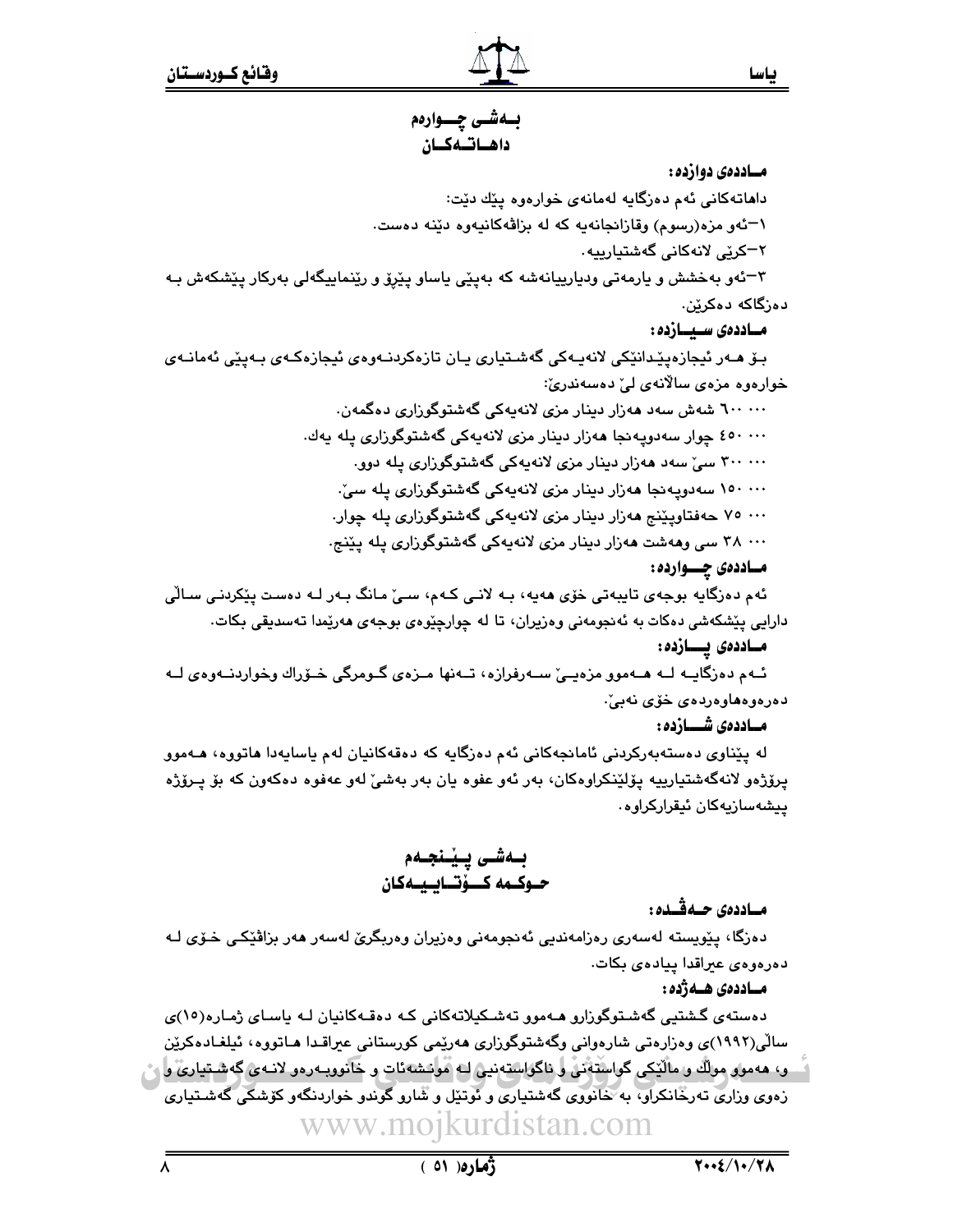## بـەشـی چـوارەم
## داهـاتـەكـان

**مـاددەی دوازدە:**

داهاتەكانی ئەم دەزگایە لەمانەی خوارەوە پێك دێت:

١–ئەو مزە(رسوم) وقازانجانەیە كە لە بزاڤەكانیەوە دێنە دەست.

٢–كرێی لانەكانی گەشتیارییە.

٣–ئەو بەخشش و یارمەتی ودیارییانەشە كە بەپێی یاساو پێڕۆ و ڕێنماییگەلی بەركار پێشكەش بە دەزگاكە دەكرێن.

**مـاددەی سـیـازدە:**

بـۆ هـەر ئیجازەپێدانێكی لانەیـەكی گەشـتیاری یـان تازەكردنـەوەی ئیجازەكـەی بـەپێی ئەمانـەی خوارەوە مزەی ساڵانەی لێ دەسەندرێ:

٦٠٠٠٠٠ شەش سەد هەزار دینار مزی لانەیەكی گەشتوگوزاری دەگمەن.

٤٥٠٠٠٠ چوار سەدوپەنجا هەزار دینار مزی لانەیەكی گەشتوگوزاری پلە یەك.

٣٠٠٠٠٠ سێ سەد هەزار دینار مزی لانەیەكی گەشتوگوزاری پلە دوو.

١٥٠٠٠٠ سەدوپەنجا هەزار دینار مزی لانەیەكی گەشتوگوزاری پلە سێ.

٧٥٠٠٠ حەفتاوپێنج هەزار دینار مزی لانەیەكی گەشتوگوزاری پلە چوار.

٣٨٠٠٠ سی وهەشت هەزار دینار مزی لانەیەكی گەشتوگوزاری پلە پێنج.

**مـاددەی چـواردە:**

ئەم دەزگایە بوجەی تایبەتی خۆی هەیە، بـە لانـی كـەم، سـێ مـانگ بـەر لـە دەست پێكردنـی سـاڵی دارایی پێشكەشی دەكات بە ئەنجومەنی وەزیران، تا لە چوارچێوەی بوجەی هەرێمدا تەسدیقی بكات.

**مـاددەی پـازدە:**

ئـەم دەزگایـە لـە هـەموو مزەیـێ سـەرفرازە، تـەنها مـزەی گـومرگی خـۆراك وخواردنـەوەی لـە دەرەوەهاوەردەی خۆی نەبێ.

**مـاددەی شـازدە:**

لە پێناوی دەستەبەركردنی ئامانجەكانی ئەم دەزگایە كە دەقەكانیان لەم یاسایەدا هاتووە، هـەموو پرۆژەو لانەگەشتیارییە پۆلێنكراوەكان، بەر ئەو عفوە یان بەر بەشێ لەو عەفوە دەكەون كە بۆ پـرۆژە پیشەسازیەكان ئیقراركراوە.

## بـەشـی پـێـنجـەم
## حـوكـمە كـۆتـاییـەكان

**مـاددەی حـەڤـدە:**

دەزگا، پێویستە لەسەری ڕەزامەندیی ئەنجومەنی وەزیران وەربگرێ لەسەر هەر بزاڤێكـی خـۆی لـە دەرەوەی عیراقدا پیادەی بكات.

**مـاددەی هـەژدە:**

دەستەی گشتیی گەشـتوگوزارو هـەموو تەشـكیلاتەكانی كـە دەقـەكانیان لـە یاسـای ژمـارە(١٥)ی ساڵی(١٩٩٢)ی وەزارەتی شارەوانی وگەشتوگوزاری هەرێمی كوردستانی عیراقـدا هـاتووە، ئیلغـادەكرێن و، هەموو موڵك و ماڵێكی گواستەنی و ناگواستەنیی لە موئسەئات و خانووبـەرەو لانـەی گەشـتیاری و زەوی وزاری تەرخانكراو، بە خانووی گەشتیاری و ئوتێل و شارو گوندو خواردنگەو كۆشكی گەشـتیاری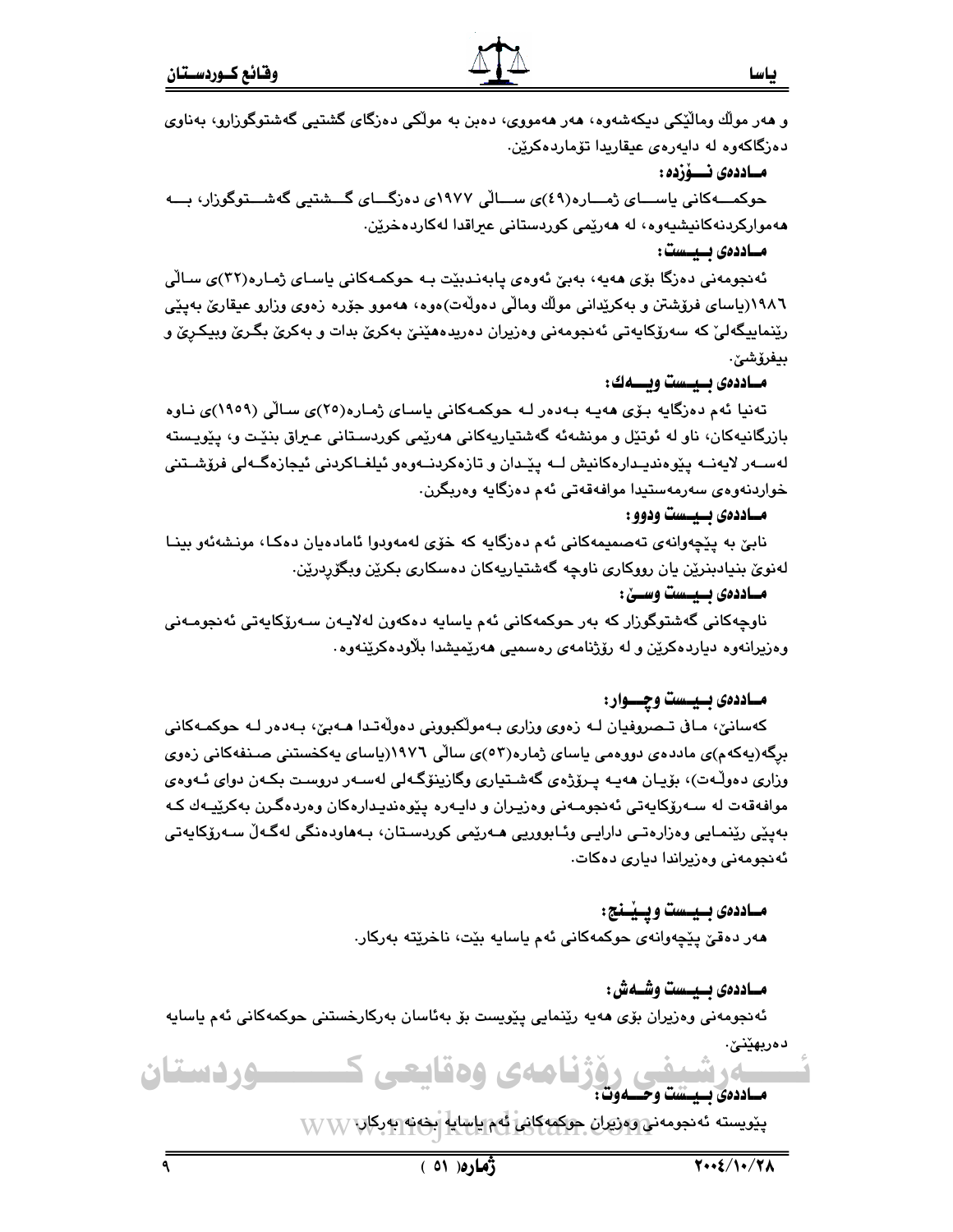و هەر موڵك وماڵێكی دیكەشەوە، هەر هەمووی، دەبن بە موڵكی دەزگای گشتیی گەشتوگوزارو، بەناوی دەزگاكەوە لە دایەرەی عیقاریدا تۆماردەكرێن.

**ماددەی نۆزدە:**

حوكمەكانی یاسای ژمارە(٤٩)ی ساڵی ١٩٧٧ی دەزگای گشتیی گەشتوگوزار، بە هەمواركردنەكانیشیەوە، لە هەرێمی كوردستانی عیراقدا لەكاردەخرێن.

**ماددەی بیست:**

ئەنجومەنی دەزگا بۆی هەیە، بەبێ ئەوەی پابەندبێت بە حوكمەكانی یاسای ژمارە(٣٢)ی ساڵی ١٩٨٦(یاسای فرۆشتن و بەكرێدانی موڵك وماڵی دەوڵەت)ەوە، هەموو جۆرە زەوی وزارو عیقارێ بەپێی رێنماییگەلێ كە سەرۆكایەتی ئەنجومەنی وەزیران دەریدەهێنێ بەكرێ بدات و بەكرێ بگرێ وبیكرێ و بیفرۆشێ.

**ماددەی بیست ویەك:**

تەنیا ئەم دەزگایە بۆی هەیە بەدەر لە حوكمەكانی یاسای ژمارە(٢٥)ی ساڵی (١٩٥٩)ی ناوە بازرگانیەكان، ناو لە ئوتێل و مونشەئە گەشتیاریەكانی هەرێمی كوردستانی عیراق بنێت و، پێویستە لەسەر لایەنە پێوەندیدارەكانیش لە پێدان و تازەكردنەوەو ئیلغاكردنی ئیجازەگەلی فرۆشتنی خواردنەوەی سەرمەستیدا موافەقەتی ئەم دەزگایە وەربگرن.

**ماددەی بیست ودوو:**

نابێ بە پێچەوانەی تەصمیمەكانی ئەم دەزگایە كە خۆی لەمەودوا ئامادەیان دەكا، مونشەئەو بینا لەنوێ بنیادبنرێن یان رووكاری ناوچە گەشتیاریەكان دەسكاری بكرێن وبگۆڕدرێن.

**ماددەی بیست وسێ:**

ناوچەكانی گەشتوگوزار كە بەر حوكمەكانی ئەم یاسایە دەكەون لەلایەن سەرۆكایەتی ئەنجومەنی وەزیرانەوە دیاردەكرێن و لە رۆژنامەی رەسمیی هەرێمیشدا بڵاودەكرێنەوە.

**ماددەی بیست وچوار:**

كەسانێ، مافی تصرفیان لە زەوی وزاری بەموڵكبوونی دەوڵەتدا هەبێ، بەدەر لە حوكمەكانی برگە(یەكەم)ی ماددەی دووەمی یاسای ژمارە(٥٣)ی ساڵی ١٩٧٦(یاسای یەكخستنی صنفەكانی زەوی وزاری دەوڵەت)، بۆیان هەیە پرۆژەی گەشتیاری وگازینۆگەلی لەسەر دروست بكەن دوای ئەوەی موافەقەت لە سەرۆكایەتی ئەنجومەنی وەزیران و دایەرە پێوەندیدارەكان وەردەگرن بەكرێیەك كە بەپێی رێنمایی وەزارەتی دارایی وئابووریی هەرێمی كوردستان، بەهاودەنگی لەگەڵ سەرۆكایەتی ئەنجومەنی وەزیراندا دیاری دەكات.

**ماددەی بیست وپێنج:**

هەر دەقێ پێچەوانەی حوكمەكانی ئەم یاسایە بێت، ناخرێتە بەركار.

**ماددەی بیست وشەش:**

ئەنجومەنی وەزیران بۆی هەیە رێنمایی پێویست بۆ بەئاسان بەركارخستنی حوكمەكانی ئەم یاسایە دەربهێنێ.

**ماددەی بیست وحەوت:**

پێویستە ئەنجومەنی وەزیران حوكمەكانی ئەم یاسایە بخەنە بەركار.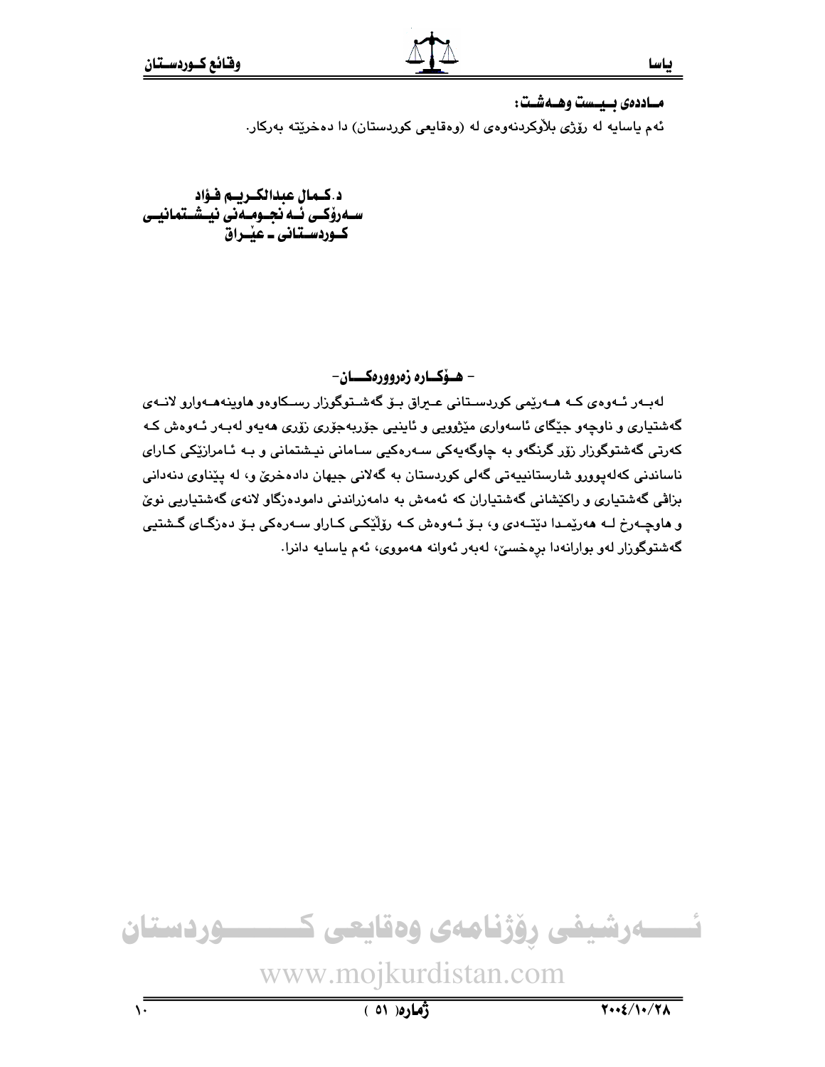**مـاددەی بـیـست وهـەشـت:**

ئەم یاسایە لە رۆژی بلاّوکردنەوەی لە (وەقایعی کوردستان) دا دەخرێتە بەرکار.

**د.کـمال عبدالکـریـم فـؤاد**
**سـەرۆکـی ئـە نجـومـەنی نیـشـتمانیـی**
**کـوردسـتـانی ـ عێـراق**

## - هـۆکـاره زەروورەکـــان-

لەبـەر ئـەوەی کـە هـەرێمی کوردسـتـانی عـیراق بـۆ گەشـتوگوزار رسـکاوەو هاوینەهـەوارو لانـەی گەشتیاری و ناوچەو جێگای ئاسەواری مێژوویی و ئاینیی جۆربەجۆری زۆری هەیەو لەبـەر ئـەوەش کـە کەرتی گەشتوگوزار زۆر گرنگەو بە چاوگەیەکی سـەرەکیی سـامانی نیـشتمانی و بـە ئـامرازێکی کـارای ناساندنی کەلەپوورو شارستانییەتی گەلی کوردستان بە گەلانی جیهان دادەخرێ و، لە پێناوی دنەدانی بزاڤی گەشتیاری و راکێشانی گەشتیاران کە ئەمەش بە دامەزراندنی دامودەزگاو لانەی گەشتیاریی نوێ و هاوچـەرخ لـە هەرێمـدا دێتـەدی و، بـۆ ئـەوەش کـە رۆڵێکـی کـاراو سـەرەکی بـۆ دەزگـای گـشتیی گەشتوگوزار لەو بوارانەدا برەخسێ، لەبەر ئەوانە هەمووی، ئەم یاسایە دانرا.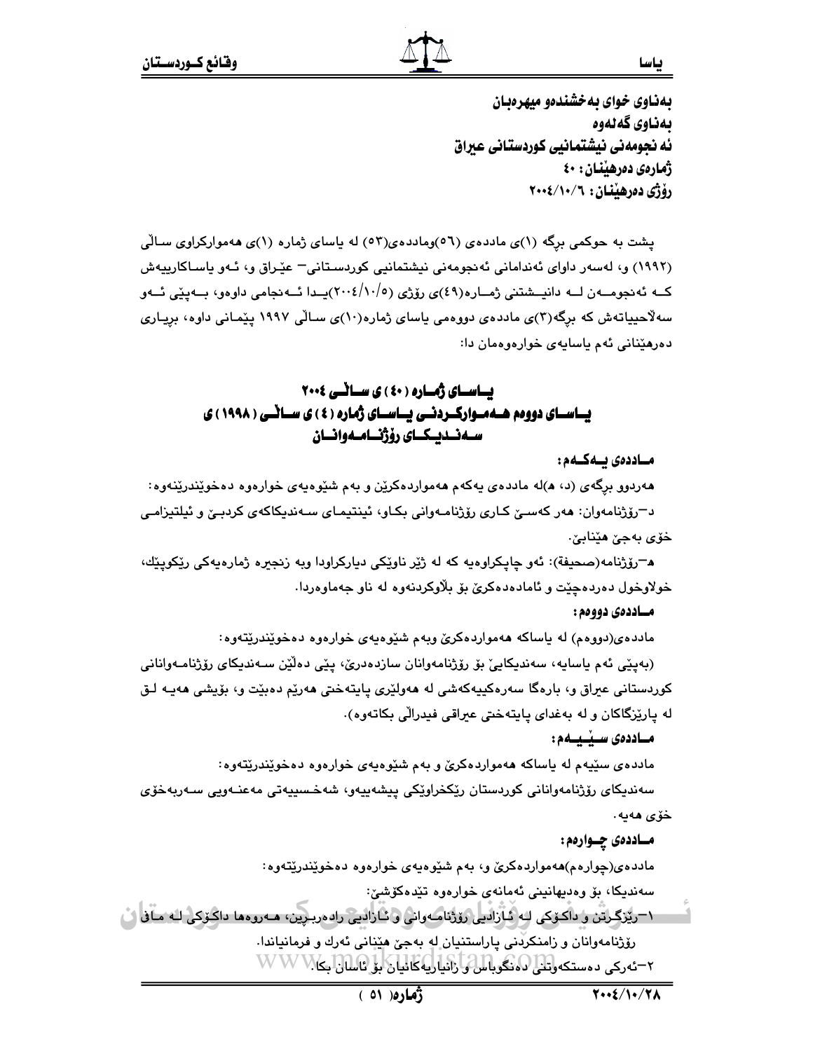**بەناوی خوای بەخشندەو میهرەبان**
**بەناوی گەلەوە**
**ئەنجومەنی نیشتمانیی کوردستانی عیراق**
**ژمارەی دەرهێنان: ٤٠**
**رۆژی دەرهێنان: ٢٠٠٤/١٠/٦**

پشت بە حوکمی برگە (١)ی ماددەی (٥٦)وماددەی(٥٣) لە یاسای ژمارە (١)ی هەموارکراوی ساڵی (١٩٩٢) و، لەسەر داوای ئەندامانی ئەنجومەنی نیشتمانیی کوردستانی– عێراق و، ئەو یاساکارییەش کە ئەنجومەن لە دانیشتنی ژمارە(٤٩)ی رۆژی (٢٠٠٤/١٠/٥)یدا ئەنجامی داوەو، بەپێی ئەو سەلاحییاتەش کە برگە(٣)ی ماددەی دووەمی یاسای ژمارە(١٠)ی ساڵی ١٩٩٧ پێمانی داوە، بڕیاری دەرهێنانی ئەم یاسایەی خوارەوەمان دا:

## یاسای ژمارە (٤٠) ی ساڵی ٢٠٠٤
## یاسای دووەم هەموارکردنی یاسای ژمارە (٤) ی ساڵی (١٩٩٨) ی سەندیکای رۆژنامەوانان

**ماددەی یەکەم:**

هەردوو برگەی (د، هـ)لە ماددەی یەکەم هەمواردەکرێن و بەم شێوەیەی خوارەوە دەخوێندرێنەوە:

د–رۆژنامەوان: هەر کەسێ کاری رۆژنامەوانی بکاو، ئینتیمای سەندیکاکەی کردبێ و ئیلتیزامی خۆی بەجێ هێنابێ.

هـ–رۆژنامە(صحیفة): ئەو چاپکراوەیە کە لە ژێر ناوێکی دیارکراودا وبە زنجیرە ژمارەیەکی رێکوپێک، خولاوخول دەردەچێت و ئامادەدەکرێ بۆ بڵاوکردنەوە لە ناو جەماوەردا.

**ماددەی دووەم:**

ماددەی(دووەم) لە یاساکە هەمواردەکرێ وبەم شێوەیەی خوارەوە دەخوێندرێتەوە:

(بەپێی ئەم یاسایە، سەندیکایێ بۆ رۆژنامەوانان سازدەدرێ، پێی دەڵێن سەندیکای رۆژنامەوانانی کوردستانی عیراق و، بارەگا سەرەکییەکەشی لە هەولێری پایتەختی هەرێم دەبێت و، بۆیشی هەیە لق لە پارێزگاکان و لە بەغدای پایتەختی عیراقی فیدراڵی بکاتەوە).

**ماددەی سێیەم:**

ماددەی سێیەم لە یاساکە هەمواردەکرێ و بەم شێوەیەی خوارەوە دەخوێندرێتەوە:

سەندیکای رۆژنامەوانانی کوردستان رێکخراوێکی پیشەییەو، شەخسییەتی مەعنەویی سەربەخۆی خۆی هەیە.

**ماددەی چوارەم:**

ماددەی(چوارەم)هەمواردەکرێ و، بەم شێوەیەی خوارەوە دەخوێندرێتەوە:

سەندیکا، بۆ وەدیهانینی ئەمانەی خوارەوە تێدەکۆشێ:

١–رێزگرتن و داکۆکی لە ئازادیی رۆژنامەوانی و ئازادیی رادەربڕین، هەروەها داکۆکی لە مافی رۆژنامەوانان و زامنکردنی پاراستنیان لە بەجێ هێنانی ئەرك و فرمانیاندا.

٢–ئەرکی دەستکەوتنی دەنگوباس و زانیاریەکانیان بۆ ئاسان بکا.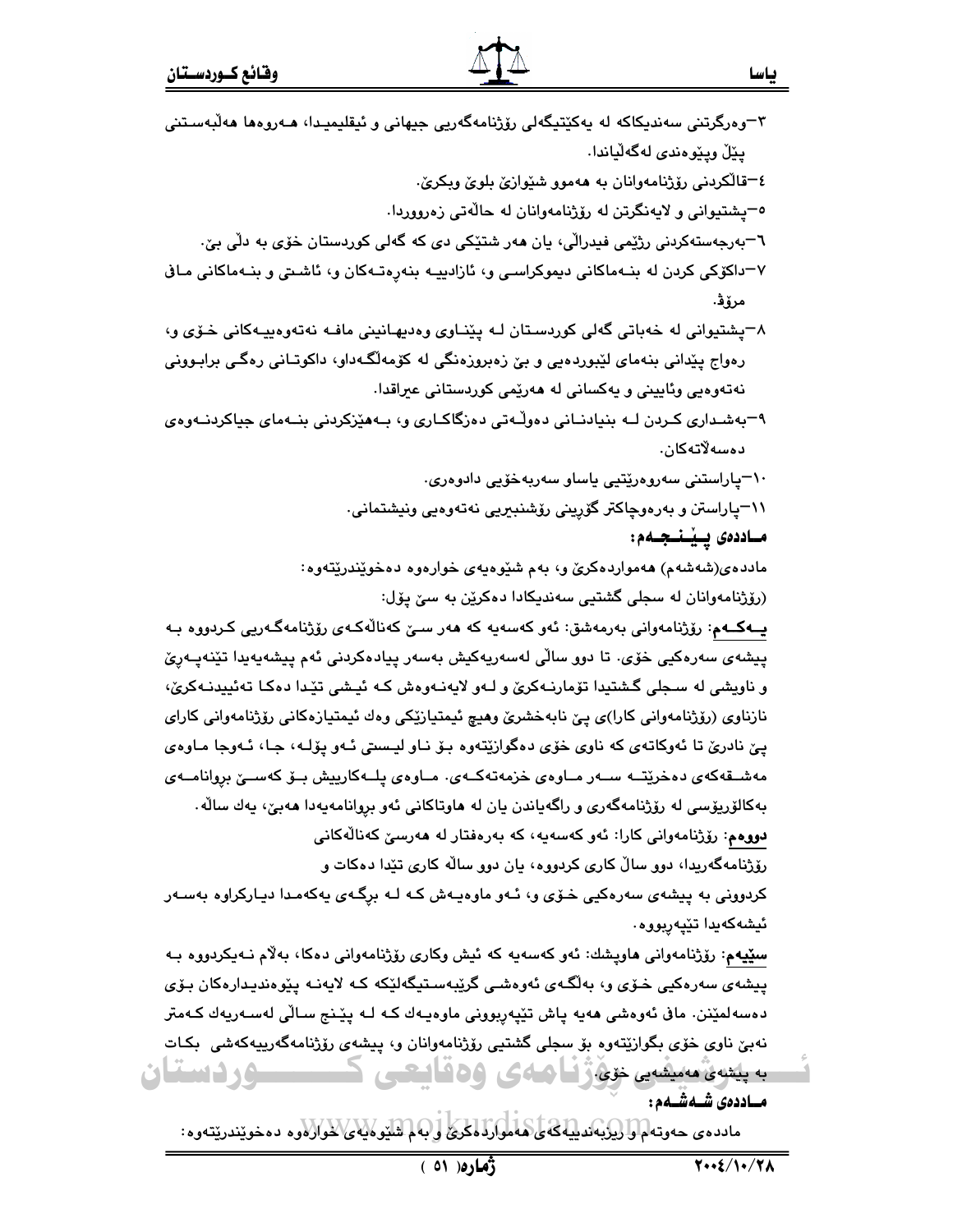٣–وەرگرتنی سەندیکاکە لە یەکێتیگەلی ڕۆژنامەگەریی جیهانی و ئیقلیمیدا، هەروەها هەڵبەستنی پێڵ وپێوەندی لەگەڵیاندا.

٤–قاڵکردنی ڕۆژنامەوانان بە هەموو شێوازێ بلوێ وبکرێ.

٥–پشتیوانی و لایەنگرتن لە ڕۆژنامەوانان لە حاڵەتی زەرووردا.

٦–بەرجەستەکردنی ڕژێمی فیدراڵی، یان هەر شتێکی دی کە گەلی کوردستان خۆی بە دڵی بێ.

٧–داکۆکی کردن لە بنەماکانی دیموکراسی و، ئازادییە بنەڕەتەکان و، ئاشتی و بنەماکانی مافی مرۆڤ.

٨–پشتیوانی لە خەباتی گەلی کوردستان لە پێناوی وەدیهانینی مافە نەتەوەییەکانی خۆی و، ڕەواج پێدانی بنەمای لێبوردەیی و بێ زەبروزەنگی لە کۆمەڵگەداو، داکوتانی ڕەگی برابوونی نەتەوەیی وئاینیی و یەکسانی لە هەرێمی کوردستانی عیراقدا.

٩–بەشداری کردن لە بنیادنانی دەوڵەتی دەزگاکاری و، بەهێزکردنی بنەمای جیاکردنەوەی دەسەڵاتەکان.

١٠–پاراستنی سەروەرێتیی یاساو سەربەخۆیی دادوەری.

١١–پاراستن و بەرەوچاکتر گۆڕینی ڕۆشنبیریی نەتەوەیی ونیشتمانی.

**ماددەی پێنجەم:**

ماددەی(شەشەم) هەمواردەکرێ و، بەم شێوەیەی خوارەوە دەخوێندرێتەوە:

(ڕۆژنامەوانان لە سجلی گشتیی سەندیکادا دەکرێن بە سێ پۆل:

**یەکەم**: ڕۆژنامەوانی بەرمەشق: ئەو کەسەیە کە هەر سێ کەناڵەکەی ڕۆژنامەگەریی کردووە بە پیشەی سەرەکیی خۆی. تا دوو ساڵی لەسەریەکیش بەسەر پیادەکردنی ئەم پیشەیەیدا تێنەپەڕێ و ناویشی لە سجلی گشتیدا تۆمارنەکرێ و لەو لایەنەوەش کە ئیشی تێدا دەکا تەئییدنەکرێ، نازناوی (ڕۆژنامەوانی کارا)ی پێ نابەخشرێ وهیچ ئیمتیازێکی وەك ئیمتیازەکانی ڕۆژنامەوانی کارای پێ نادرێ تا ئەوکاتەی کە ناوی خۆی دەگوازێتەوە بۆ ناو لیستی ئەو پۆلە، جا، ئەوجا ماوەی مەشقەکەی دەخرێتە سەر ماوەی خزمەتەکەی. ماوەی پلەکارییش بۆ کەسێ بڕوانامەی بەکالۆریۆسی لە ڕۆژنامەگەری و ڕاگەیاندن یان لە هاوتاکانی ئەو بڕوانامەیەدا هەبێ، یەك ساڵە.

**دووەم**: ڕۆژنامەوانی کارا: ئەو کەسەیە، کە بەرەفتار لە هەرسێ کەناڵەکانی ڕۆژنامەگەریدا، دوو ساڵ کاری کردووە، یان دوو ساڵە کاری تێدا دەکات و کردوونی بە پیشەی سەرەکیی خۆی و، ئەو ماوەیەش کە لە برگەی یەکەمدا دیارکراوە بەسەر ئیشەکەیدا تێپەڕیووە.

**سێیەم**: ڕۆژنامەوانی هاوپشك: ئەو کەسەیە کە ئیش وکاری ڕۆژنامەوانی دەکا، بەڵام نەیکردووە بە پیشەی سەرەکیی خۆی و، بەڵگەی ئەوەشی گرێبەستیگەلێکە کە لایەنە پێوەندیدارەکان بۆی دەسەلمێنن. مافی ئەوەشی هەیە پاش تێپەڕبوونی ماوەیەك کە لە پێنج ساڵی لەسەریەك کەمتر نەبێ ناوی خۆی بگوازێتەوە بۆ سجلی گشتیی ڕۆژنامەوانان و، پیشەی ڕۆژنامەگەرییەکەشی بکات بە پیشەی هەمیشەیی خۆی.

**ماددەی شەشەم:**

ماددەی حەوتەم و ڕیزبەندییەکەی هەمواردەکرێ و بەم شێوەیەی خوارەوە دەخوێندرێتەوە: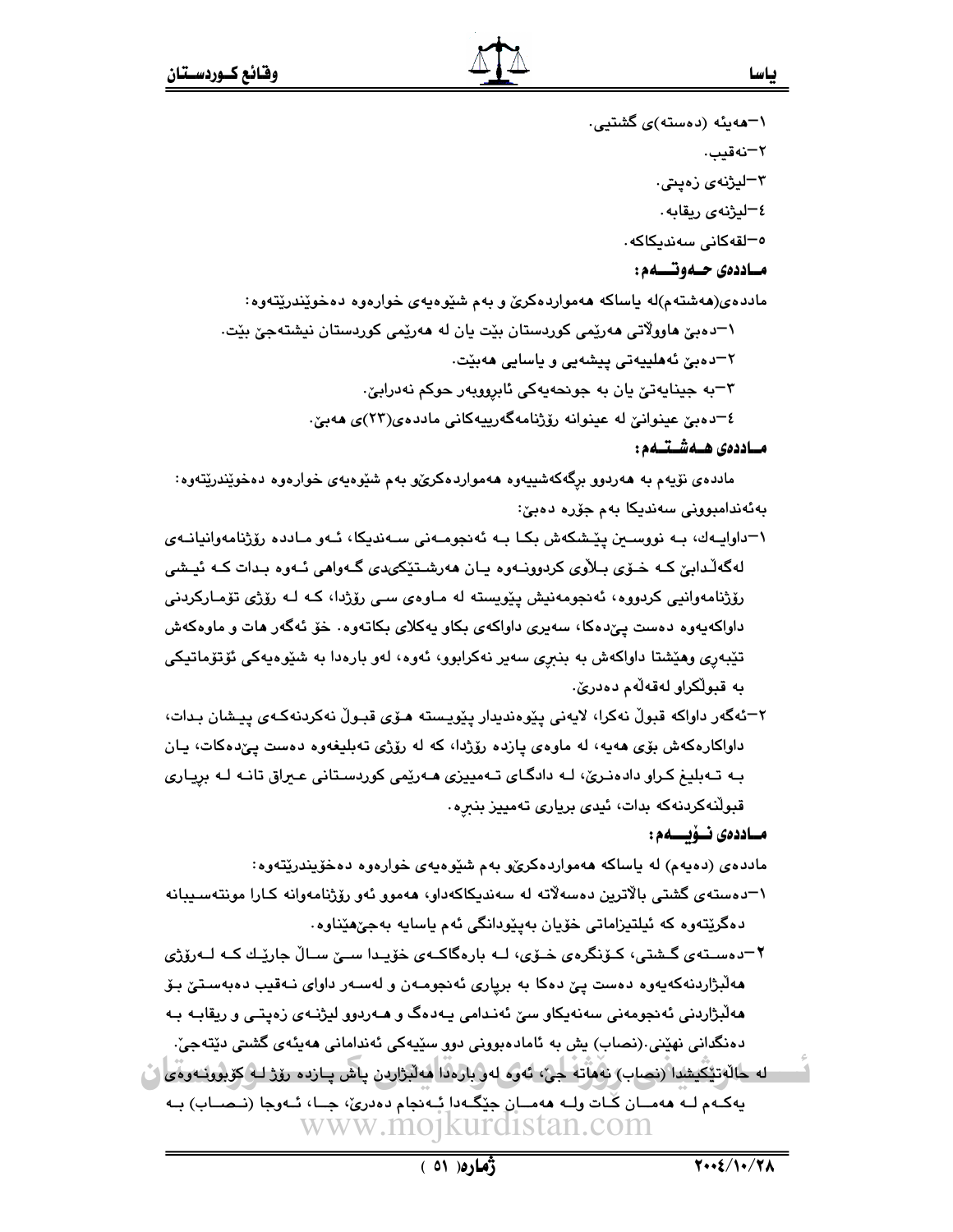١–هەیئە (دەستە)ی گشتیی.

٢–نەقیب.

٣–لیژنەی زەپتی.

٤–لیژنەی ریقابە.

٥–لقەکانی سەندیکاکە.

### مـاددەی حـەوتـــەم:

ماددەی(هەشتەم)لە یاساکە هەمواردەکرێ و بەم شێوەیەی خوارەوە دەخوێندرێتەوە:

١–دەبێ هاوولاتی هەرێمی کوردستان بێت یان لە هەرێمی کوردستان نیشتەجێ بێت.

٢–دەبێ ئەهلییەتی پیشەیی و یاسایی هەبێت.

٣–بە جینایەتێ یان بە جونحەیەکی ئابڕووبەر حوکم نەدرابێ.

٤–دەبێ عینوانێ لە عینوانە رۆژنامەگەرییەکانی ماددەی(٢٣)ی هەبێ.

### مـاددەی هـەشـتـەم:

ماددەی نۆیەم بە هەردوو بڕگەکەشییەوە هەمواردەکرێو بەم شێوەیەی خوارەوە دەخوێندرێتەوە:
بەئەندامبوونی سەندیکا بەم جۆرە دەبێ:

١–داوایـەك، بـە نووسـین پێـشکەش بکـا بـە ئەنجومـەنی سـەندیکا، ئـەو مـاددە رۆژنامەوانیانـەی لەگەڵدابێ کـە خـۆی بـڵاوی کردوونـەوە یـان هەرشـتێکیدی گـەواهی ئـەوە بـدات کـە ئیـشی رۆژنامەوانیی کردووە، ئەنجومەنیش پێویستە لە مـاوەی سـی رۆژدا، کـە لـە رۆژی تۆمـارکردنی داواکەیەوە دەست پێدەکا، سەیری داواکەی بکاو یەکلای بکاتەوە. خۆ ئەگەر هات و ماوەکەش تێپەڕی وهێشتا داواکەش بە بنبڕی سەیر نەکرابوو، ئەوە، لەو بارەدا بە شێوەیەکی ئۆتۆماتیکی بە قبوڵکراو لەقەڵەم دەدرێ.

٢–ئەگەر داواکە قبوڵ نەکرا، لایەنی پێوەندیدار پێویستە هـۆی قبـوڵ نەکردنەکـەی پیـشان بـدات، داواکارەکەش بۆی هەیە، لە ماوەی پازدە رۆژدا، کە لە رۆژی تەبلیغەوە دەست پێدەکات، یـان بـە تـەبلیغ کـراو دادەنـرێ، لـە دادگـای تـەمییزی هـەرێمی کوردسـتانی عـراق تانـە لـە بڕیـاری قبوڵنەکردنەکە بدات، ئیدی بڕیاری تەمییز بنبڕە.

### مـاددەی نـۆیـــەم:

ماددەی (دەیەم) لە یاساکە هەمواردەکرێو بەم شێوەیەی خوارەوە دەخوێندرێتەوە:

١–دەستەی گشتی بالاترین دەسەڵاتە لە سەندیکاکەداو، هەموو ئەو رۆژنامەوانە کـارا مونتەسـیبانە دەگرێتەوە کە ئیلتیزاماتی خۆیان بەپێودانگی ئەم یاسایە بەجێهێناوە.

٢–دەسـتەی گـشتی، کـۆنگرەی خـۆی، لـە بارەگاکـەی خۆیـدا سـێ سـاڵ جارێـك کـە لـەرۆژی هەڵبژاردنەکەیەوە دەست پێ دەکا بە بڕیاری ئەنجومـەن و لەسـەر داوای نـەقیب دەبەسـتێ بـۆ هەڵبژاردنی ئەنجومەنی سەنەیکاو سێ ئەنـدامی یـەدەگ و هـەردوو لیژنـەی زەپتـی و ریقابـە بـە دەنگدانی نهێنی.(نصاب) یش بە ئامادەبوونی دوو سێیەکی ئەندامانی هەیئەی گشتی دێتەجێ.
لە حاڵەتێکیشدا (نصاب) نەهاتە جێ، ئەوە لەو بارەدا هەڵبژاردن پاش پـازدە رۆژ لـە کۆبوونـەوەی یەکـەم لـە هەمـان کـات ولـە هەمـان جێگـەدا ئـەنجام دەدرێ، جـا، ئـەوجا (نـصـاب) بـە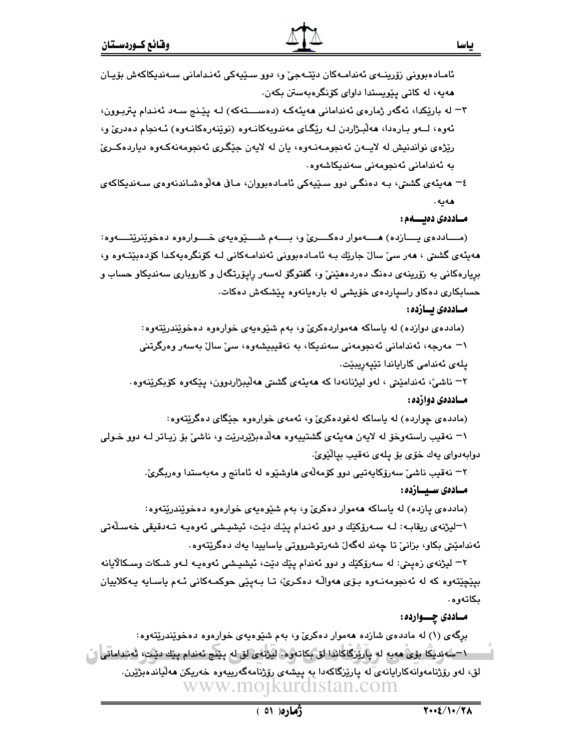ئامادەبوونی زۆرینەی ئەندامەکان دێتەجێ و، دوو سێیەکی ئەندامانی سەندیکاکەش بۆیان هەیە، لە کاتی پێویستدا داوای کۆنگرەبەستن بکەن.

٣- لە بارێکدا، ئەگەر ژمارەی ئەندامانی هەیئەکە (دەستەکە) لە پێنج سەد ئەندام پتربوون، ئەوە، لەو بارەدا، هەڵبژاردن لە ڕێگای مەندوبەکانەوە (نوێنەرەکانەوە) ئەنجام دەدرێ و، ڕێژەی نواندنیش لە لایەن ئەنجومەنەوە، یان لە لایەن جێگری ئەنجومەنەکەوە دیاردەکرێ بە ئەندامانی ئەنجومەنی سەندیکاشەوە.

٤- هەیئەی گشتی، بە دەنگی دوو سێیەکی ئامادەبووان، مافی هەڵوەشاندنەوەی سەندیکاکەی هەیە.

**ماددەی دەیەم:**

(ماددەی یازدە) هەموار دەکرێ و، بەم شێوەیەی خوارەوە دەخوێنرێتەوە:
هەیئەی گشتی ، هەر سێ ساڵ جارێك بە ئامادەبوونی ئەندامەکانی لە کۆنگرەیەکدا کۆدەبێتەوە و، بڕیارەکانی بە زۆرینەی دەنگ دەردەهێنێ و، گفتوگۆ لەسەر ڕاپۆرتگەل و کاروباری سەندیکاو حساب و حسابکاری دەکاو ڕاسپاردەی خۆیشی لە بارەیانەوە پێشکەش دەکات.

**ماددەی یازدە:**

(ماددەی دوازدە) لە یاساکە هەمواردەکرێ و، بەم شێوەیەی خوارەوە دەخوێندرێتەوە:

١- مەرجە، ئەندامانی ئەنجومەنی سەندیکا، بە نەقیبیشەوە، سێ ساڵ بەسەر وەرگرتنی پلەی ئەندامی کاراییاندا تێپەڕیبێت.

٢- ناشێ، ئەندامێتی ، لەو لیژنانەدا کە هەیئەی گشتی هەڵیبژاردوون، پێکەوە کۆبکرێنەوە.

**ماددەی دوازدە:**

(ماددەی چواردە) لە یاساکە لەغودەکرێ و، ئەمەی خوارەوە جێگای دەگرێتەوە:

١- نەقیب ڕاستەوخۆ لە لایەن هەیئەی گشتییەوە هەڵدەبژێردرێت و، ناشێ بۆ زیاتر لە دوو خولی دوابەدوای یەك خۆی بۆ پلەی نەقیب بپاڵێوێ.

٢- نەقیب ناشێ سەرۆکایەتیی دوو کۆمەڵەی هاوشێوە لە ئامانج و مەبەستدا وەربگرێ.

**مادەی سیازدە:**

(ماددەی پازدە) لە یاساکە هەموار دەکرێ و، بەم شێوەیەی خوارەوە دەخوێندرێتەوە:

١-لیژنەی ڕیقابە: لە سەرۆکێك و دوو ئەندام پێك دێت، ئیشیشی ئەوەیە تەدقیقی خەسڵەتی ئەندامێتی بکاو، بزانێ تا چەند لەگەڵ شەرتوشرووتی یاساییدا یەك دەگرێتەوە.

٢- لیژنەی زەبتی: لە سەرۆکێك و دوو ئەندام پێك دێت، ئیشیشی ئەوەیە لەو شکات وسکاڵایانە بپێچێتەوە کە لە ئەنجومەنەوە بۆی هەواڵە دەکرێ، تا بەپێی حوکمەکانی ئەم یاسایە یەکلاییان بکاتەوە.

**ماددی چواردە:**

برگەی (١) لە ماددەی شازدە هەموار دەکرێ و، بەم شێوەیەی خوارەوە دەخوێندرێتەوە:

١-سەندیکا بۆی هەیە لە پارێزگاکاندا لق بکاتەوە. لیژنەی لق لە پێنج ئەندام پێك دێت، ئەندامانی لق، لەو ڕۆژنامەوانەکاراییانەی لە پارێزگاکەدا بە پیشەی ڕۆژنامەگەرییەوە خەریکن هەڵیاندەبژێرن.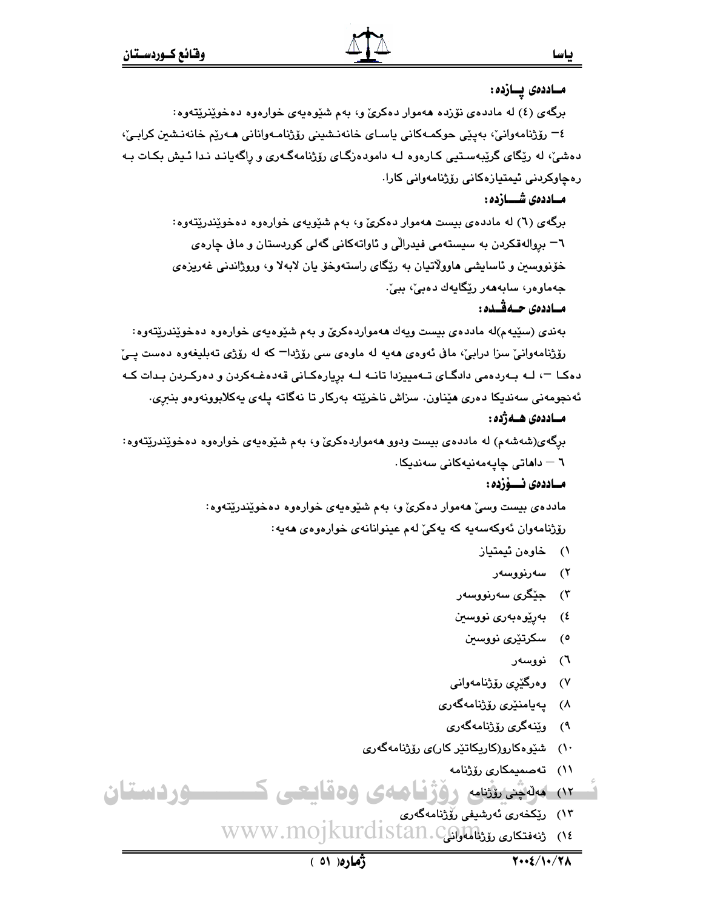**ماددەی پـازدە:**

برگەی (٤) لە ماددەی نۆزدە هەموار دەکرێ و، بەم شێوەیەی خوارەوە دەخوێنرێتەوە:

٤- رۆژنامەوانێ، بەپێی حوکمەکانی یاسای خانەنشینی رۆژنامەوانانی هەرێم خانەنشین کرابێ، دەشێ، لە رێگای گرێبەستیی کارەوە لە دامودەزگای رۆژنامەگەری و راگەیاند ندا ئیش بکات بە رەچاوکردنی ئیمتیازەکانی رۆژنامەوانی کارا.

**ماددەی شـازدە:**

برگەی (٦) لە ماددەی بیست هەموار دەکرێ و، بەم شێویەی خوارەوە دەخوێندرێتەوە:

٦- بروالەقکردن بە سیستەمی فیدراڵی و ئاواتەکانی گەلی کوردستان و مافی چارەی خۆنووسین و ئاسایشی هاووڵاتیان بە رێگای راستەوخۆ یان لابەلا و، وروژاندنی غەریزەی جەماوەر، سابەهەر رێگایەك دەبێ، ببێ.

**ماددەی حـەڤـدە:**

بەندی (سێیەم)لە ماددەی بیست ویەك هەمواردەکرێ و بەم شێوەیەی خوارەوە دەخوێندرێتەوە:

رۆژنامەوانێ سزا درابێ، مافی ئەوەی هەیە لە ماوەی سی رۆژدا– کە لە رۆژی تەبلیغەوە دەست پێ دەکا –، لە بەردەمی دادگای تەمییزدا تانە لە بریارەکانی قەدەغەکردن و دەرکردن بدات کە ئەنجومەنی سەندیکا دەری هێناون. سزاش ناخرێتە بەرکار تا نەگاتە پلەی یەکلابوونەوەو بنبڕی.

**ماددەی هـەژدە:**

برگەی(شەشەم) لە ماددەی بیست ودوو هەمواردەکرێ و، بەم شێوەیەی خوارەوە دەخوێندرێتەوە:

٦ – داهاتی چاپەمەنیەکانی سەندیکا.

**ماددەی نـۆزدە:**

ماددەی بیست وسێ هەموار دەکرێ و، بەم شێوەیەی خوارەوە دەخوێندرێتەوە:

رۆژنامەوان ئەوکەسەیە کە یەکێ لەم عینوانانەی خوارەوەی هەیە:

١) خاوەن ئیمتیاز
٢) سەرنووسەر
٣) جێگری سەرنووسەر
٤) بەڕێوەبەری نووسین
٥) سکرتێری نووسین
٦) نووسەر
٧) وەرگێڕی رۆژنامەوانی
٨) پەیامنێری رۆژنامەگەری
٩) وێنەگری رۆژنامەگەری
١٠) شێوەکارو(کاریکاتێر کار)ی رۆژنامەگەری
١١) تەصمیمکاری رۆژنامە
١٢) هەڵەچنی رۆژنامە
١٣) رێکخەری ئەرشیفی رۆژنامەگەری
١٤) ژنەفتکاری رۆژنامەوانی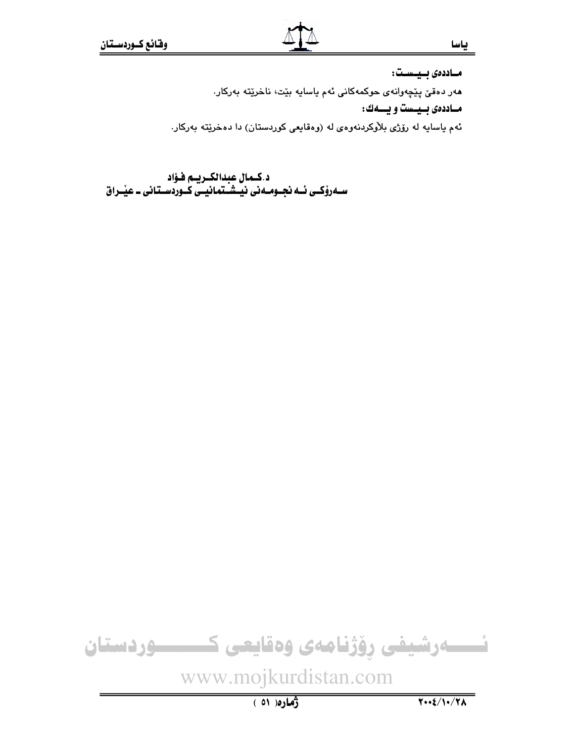**مـاددەی بـيـسـت:**

هەر دەقێ پێچەوانەی حوکمەکانی ئەم یاسایە بێت، ناخرێتە بەرکار.

**مـاددەی بـيـسـت و يــەك:**

ئەم یاسایە لە رۆژی بڵاوکردنەوەی لە (وەقایعی کوردستان) دا دەخرێتە بەرکار.

**د.کـمال عبدالكـريـم فـؤاد**
**سـەرۆكـی ئـە نجـومـەنی نيـشـتمانيـی كـوردسـتانی ـ عێـراق**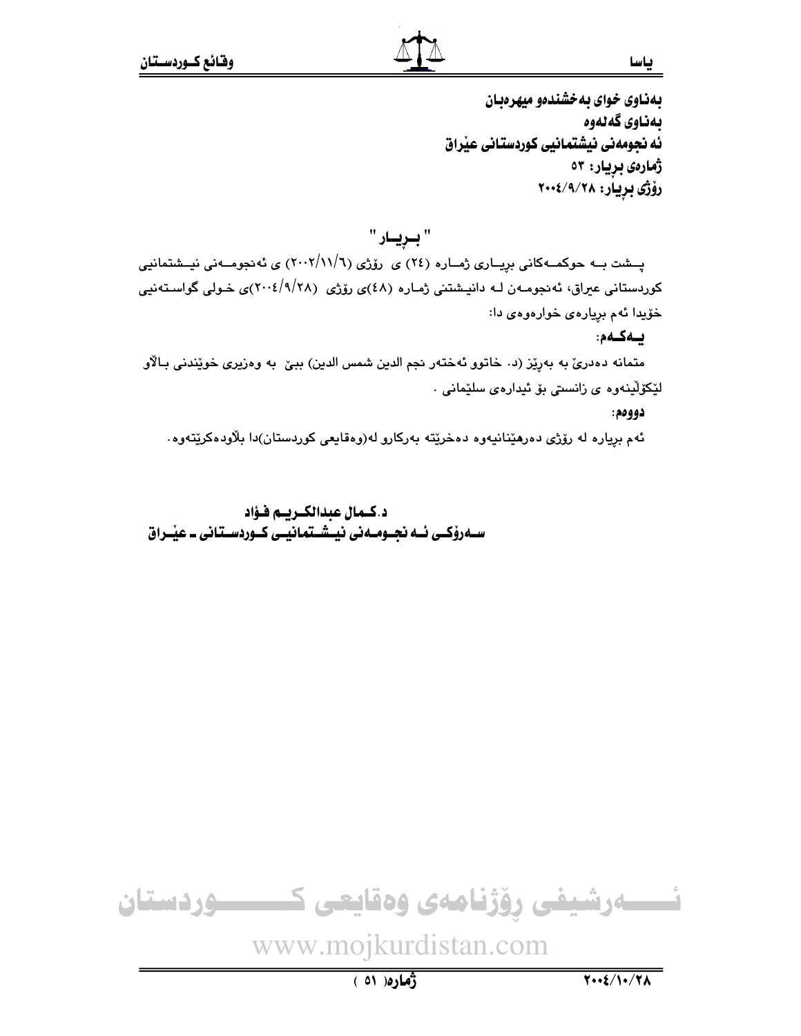بەناوی خوای بەخشندەو میهرەبان

بەناوی گەلەوە

ئەنجومەنی نیشتمانیی کوردستانی عێراق

ژمارەی بڕیار: ٥٣

رۆژی بڕیار: ٢٠٠٤/٩/٢٨

## " بـڕیـار "

پـشت بـە حوکمـەکانی بڕیـاری ژمـارە (٢٤) ی رۆژی (٢٠٠٢/١١/٦) ی ئەنجومـەنی نیـشتمانیی کوردستانی عیراق، ئەنجومـەن لـە دانیـشتنی ژمـارە (٤٨)ی رۆژی (٢٠٠٤/٩/٢٨)ی خـولی گواسـتەنیی خۆیدا ئەم بڕیارەی خوارەوەی دا:

**یـەکـەم:**

متمانە دەدرێ بە بەڕێز (د. خاتوو ئەختەر نجم الدین شمس الدین) ببێ بە وەزیری خوێندنی بـاڵاو لێکۆڵینەوە ی زانستی بۆ ئیدارەی سلێمانی .

**دووەم:**

ئەم بڕیارە لە رۆژی دەرهێنانیەوە دەخرێتە بەرکارو لە(وەقایعی کوردستان)دا بڵاودەکرێتەوە.

**د.کـمال عبدالکـریـم فـؤاد**

**سـەرۆکـی ئـە نجـومـەنی نیـشـتمانیـی کـوردسـتانی ـ عێـراق**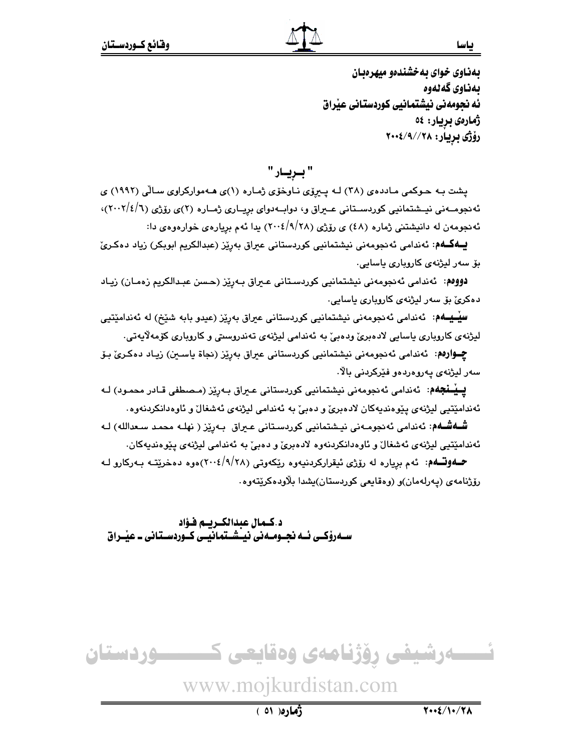بەناوی خوای بەخشندەو میهرەبان
بەناوی گەلەوە
ئەنجومەنی نیشتمانیی کوردستانی عێراق
ژمارەی بڕیار: ٥٤
ڕۆژی بڕیار: ٢٨//٩/٢٠٠٤

## " بڕیار "

پشت بە حوکمی ماددەی (٣٨) لە پێڕۆی ناوخۆی ژمارە (١)ی هەموارکراوی ساڵی (١٩٩٢) ی ئەنجومەنی نیشتمانیی کوردستانی عێراق و، دوابەدوای بڕیاری ژمارە (٢)ی ڕۆژی (٦/٤/٢٠٠٢)، ئەنجومەن لە دانیشتنی ژمارە (٤٨) ی ڕۆژی (٢٨/٩/٢٠٠٤) یدا ئەم بڕیارەی خوارەوەی دا:

**یەکەم**: ئەندامی ئەنجومەنی نیشتمانیی کوردستانی عێراق بەڕێز (عبدالکریم ابوبکر) زیاد دەکرێ بۆ سەر لیژنەی کاروباری یاسایی.

**دووەم**: ئەندامی ئەنجومەنی نیشتمانیی کوردستانی عێراق بەڕێز (حسن عبدالکریم زەمان) زیاد دەکرێ بۆ سەر لیژنەی کاروباری یاسایی.

**سێیەم**: ئەندامی ئەنجومەنی نیشتمانیی کوردستانی عێراق بەڕێز (عیدو بابە شێخ) لە ئەندامێتیی لیژنەی کاروباری یاسایی لادەبرێ ودەبێ بە ئەندامی لیژنەی تەندروستی و کاروباری کۆمەڵایەتی.

**چوارەم**: ئەندامی ئەنجومەنی نیشتمانیی کوردستانی عێراق بەڕێز (نجاة یاسین) زیاد دەکرێ بۆ سەر لیژنەی پەروەردەو فێرکردنی باڵا.

**پێنجەم**: ئەندامی ئەنجومەنی نیشتمانیی کوردستانی عێراق بەڕێز (مصطفی قادر محمود) لە ئەندامێتیی لیژنەی پێوەندیەکان لادەبرێ و دەبێ بە ئەندامی لیژنەی ئەشغاڵ و ئاوەدانکردنەوە.

**شەشەم**: ئەندامی ئەنجومەنی نیشتمانیی کوردستانی عێراق بەڕێز ( نهلە محمد سعدالله) لە ئەندامێتیی لیژنەی ئەشغاڵ و ئاوەدانکردنەوە لادەبرێ و دەبێ بە ئەندامی لیژنەی پێوەندیەکان.

**حەوتەم**: ئەم بڕیارە لە ڕۆژی ئیقرارکردنیەوە ڕێکەوتی (٢٨/٩/٢٠٠٤)ەوە دەخرێتە بەرکارو لە ڕۆژنامەی (پەرلەمان)و (وەقایعی کوردستان)یشدا بڵاودەکرێتەوە.

د.کمال عبدالکریم فؤاد
سەرۆکی ئەنجومەنی نیشتمانیی کوردستانی ـ عێراق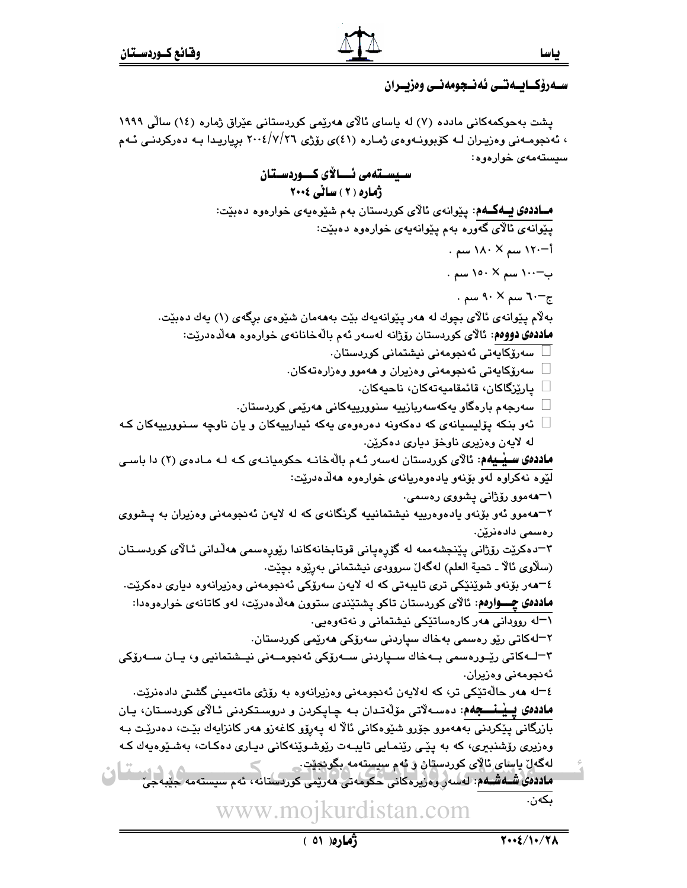## سەرۆكایەتی ئەنجومەنی وەزیران

پشت بەحوكمەكانی مادده (٧) لە یاسای ئاڵای هەرێمی كوردستانی عێراق ژمارە (١٤) ساڵی ١٩٩٩ ، ئەنجومەنی وەزیران لە كۆبوونەوەی ژمارە (٤١)ی رۆژی ٢٦/٧/٢٠٠٤ بڕیاریدا بە دەركردنی ئەم سیستەمەی خوارەوە:

### سیستەمی ئاڵای كوردستان
### ژمارە (٢) ساڵی ٢٠٠٤

**ماددەی یەكەم**: پێوانەی ئاڵای كوردستان بەم شێوەیەی خوارەوە دەبێت:

پێوانەی ئاڵای گەورە بەم پێوانەیەی خوارەوە دەبێت:

أ-١٢٠ سم × ١٨٠ سم .

ب-١٠٠ سم × ١٥٠ سم .

ج-٦٠ سم × ٩٠ سم .

بەلام پێوانەی ئاڵای بچوك لە هەر پێوانەیەك بێت بەهەمان شێوەی برگەی (١) یەك دەبێت.

**ماددەی دووەم**: ئاڵای كوردستان رۆژانە لەسەر ئەم باڵەخانانەی خوارەوە هەڵدەدرێت:

- سەرۆكایەتی ئەنجومەنی نیشتمانی كوردستان.
- سەرۆكایەتی ئەنجومەنی وەزیران و هەموو وەزارەتەكان.
- پارێزگاكان، قائمقامیەتەكان، ناحیەكان.
- سەرجەم بارەگاو یەكەسەربازییە سنوورییەكانی هەرێمی كوردستان.
- ئەو بنكە پۆلیسیانەی كە دەكەونە دەرەوەی یەكە ئیدارییەكان و یان ناوچە سنوورییەكان كە لە لایەن وەزیری ناوخۆ دیاری دەكرێن.

**ماددەی سێیەم**: ئاڵای كوردستان لەسەر ئەم باڵەخانە حكومیانەی كە لە مادەی (٢) دا باسی لێوە نەكراوە لەو بۆنەو یادەوەریانەی خوارەوە هەڵدەدرێت:

١-هەموو رۆژانی پشووی رەسمی.

٢-هەموو ئەو بۆنەو یادەوەرییە نیشتمانییە گرنگانەی كە لە لایەن ئەنجومەنی وەزیران بە پشووی رەسمی دادەنرێن.

٣-دەكرێت رۆژانی پێنجشەممە لە گۆرەپانی قوتابخانەكاندا رێورەسمی هەڵدانی ئاڵای كوردستان (سلاوی ئاڵا ـ تحیة العلم) لەگەڵ سروودی نیشتمانی بەرێوە بچێت.

٤-هەر بۆنەو شوێنێكی تری تایبەتی كە لە لایەن سەرۆكی ئەنجومەنی وەزیرانەوە دیاری دەكرێت.

**ماددەی چوارەم**: ئاڵای كوردستان تاكو پشتێندی ستوون هەڵدەدرێت، لەو كاتانەی خوارەوەدا:

١-لە روودانی هەر كارەساتێكی نیشتمانی و نەتەوەیی.

٢-لەكاتی رێو رەسمی بەخاك سپاردنی سەرۆكی هەرێمی كوردستان.

٣-لەكاتی رێورەسمی بەخاك سپاردنی سەرۆكی ئەنجومەنی نیشتمانیی و، یان سەرۆكی ئەنجومەنی وەزیران.

٤-لە هەر حاڵەتێكی تر، كە لەلایەن ئەنجومەنی وەزیرانەوە بە رۆژی ماتەمینی گشتی دادەنرێت.

**ماددەی پێنجەم**: دەسەڵاتی مۆڵەتدان بە چاپكردن و دروستكردنی ئاڵای كوردستان، یان بازرگانی پێكردنی بەهەموو جۆرو شێوەكانی ئاڵا لە پەرۆو كاغەزو هەر كانزایەك بێت، دەدرێت بە وەزیری رۆشنبیری، كە بە پێی رێنمایی تایبەت رێوشوێنەكانی دیاری دەكات، بەشێوەیەك كە لەگەڵ یاسای ئاڵای كوردستان و ئەم سیستەمە بگونجێت.

**ماددەی شەشەم**: لەسەر وەزیرەكانی حكومەتی هەرێمی كوردستانە، ئەم سیستەمە جێبەجێ بكەن.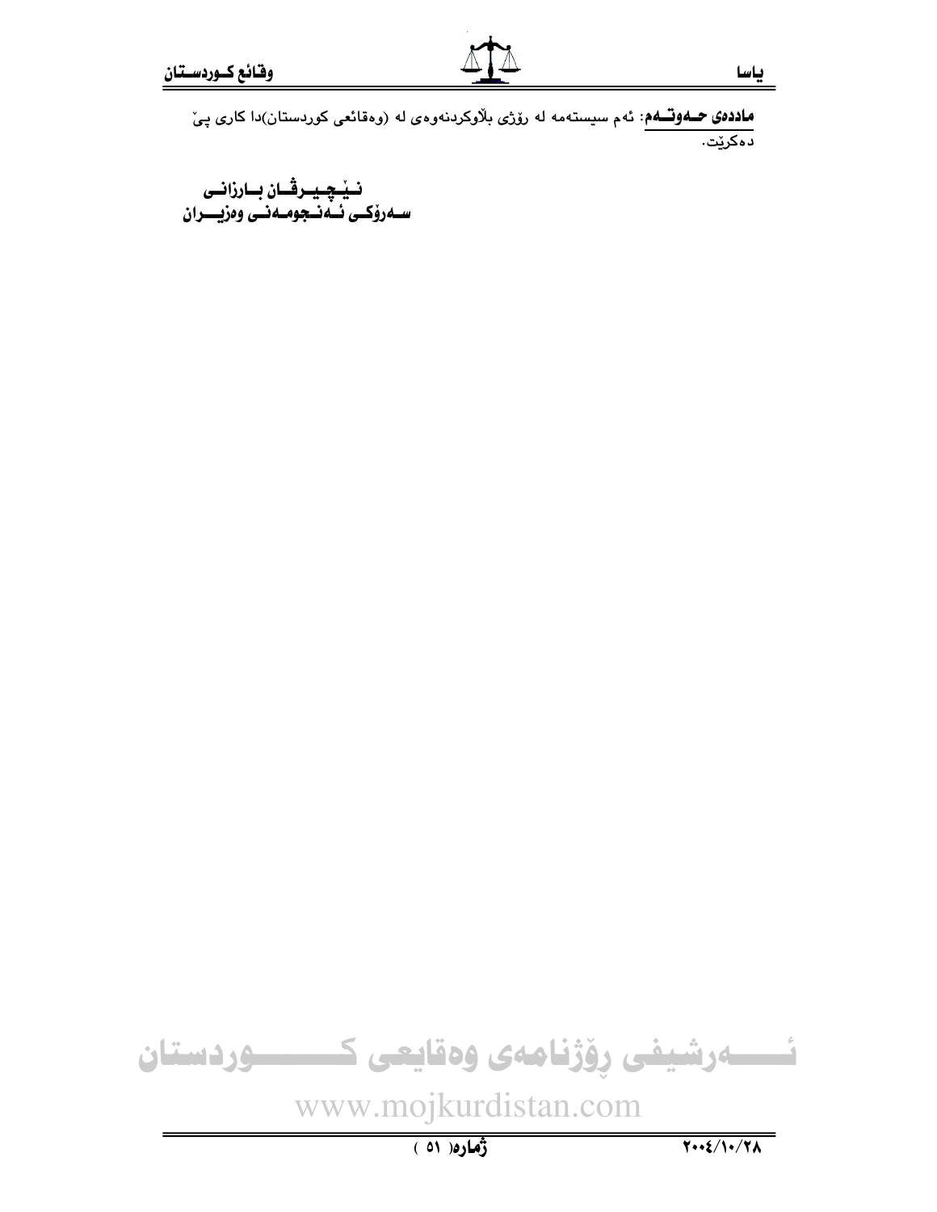**ماددەی حەوتەم**: ئەم سیستەمە لە رۆژی بڵاوکردنەوەی لە (وەقائعی کوردستان)دا کاری پێ دەکرێت.

**نێچیرڤان بارزانی**
**سەرۆکی ئەنجومەنی وەزیران**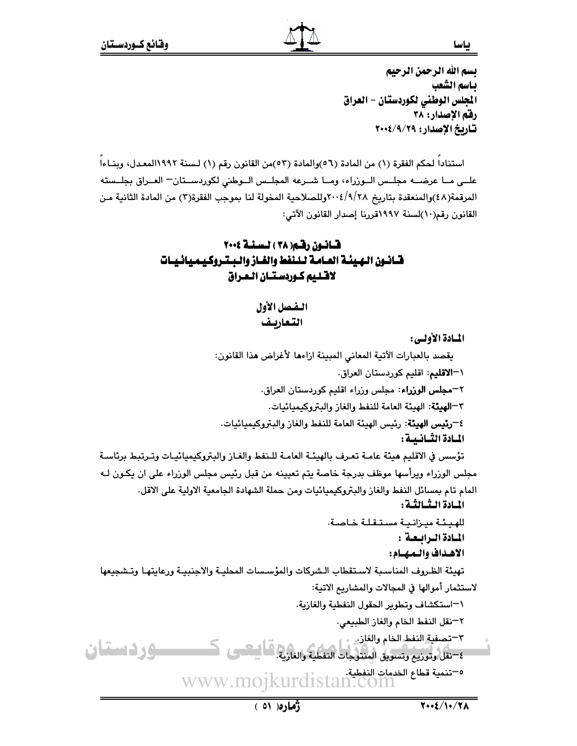بسم الله الرحمن الرحيم
باسم الشعب
المجلس الوطني لكوردستان – العراق
رقم الإصدار: ٣٨
تاريخ الإصدار: ٢٠٠٤/٩/٢٩

استناداً لحكم الفقرة (١) من المادة (٥٦)والمادة (٥٣)من القانون رقم (١) لسنة ١٩٩٢المعدل، وبناءاً على ما عرضه مجلس الوزراء، وما شرعه المجلس الوطني لكوردستان– العراق بجلسته المرقمة(٤٨)والمنعقدة بتاريخ ٢٠٠٤/٩/٢٨وللصلاحية المخولة لنا بموجب الفقرة(٣) من المادة الثانية من القانون رقم(١٠)لسنة ١٩٩٧قررنا إصدار القانون الآتي:

# قانون رقم( ٣٨ ) لسنة ٢٠٠٤
# قانون الهيئة العامة للنفط والغاز والبتروكيميائيات لاقليم كوردستان العراق

## الفصل الأول
## التعاريف

**المادة الأولى:**

يقصد بالعبارات الآتية المعاني المبينة ازاءها لأغراض هذا القانون:

١–**الاقليم**: اقليم كوردستان العراق.

٢–**مجلس الوزراء**: مجلس وزراء اقليم كوردستان العراق.

٣–**الهيئة**: الهيئة العامة للنفط والغاز والبتروكيميائيات.

٤–**رئيس الهيئة**: رئيس الهيئة العامة للنفط والغاز والبتروكيميائيات.

**المادة الثانية:**

تؤسس في الاقليم هيئة عامة تعرف بالهيئة العامة للنفط والغاز والبتروكيميائيات وترتبط برئاسة مجلس الوزراء ويرأسها موظف بدرجة خاصة يتم تعيينه من قبل رئيس مجلس الوزراء على ان يكون له المام تام بمسائل النفط والغاز والبتروكيميائيات ومن حملة الشهادة الجامعية الاولية على الاقل.

**المادة الثالثة:**

للهيئة ميزانية مستقلة خاصة.

**المادة الرابعة :**

**الاهداف والمهام:**

تهيئة الظروف المناسبة لاستقطاب الشركات والمؤسسات المحلية والاجنبية ورعايتها وتشجيعها لاستثمار أموالها في المجالات والمشاريع الاتية:

١–استكشاف وتطوير الحقول النفطية والغازية.

٢–نقل النفط الخام والغاز الطبيعي.

٣–تصفية النفط الخام والغاز.

٤–نقل وتوزيع وتسويق المنتوجات النفطية والغازية.

٥–تنمية قطاع الخدمات النفطية.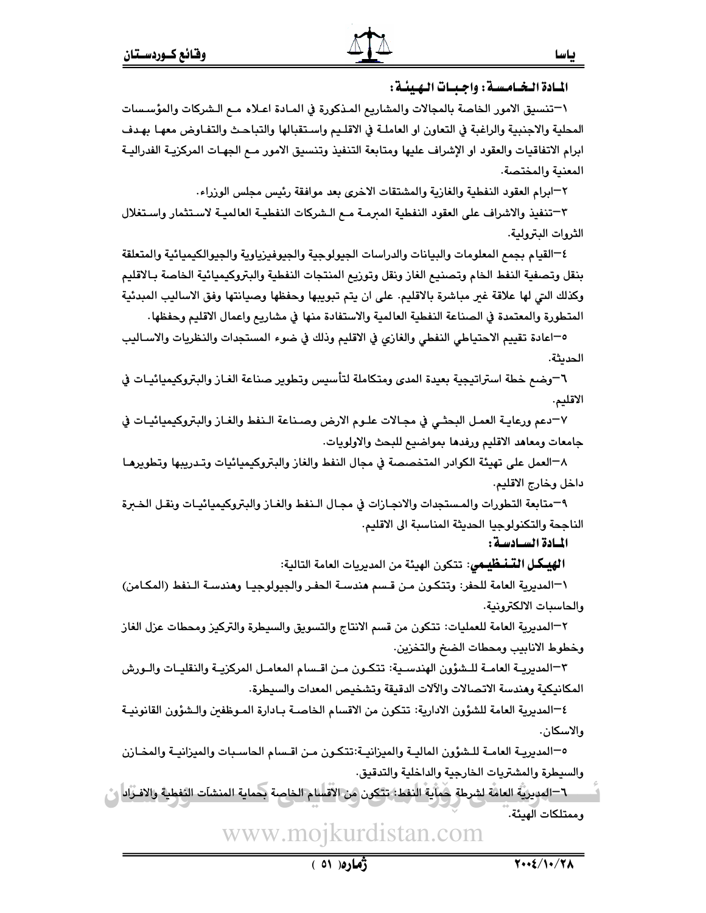**المادة الخامسة: واجبات الهيئة:**

١-تنسيق الامور الخاصة بالمجالات والمشاريع المذكورة في المادة اعلاه مع الشركات والمؤسسات المحلية والاجنبية والراغبة في التعاون او العاملة في الاقليم واستقبالها والتباحث والتفاوض معها بهدف ابرام الاتفاقيات والعقود او الإشراف عليها ومتابعة التنفيذ وتنسيق الامور مع الجهات المركزية الفدرالية المعنية والمختصة.

٢-ابرام العقود النفطية والغازية والمشتقات الاخرى بعد موافقة رئيس مجلس الوزراء.

٣-تنفيذ والاشراف على العقود النفطية المبرمة مع الشركات النفطية العالمية لاستثمار واستغلال الثروات البترولية.

٤-القيام بجمع المعلومات والبيانات والدراسات الجيولوجية والجيوفيزياوية والجيوالكيميائية والمتعلقة بنقل وتصفية النفط الخام وتصنيع الغاز ونقل وتوزيع المنتجات النفطية والبتروكيميائية الخاصة بالاقليم وكذلك التي لها علاقة غير مباشرة بالاقليم. على ان يتم تبويبها وحفظها وصيانتها وفق الاساليب المبدئية المتطورة والمعتمدة في الصناعة النفطية العالمية والاستفادة منها في مشاريع واعمال الاقليم وحفظها.

٥-اعادة تقييم الاحتياطي النفطي والغازي في الاقليم وذلك في ضوء المستجدات والنظريات والاساليب الحديثة.

٦-وضع خطة استراتيجية بعيدة المدى ومتكاملة لتأسيس وتطوير صناعة الغاز والبتروكيميائيات في الاقليم.

٧-دعم ورعاية العمل البحثي في مجالات علوم الارض وصناعة النفط والغاز والبتروكيميائيات في جامعات ومعاهد الاقليم ورفدها بمواضيع للبحث والاولويات.

٨-العمل على تهيئة الكوادر المتخصصة في مجال النفط والغاز والبتروكيميائيات وتدريبها وتطويرها داخل وخارج الاقليم.

٩-متابعة التطورات والمستجدات والانجازات في مجال النفط والغاز والبتروكيميائيات ونقل الخبرة الناجحة والتكنولوجيا الحديثة المناسبة الى الاقليم.

**المادة السادسة:**

**الهيكل التنظيمي**: تتكون الهيئة من المديريات العامة التالية:

١-المديرية العامة للحفر: وتتكون من قسم هندسة الحفر والجيولوجيا وهندسة النفط (المكامن) والحاسبات الالكترونية.

٢-المديرية العامة للعمليات: تتكون من قسم الانتاج والتسويق والسيطرة والتركيز ومحطات عزل الغاز وخطوط الانابيب ومحطات الضخ والتخزين.

٣-المديرية العامة للشؤون الهندسية: تتكون من اقسام المعامل المركزية والنقليات والورش المكانيكية وهندسة الاتصالات والآلات الدقيقة وتشخيص المعدات والسيطرة.

٤-المديرية العامة للشؤون الادارية: تتكون من الاقسام الخاصة بادارة الموظفين والشؤون القانونية والاسكان.

٥-المديرية العامة للشؤون المالية والميزانية:تتكون من اقسام الحاسبات والميزانية والمخازن والسيطرة والمشتريات الخارجية والداخلية والتدقيق.

٦-المديرية العامة لشرطة حماية النفط: تتكون من الاقسام الخاصة بحماية المنشآت النفطية والافراد وممتلكات الهيئة.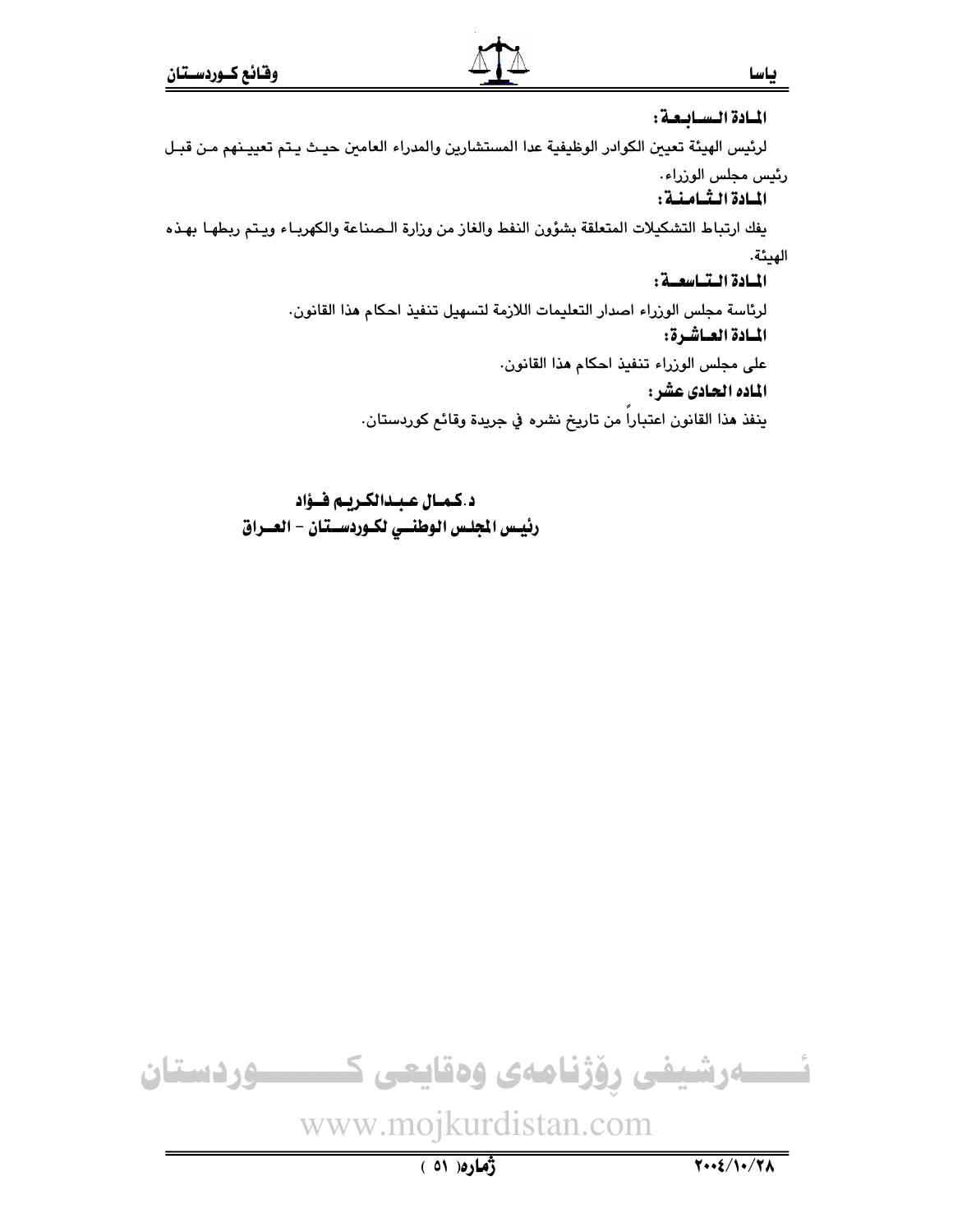**المـادة الـسـابـعـة :**

لرئيس الهيئة تعيين الكوادر الوظيفية عدا المستشارين والمدراء العامين حيث يتم تعيينهم من قبل رئيس مجلس الوزراء.

**المـادة الـثـامـنـة :**

يفك ارتباط التشكيلات المتعلقة بشؤون النفط والغاز من وزارة الصناعة والكهرباء ويتم ربطها بهذه الهيئة.

**المـادة الـتـاسـعـة :**

لرئاسة مجلس الوزراء اصدار التعليمات اللازمة لتسهيل تنفيذ احكام هذا القانون.

**المـادة العـاشـرة:**

على مجلس الوزراء تنفيذ احكام هذا القانون.

**الماده الحادى عشر :**

ينفذ هذا القانون اعتباراً من تاريخ نشره في جريدة وقائع كوردستان.

**د.كـمـال عـبـدالكـريـم فـؤاد**
**رئيـس المجلـس الوطنـي لكـوردسـتـان - العـراق**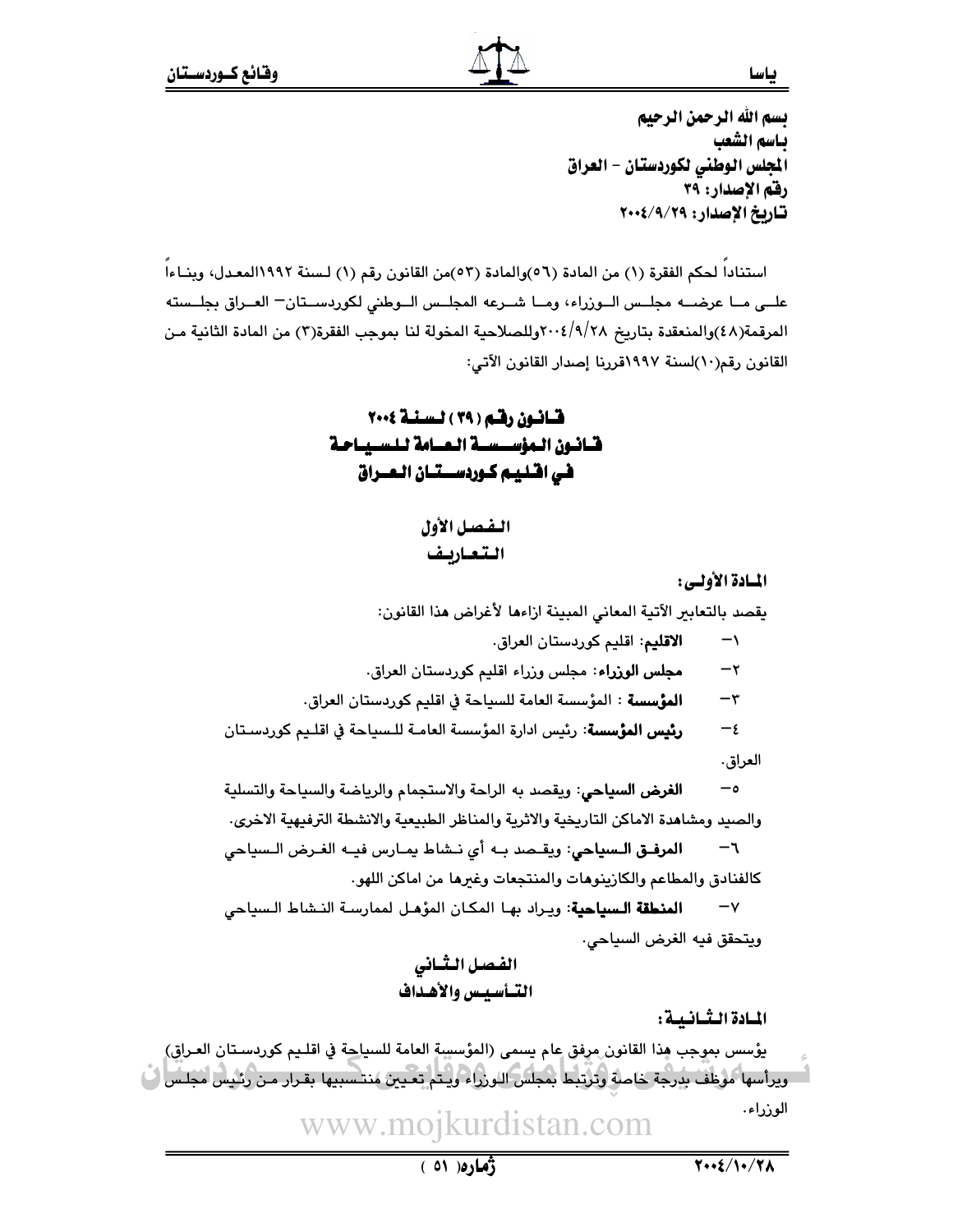بسم الله الرحمن الرحيم
باسم الشعب
المجلس الوطني لكوردستان - العراق
رقم الإصدار: ٣٩
تاريخ الإصدار: ٢٠٠٤/٩/٢٩

استناداً لحكم الفقرة (١) من المادة (٥٦)والمادة (٥٣)من القانون رقم (١) لسنة ١٩٩٢المعدل، وبناءاً على ما عرضه مجلس الوزراء، وما شرعه المجلس الوطني لكوردستان– العراق بجلسته المرقمة(٤٨)والمنعقدة بتاريخ ٢٠٠٤/٩/٢٨وللصلاحية المخولة لنا بموجب الفقرة(٣) من المادة الثانية من القانون رقم(١٠)لسنة ١٩٩٧قررنا إصدار القانون الآتي:

# قانون رقم ( ٣٩ ) لسنة ٢٠٠٤
# قانون المؤسسة العامة للسياحة في اقليم كوردستان العراق

## الفصل الأول
## التعاريف

**المادة الأولى:**

يقصد بالتعابير الآتية المعاني المبينة ازاءها لأغراض هذا القانون:

١- **الاقليم**: اقليم كوردستان العراق.

٢- **مجلس الوزراء**: مجلس وزراء اقليم كوردستان العراق.

٣- **المؤسسة** : المؤسسة العامة للسياحة في اقليم كوردستان العراق.

٤- **رئيس المؤسسة**: رئيس ادارة المؤسسة العامة للسياحة في اقليم كوردستان العراق.

٥- **الغرض السياحي**: ويقصد به الراحة والاستجمام والرياضة والسياحة والتسلية والصيد ومشاهدة الاماكن التاريخية والاثرية والمناظر الطبيعية والانشطة الترفيهية الاخرى.

٦- **المرفق السياحي**: ويقصد به أي نشاط يمارس فيه الغرض السياحي كالفنادق والمطاعم والكازينوهات والمنتجعات وغيرها من اماكن اللهو.

٧- **المنطقة السياحية**: ويراد بها المكان المؤهل لممارسة النشاط السياحي ويتحقق فيه الغرض السياحي.

## الفصل الثاني
## التأسيس والأهداف

**المادة الثانية:**

يؤسس بموجب هذا القانون مرفق عام يسمى (المؤسسة العامة للسياحة في اقليم كوردستان العراق) ويرأسها موظف بدرجة خاصة وترتبط بمجلس الوزراء ويتم تعيين منتسبيها بقرار من رئيس مجلس الوزراء.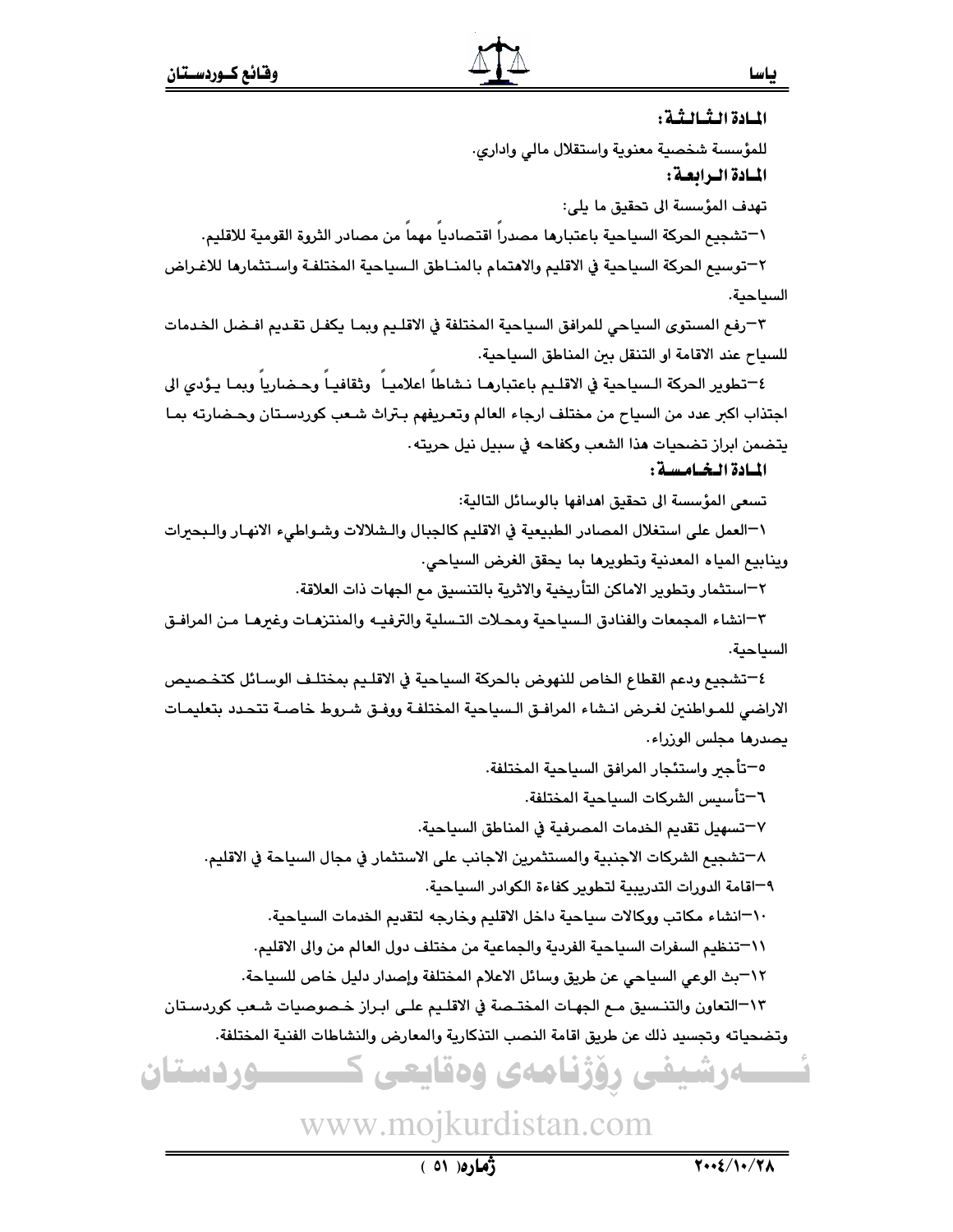**المادة الثالثة:**

للمؤسسة شخصية معنوية واستقلال مالي واداري.

**المادة الرابعة:**

تهدف المؤسسة الى تحقيق ما يلي:

١–تشجيع الحركة السياحية باعتبارها مصدراً اقتصادياً مهماً من مصادر الثروة القومية للاقليم.

٢–توسيع الحركة السياحية في الاقليم والاهتمام بالمناطق السياحية المختلفة واستثمارها للاغراض السياحية.

٣–رفع المستوى السياحي للمرافق السياحية المختلفة في الاقليم وبما يكفل تقديم افضل الخدمات للسياح عند الاقامة او التنقل بين المناطق السياحية.

٤–تطوير الحركة السياحية في الاقليم باعتبارها نشاطاً اعلامياً وثقافياً وحضارياً وبما يؤدي الى اجتذاب اكبر عدد من السياح من مختلف ارجاء العالم وتعريفهم بتراث شعب كوردستان وحضارته بما يتضمن ابراز تضحيات هذا الشعب وكفاحه في سبيل نيل حريته.

**المادة الخامسة:**

تسعى المؤسسة الى تحقيق اهدافها بالوسائل التالية:

١–العمل على استغلال المصادر الطبيعية في الاقليم كالجبال والشلالات وشواطيء الانهار والبحيرات وينابيع المياه المعدنية وتطويرها بما يحقق الغرض السياحي.

٢–استثمار وتطوير الاماكن التأريخية والاثرية بالتنسيق مع الجهات ذات العلاقة.

٣–انشاء المجمعات والفنادق السياحية ومحلات التسلية والترفيه والمنتزهات وغيرها من المرافق السياحية.

٤–تشجيع ودعم القطاع الخاص للنهوض بالحركة السياحية في الاقليم بمختلف الوسائل كتخصيص الاراضي للمواطنين لغرض انشاء المرافق السياحية المختلفة ووفق شروط خاصة تتحدد بتعليمات يصدرها مجلس الوزراء.

٥–تأجير واستئجار المرافق السياحية المختلفة.

٦–تأسيس الشركات السياحية المختلفة.

٧–تسهيل تقديم الخدمات المصرفية في المناطق السياحية.

٨–تشجيع الشركات الاجنبية والمستثمرين الاجانب على الاستثمار في مجال السياحة في الاقليم.

٩–اقامة الدورات التدريبية لتطوير كفاءة الكوادر السياحية.

١٠–انشاء مكاتب ووكالات سياحية داخل الاقليم وخارجه لتقديم الخدمات السياحية.

١١–تنظيم السفرات السياحية الفردية والجماعية من مختلف دول العالم من والى الاقليم.

١٢–بث الوعي السياحي عن طريق وسائل الاعلام المختلفة وإصدار دليل خاص للسياحة.

١٣–التعاون والتنسيق مع الجهات المختصة في الاقليم على ابراز خصوصيات شعب كوردستان وتضحياته وتجسيد ذلك عن طريق اقامة النصب التذكارية والمعارض والنشاطات الفنية المختلفة.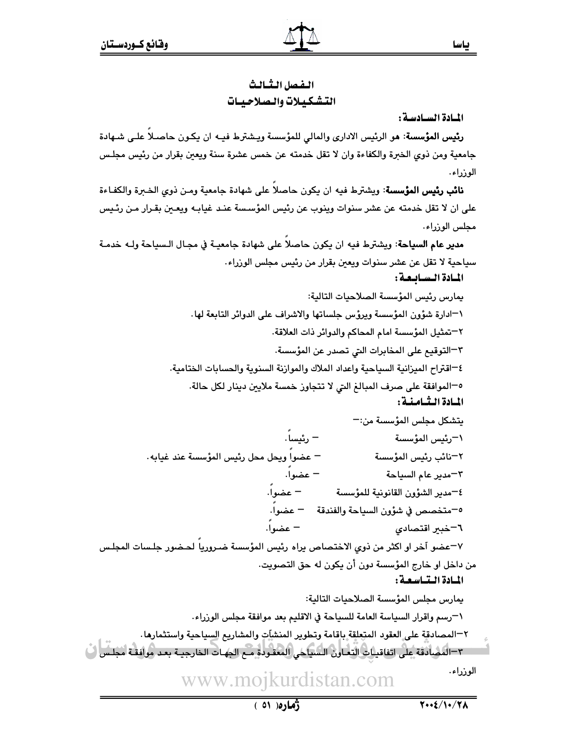## الفصل الثالث
## التشكيلات والصلاحيات

**المادة السادسة:**

**رئيس المؤسسة**: هو الرئيس الاداري والمالي للمؤسسة ويشترط فيه ان يكون حاصلاً على شهادة جامعية ومن ذوي الخبرة والكفاءة وان لا تقل خدمته عن خمس عشرة سنة ويعين بقرار من رئيس مجلس الوزراء.

**نائب رئيس المؤسسة**: ويشترط فيه ان يكون حاصلاً على شهادة جامعية ومن ذوي الخبرة والكفاءة على ان لا تقل خدمته عن عشر سنوات وينوب عن رئيس المؤسسة عند غيابه ويعين بقرار من رئيس مجلس الوزراء.

**مدير عام السياحة**: ويشترط فيه ان يكون حاصلاً على شهادة جامعية في مجال السياحة وله خدمة سياحية لا تقل عن عشر سنوات ويعين بقرار من رئيس مجلس الوزراء.

**المادة السابعة:**

يمارس رئيس المؤسسة الصلاحيات التالية:

١-ادارة شؤون المؤسسة ويرؤس جلساتها والاشراف على الدوائر التابعة لها.

٢-تمثيل المؤسسة امام المحاكم والدوائر ذات العلاقة.

٣-التوقيع على المخابرات التي تصدر عن المؤسسة.

٤-اقتراح الميزانية السياحية واعداد الملاك والموازنة السنوية والحسابات الختامية.

٥-الموافقة على صرف المبالغ التي لا تتجاوز خمسة ملايين دينار لكل حالة.

**المادة الثامنة:**

يتشكل مجلس المؤسسة من:-

١-رئيس المؤسسة - رئيساً.

٢-نائب رئيس المؤسسة - عضواً ويحل محل رئيس المؤسسة عند غيابه.

٣-مدير عام السياحة - عضواً.

٤-مدير الشؤون القانونية للمؤسسة - عضواً.

٥-متخصص في شؤون السياحة والفندقة - عضواً.

٦-خبير اقتصادي - عضواً.

٧-عضو آخر او اكثر من ذوي الاختصاص يراه رئيس المؤسسة ضرورياً لحضور جلسات المجلس من داخل او خارج المؤسسة دون أن يكون له حق التصويت.

**المادة التاسعة:**

يمارس مجلس المؤسسة الصلاحيات التالية:

١-رسم واقرار السياسة العامة للسياحة في الاقليم بعد موافقة مجلس الوزراء.

٢-المصادقة على العقود المتعلقة باقامة وتطوير المنشآت والمشاريع السياحية واستثمارها.

٣-المصادقة على اتفاقيات التعاون السياحي المعقودة مع الجهات الخارجية بعد موافقة مجلس الوزراء.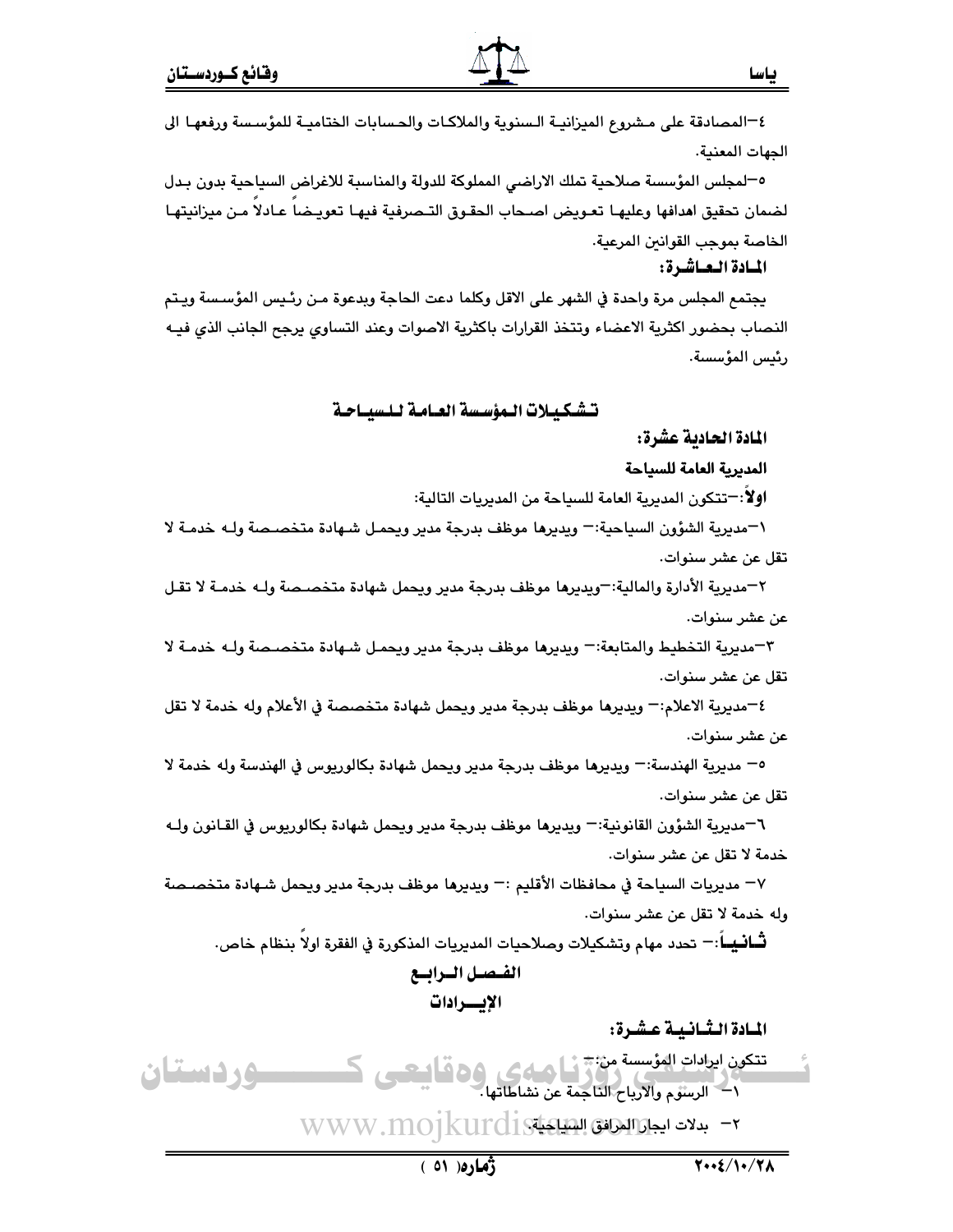٤-المصادقة على مشروع الميزانية السنوية والملاكات والحسابات الختامية للمؤسسة ورفعها الى الجهات المعنية.

٥-لمجلس المؤسسة صلاحية تملك الاراضي المملوكة للدولة والمناسبة للاغراض السياحية بدون بدل لضمان تحقيق اهدافها وعليها تعويض اصحاب الحقوق التصرفية فيها تعويضاً عادلاً من ميزانيتها الخاصة بموجب القوانين المرعية.

**المادة العاشرة:**

يجتمع المجلس مرة واحدة في الشهر على الاقل وكلما دعت الحاجة وبدعوة من رئيس المؤسسة ويتم النصاب بحضور اكثرية الاعضاء وتتخذ القرارات باكثرية الاصوات وعند التساوي يرجح الجانب الذي فيه رئيس المؤسسة.

## تشكيلات المؤسسة العامة للسياحة

**المادة الحادية عشرة:**

**المديرية العامة للسياحة**

**اولاً**:-تتكون المديرية العامة للسياحة من المديريات التالية:

١-مديرية الشؤون السياحية:- ويديرها موظف بدرجة مدير ويحمل شهادة متخصصة وله خدمة لا تقل عن عشر سنوات.

٢-مديرية الأدارة والمالية:-ويديرها موظف بدرجة مدير ويحمل شهادة متخصصة وله خدمة لا تقل عن عشر سنوات.

٣-مديرية التخطيط والمتابعة:- ويديرها موظف بدرجة مدير ويحمل شهادة متخصصة وله خدمة لا تقل عن عشر سنوات.

٤-مديرية الاعلام:- ويديرها موظف بدرجة مدير ويحمل شهادة متخصصة في الأعلام وله خدمة لا تقل عن عشر سنوات.

٥- مديرية الهندسة:- ويديرها موظف بدرجة مدير ويحمل شهادة بكالوريوس في الهندسة وله خدمة لا تقل عن عشر سنوات.

٦-مديرية الشؤون القانونية:- ويديرها موظف بدرجة مدير ويحمل شهادة بكالوريوس في القانون وله خدمة لا تقل عن عشر سنوات.

٧- مديريات السياحة في محافظات الأقليم :- ويديرها موظف بدرجة مدير ويحمل شهادة متخصصة وله خدمة لا تقل عن عشر سنوات.

**ثانياً**:- تحدد مهام وتشكيلات وصلاحيات المديريات المذكورة في الفقرة اولاً بنظام خاص.

## الفصل الرابع
## الإيرادات

**المادة الثانية عشرة:**

تتكون ايرادات المؤسسة من:-

١- الرسوم والارباح الناجمة عن نشاطاتها.

٢- بدلات ايجار المرافق السياحية.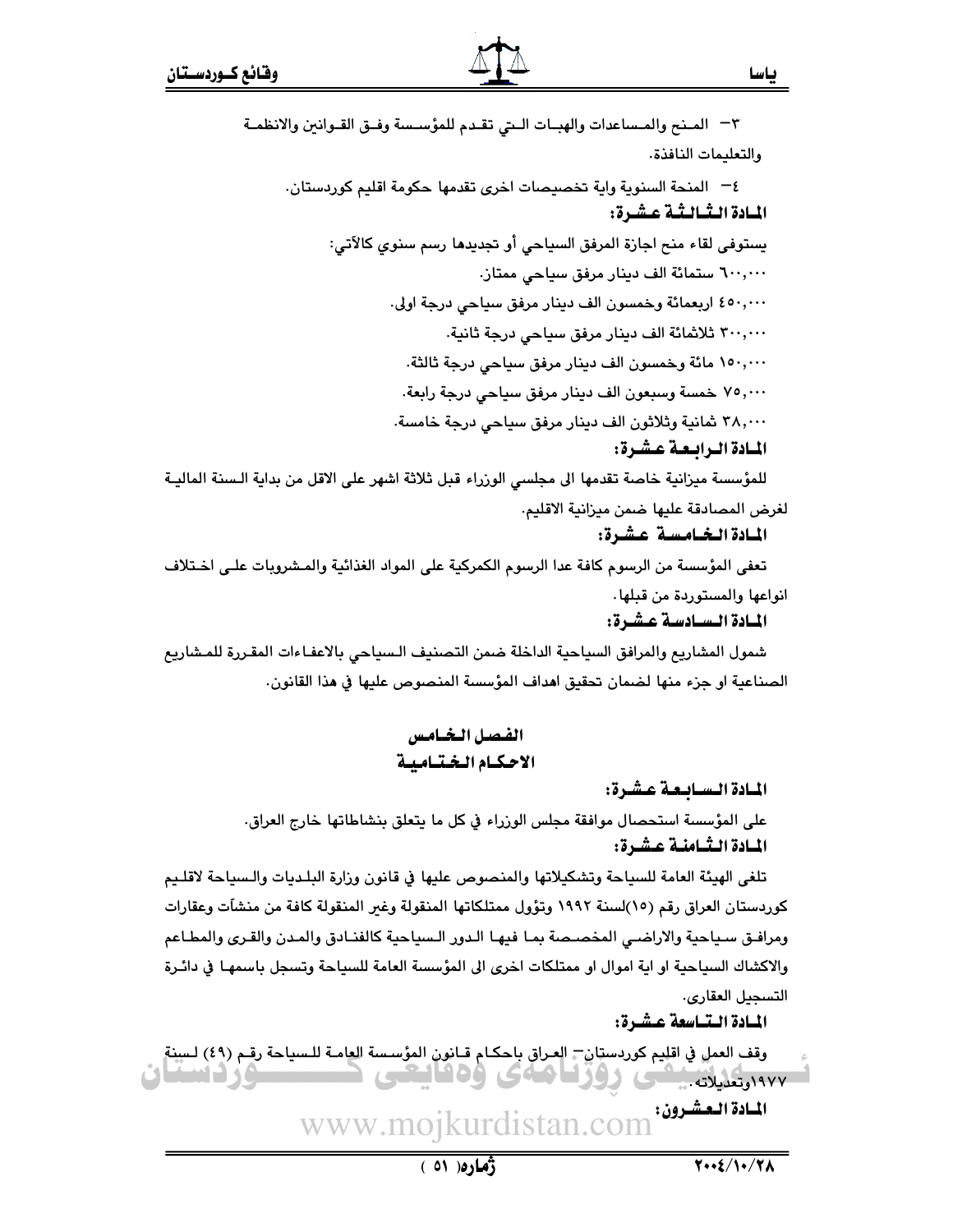٣- المنح والمساعدات والهبات التي تقدم للمؤسسة وفق القوانين والانظمة والتعليمات النافذة.

٤- المنحة السنوية واية تخصيصات اخرى تقدمها حكومة اقليم كوردستان.

**المادة الثالثة عشرة:**

يستوفى لقاء منح اجازة المرفق السياحي أو تجديدها رسم سنوي كالآتي:

٦٠٠,٠٠٠ ستمائة الف دينار مرفق سياحي ممتاز.

٤٥٠,٠٠٠ اربعمائة وخمسون الف دينار مرفق سياحي درجة اولى.

٣٠٠,٠٠٠ ثلاثمائة الف دينار مرفق سياحي درجة ثانية.

١٥٠,٠٠٠ مائة وخمسون الف دينار مرفق سياحي درجة ثالثة.

٧٥,٠٠٠ خمسة وسبعون الف دينار مرفق سياحي درجة رابعة.

٣٨,٠٠٠ ثمانية وثلاثون الف دينار مرفق سياحي درجة خامسة.

**المادة الرابعة عشرة:**

للمؤسسة ميزانية خاصة تقدمها الى مجلس الوزراء قبل ثلاثة اشهر على الاقل من بداية السنة المالية لغرض المصادقة عليها ضمن ميزانية الاقليم.

**المادة الخامسة عشرة:**

تعفى المؤسسة من الرسوم كافة عدا الرسوم الكمركية على المواد الغذائية والمشروبات على اختلاف انواعها والمستوردة من قبلها.

**المادة السادسة عشرة:**

شمول المشاريع والمرافق السياحية الداخلة ضمن التصنيف السياحي بالاعفاءات المقررة للمشاريع الصناعية او جزء منها لضمان تحقيق اهداف المؤسسة المنصوص عليها في هذا القانون.

## الفصل الخامس
## الاحكام الختامية

**المادة السابعة عشرة:**

على المؤسسة استحصال موافقة مجلس الوزراء في كل ما يتعلق بنشاطاتها خارج العراق.

**المادة الثامنة عشرة:**

تلغى الهيئة العامة للسياحة وتشكيلاتها والمنصوص عليها في قانون وزارة البلديات والسياحة لاقليم كوردستان العراق رقم (١٥)لسنة ١٩٩٢ وتؤول ممتلكاتها المنقولة وغير المنقولة كافة من منشآت وعقارات ومرافق سياحية والاراضي المخصصة بما فيها الدور السياحية كالفنادق والمدن والقرى والمطاعم والاكشاك السياحية او اية اموال او ممتلكات اخرى الى المؤسسة العامة للسياحة وتسجل باسمها في دائرة التسجيل العقاري.

**المادة التاسعة عشرة:**

وقف العمل في اقليم كوردستان- العراق باحكام قانون المؤسسة العامة للسياحة رقم (٤٩) لسنة ١٩٧٧وتعديلاته.

**المادة العشرون:**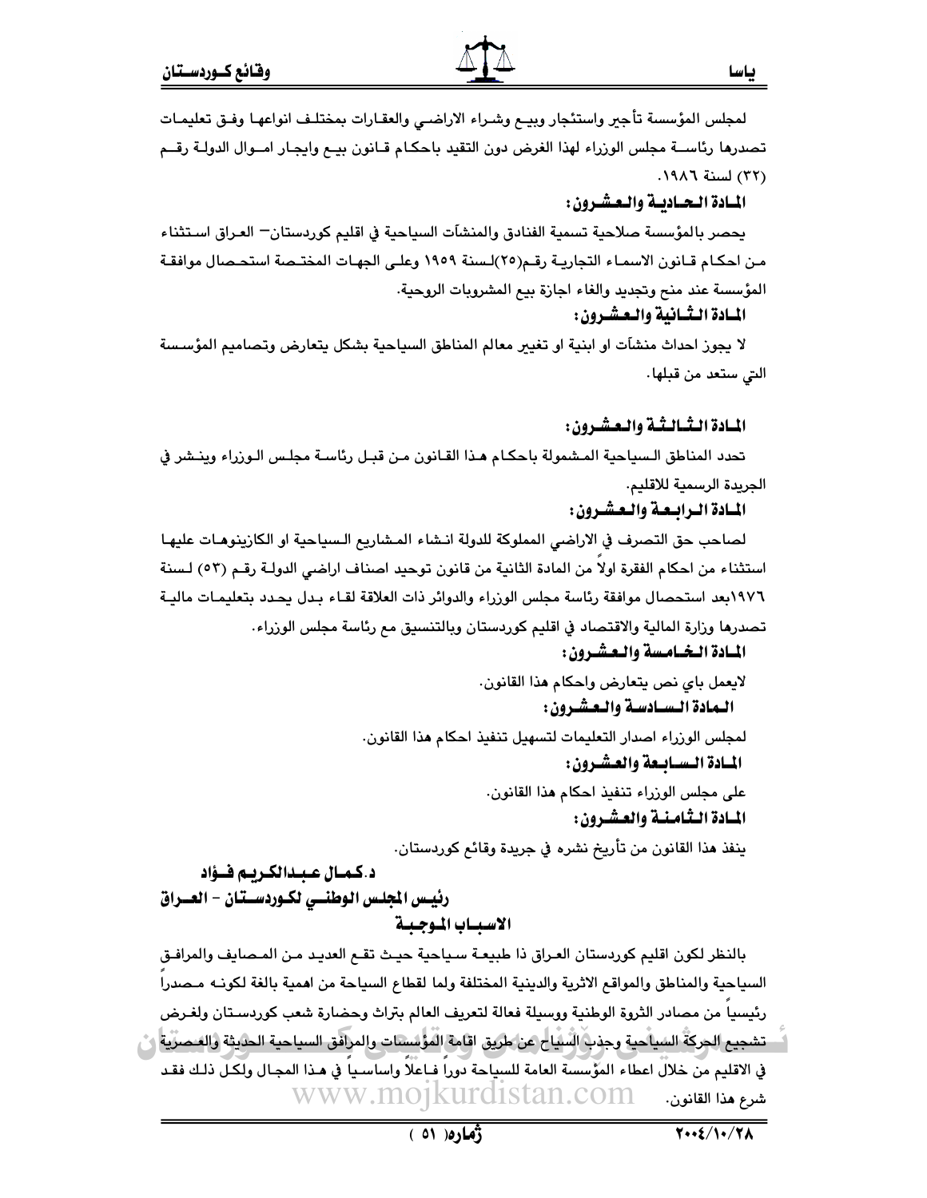لمجلس المؤسسة تأجير واستئجار وبيع وشراء الاراضي والعقارات بمختلف انواعها وفق تعليمات تصدرها رئاسة مجلس الوزراء لهذا الغرض دون التقيد باحكام قانون بيع وايجار اموال الدولة رقم (٣٢) لسنة ١٩٨٦.

**المادة الحادية والعشرون:**

يحصر بالمؤسسة صلاحية تسمية الفنادق والمنشآت السياحية في اقليم كوردستان– العراق استثناء من احكام قانون الاسماء التجارية رقم(٢٥)لسنة ١٩٥٩ وعلى الجهات المختصة استحصال موافقة المؤسسة عند منح وتجديد والغاء اجازة بيع المشروبات الروحية.

**المادة الثانية والعشرون:**

لا يجوز احداث منشآت او ابنية او تغيير معالم المناطق السياحية بشكل يتعارض وتصاميم المؤسسة التي ستعد من قبلها.

**المادة الثالثة والعشرون:**

تحدد المناطق السياحية المشمولة باحكام هذا القانون من قبل رئاسة مجلس الوزراء وينشر في الجريدة الرسمية للاقليم.

**المادة الرابعة والعشرون:**

لصاحب حق التصرف في الاراضي المملوكة للدولة انشاء المشاريع السياحية او الكازينوهات عليها استثناء من احكام الفقرة اولاً من المادة الثانية من قانون توحيد اصناف اراضي الدولة رقم (٥٣) لسنة ١٩٧٦بعد استحصال موافقة رئاسة مجلس الوزراء والدوائر ذات العلاقة لقاء بدل يحدد بتعليمات مالية تصدرها وزارة المالية والاقتصاد في اقليم كوردستان وبالتنسيق مع رئاسة مجلس الوزراء.

**المادة الخامسة والعشرون:**

لايعمل باي نص يتعارض واحكام هذا القانون.

**المادة السادسة والعشرون:**

لمجلس الوزراء اصدار التعليمات لتسهيل تنفيذ احكام هذا القانون.

**المادة السابعة والعشرون:**

على مجلس الوزراء تنفيذ احكام هذا القانون.

**المادة الثامنة والعشرون:**

ينفذ هذا القانون من تأريخ نشره في جريدة وقائع كوردستان.

**د.كمال عبدالكريم فؤاد**

**رئيس المجلس الوطني لكوردستان – العراق**

## الاسباب الموجبة

بالنظر لكون اقليم كوردستان العراق ذا طبيعة سياحية حيث تقع العديد من المصايف والمرافق السياحية والمناطق والمواقع الاثرية والدينية المختلفة ولما لقطاع السياحة من اهمية بالغة لكونه مصدراً رئيسياً من مصادر الثروة الوطنية ووسيلة فعالة لتعريف العالم بتراث وحضارة شعب كوردستان ولغرض تشجيع الحركة السياحية وجذب السياح عن طريق اقامة المؤسسات والمرافق السياحية الحديثة والعصرية في الاقليم من خلال اعطاء المؤسسة العامة للسياحة دوراً فاعلاً واساسياً في هذا المجال ولكل ذلك فقد شرع هذا القانون.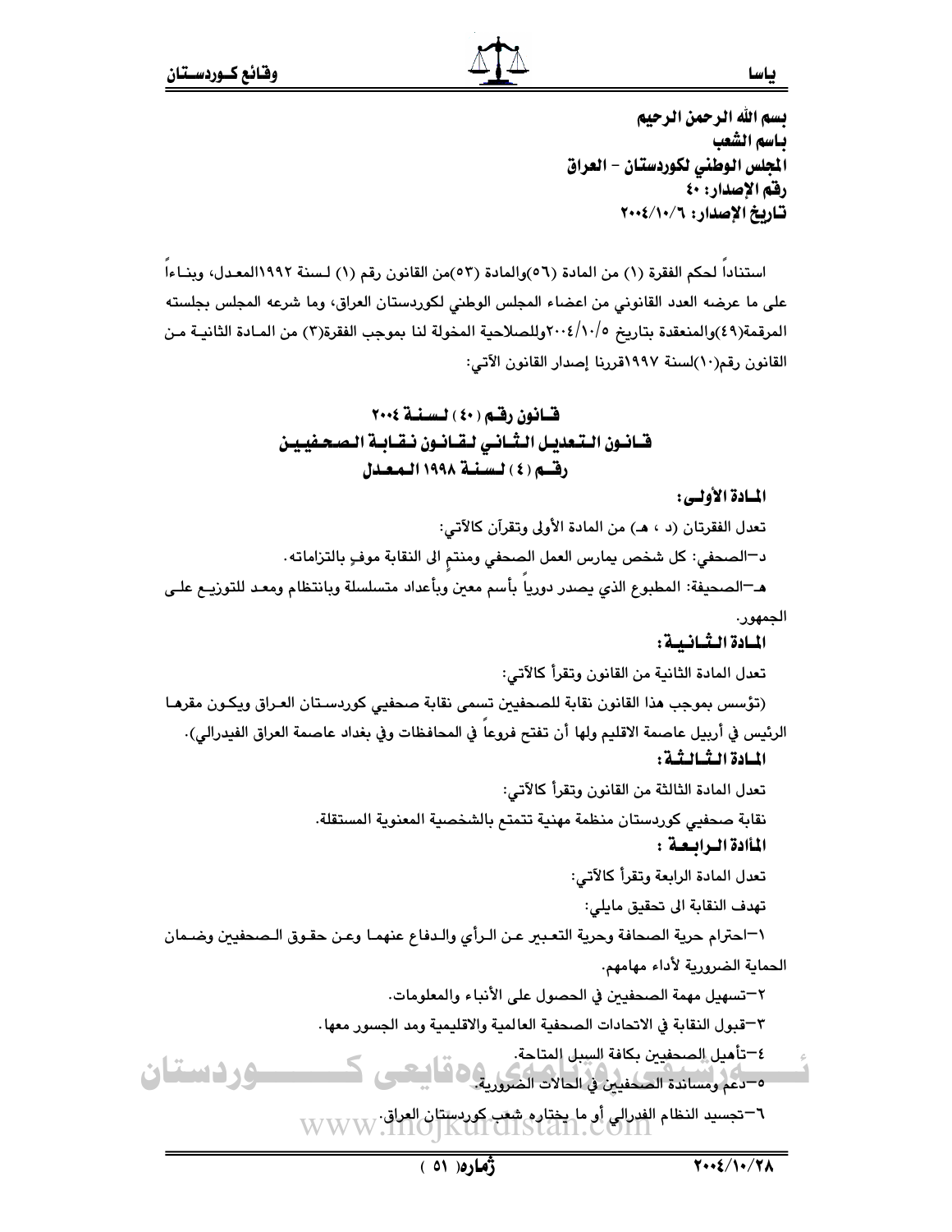بسم الله الرحمن الرحيم
باسم الشعب
المجلس الوطني لكوردستان – العراق
رقم الإصدار: ٤٠
تاريخ الإصدار: ٢٠٠٤/١٠/٦

استناداً لحكم الفقرة (١) من المادة (٥٦)والمادة (٥٣)من القانون رقم (١) لسنة ١٩٩٢المعدل، وبناءاً على ما عرضه العدد القانوني من اعضاء المجلس الوطني لكوردستان العراق، وما شرعه المجلس بجلسته المرقمة(٤٩)والمنعقدة بتاريخ ٢٠٠٤/١٠/٥وللصلاحية المخولة لنا بموجب الفقرة(٣) من المادة الثانية من القانون رقم(١٠)لسنة ١٩٩٧قررنا إصدار القانون الآتي:

## قانون رقم (٤٠) لسنة ٢٠٠٤
## قانون التعديل الثاني لقانون نقابة الصحفيين رقم (٤) لسنة ١٩٩٨ المعدل

**المادة الأولى:**

تعدل الفقرتان (د ، هـ) من المادة الأولى وتقرآن كالآتي:

د–الصحفي: كل شخص يمارس العمل الصحفي ومنتمٍ الى النقابة موفٍ بالتزاماته.

هـ–الصحيفة: المطبوع الذي يصدر دورياً بأسم معين وبأعداد متسلسلة وبانتظام ومعد للتوزيع على الجمهور.

**المادة الثانية:**

تعدل المادة الثانية من القانون وتقرأ كالآتي:

(تؤسس بموجب هذا القانون نقابة للصحفيين تسمى نقابة صحفيي كوردستان العراق ويكون مقرها الرئيس في أربيل عاصمة الاقليم ولها أن تفتح فروعاً في المحافظات وفي بغداد عاصمة العراق الفيدرالي).

**المادة الثالثة:**

تعدل المادة الثالثة من القانون وتقرأ كالآتي:

نقابة صحفيي كوردستان منظمة مهنية تتمتع بالشخصية المعنوية المستقلة.

**المادة الرابعة :**

تعدل المادة الرابعة وتقرأ كالآتي:

تهدف النقابة الى تحقيق مايلي:

١–احترام حرية الصحافة وحرية التعبير عن الرأي والدفاع عنهما وعن حقوق الصحفيين وضمان الحماية الضرورية لأداء مهامهم.

٢–تسهيل مهمة الصحفيين في الحصول على الأنباء والمعلومات.

٣–قبول النقابة في الاتحادات الصحفية العالمية والاقليمية ومد الجسور معها.

٤–تأهيل الصحفيين بكافة السبل المتاحة.

٥–دعم ومساندة الصحفيين في الحالات الضرورية.

٦–تجسيد النظام الفدرالي أو ما يختاره شعب كوردستان العراق.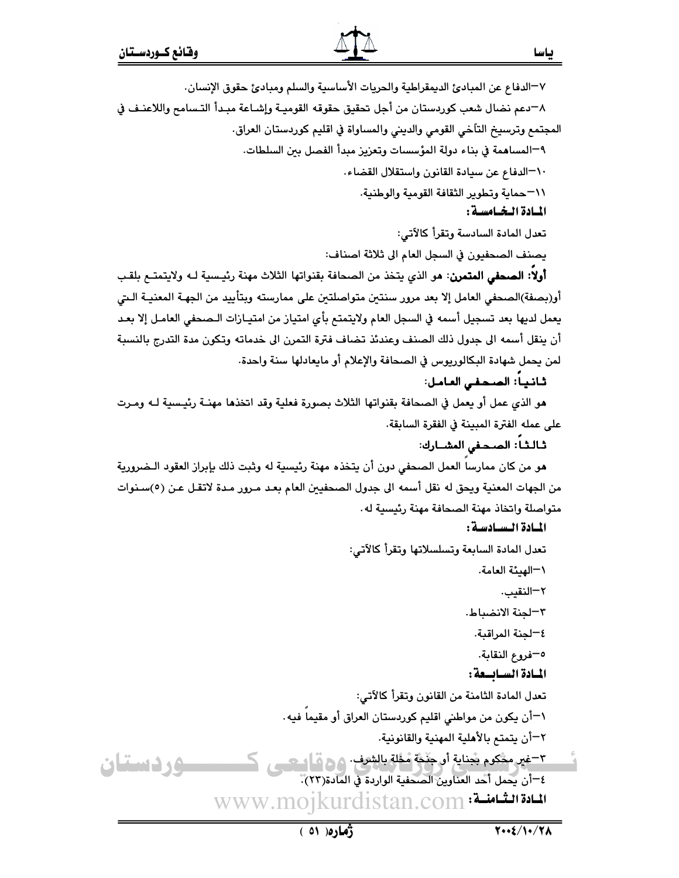٧–الدفاع عن المبادئ الديمقراطية والحريات الأساسية والسلم ومبادئ حقوق الإنسان.

٨–دعم نضال شعب كوردستان من أجل تحقيق حقوقه القومية وإشاعة مبدأ التسامح واللاعنف في المجتمع وترسيخ التآخي القومي والديني والمساواة في اقليم كوردستان العراق.

٩–المساهمة في بناء دولة المؤسسات وتعزيز مبدأ الفصل بين السلطات.

١٠–الدفاع عن سيادة القانون واستقلال القضاء.

١١–حماية وتطوير الثقافة القومية والوطنية.

**المادة الخامسة:**

تعدل المادة السادسة وتقرأ كالآتي:

يصنف الصحفيون في السجل العام الى ثلاثة اصناف:

**أولاً: الصحفي المتمرن:** هو الذي يتخذ من الصحافة بقنواتها الثلاث مهنة رئيسية له ولايتمتع بلقب أو(بصفة)الصحفي العامل إلا بعد مرور سنتين متواصلتين على ممارسته وبتأييد من الجهة المعنية التي يعمل لديها بعد تسجيل أسمه في السجل العام ولايتمتع بأي امتياز من امتيازات الصحفي العامل إلا بعد أن ينقل أسمه الى جدول ذلك الصنف وعندئذ تضاف فترة التمرن الى خدماته وتكون مدة التدرج بالنسبة لمن يحمل شهادة البكالوريوس في الصحافة والإعلام أو مايعادلها سنة واحدة.

**ثانياً: الصحفي العامل:**

هو الذي عمل أو يعمل في الصحافة بقنواتها الثلاث بصورة فعلية وقد اتخذها مهنة رئيسية له ومرت على عمله الفترة المبينة في الفقرة السابقة.

**ثالثاً: الصحفي المشارك:**

هو من كان ممارساً العمل الصحفي دون أن يتخذه مهنة رئيسية له وثبت ذلك بإبراز العقود الضرورية من الجهات المعنية ويحق له نقل أسمه الى جدول الصحفيين العام بعد مرور مدة لاتقل عن (٥)سنوات متواصلة واتخاذ مهنة الصحافة مهنة رئيسية له.

**المادة السادسة:**

تعدل المادة السابعة وتسلسلاتها وتقرأ كالآتي:

١–الهيئة العامة.

٢–النقيب.

٣–لجنة الانضباط.

٤–لجنة المراقبة.

٥–فروع النقابة.

**المادة السابعة:**

تعدل المادة الثامنة من القانون وتقرأ كالآتي:

١–أن يكون من مواطني اقليم كوردستان العراق أو مقيماً فيه.

٢–أن يتمتع بالأهلية المهنية والقانونية.

٣–غير محكوم بجناية أو جنحة مخلة بالشرف.

٤–أن يحمل أحد العناوين الصحفية الواردة في المادة(٢٣).

**المادة الثامنة:**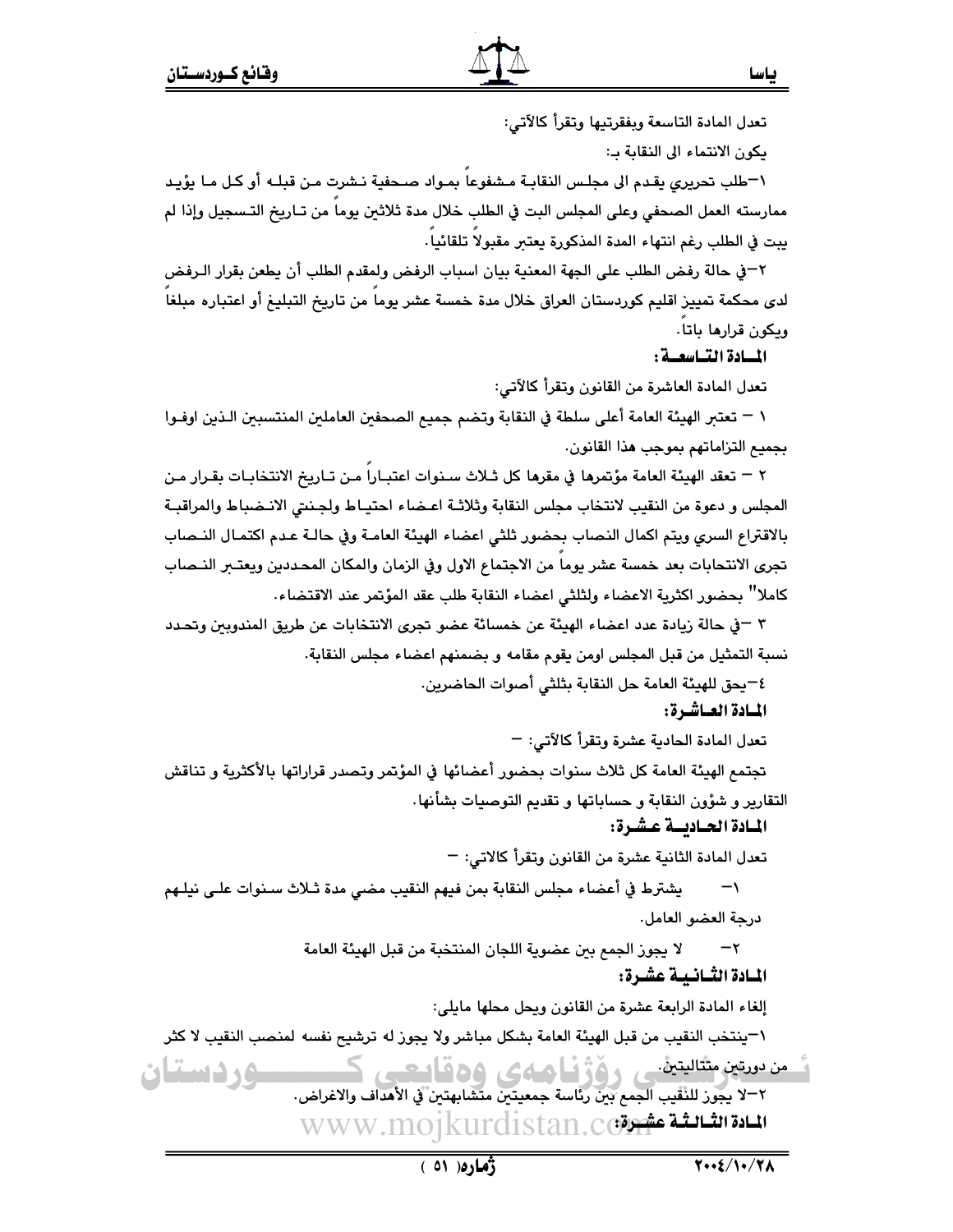تعدل المادة التاسعة وبفقرتيها وتقرأ كالآتي:

يكون الانتماء الى النقابة بـ:

١–طلب تحريري يقدم الى مجلس النقابة مشفوعاً بمواد صحفية نشرت من قبله أو كل ما يؤيد ممارسته العمل الصحفي وعلى المجلس البت في الطلب خلال مدة ثلاثين يوماً من تاريخ التسجيل وإذا لم يبت في الطلب رغم انتهاء المدة المذكورة يعتبر مقبولاً تلقائياً.

٢–في حالة رفض الطلب على الجهة المعنية بيان اسباب الرفض ولمقدم الطلب أن يطعن بقرار الرفض لدى محكمة تمييز اقليم كوردستان العراق خلال مدة خمسة عشر يوماً من تاريخ التبليغ أو اعتباره مبلغاً ويكون قرارها باتاً.

**المادة التاسعة:**

تعدل المادة العاشرة من القانون وتقرأ كالآتي:

١ – تعتبر الهيئة العامة أعلى سلطة في النقابة وتضم جميع الصحفين العاملين المنتسبين الذين اوفوا بجميع التزاماتهم بموجب هذا القانون.

٢ – تعقد الهيئة العامة مؤتمرها في مقرها كل ثلاث سنوات اعتباراً من تاريخ الانتخابات بقرار من المجلس و دعوة من النقيب لانتخاب مجلس النقابة وثلاثة اعضاء احتياط ولجنتي الانضباط والمراقبة بالاقتراع السري ويتم اكمال النصاب بحضور ثلثي اعضاء الهيئة العامة وفي حالة عدم اكتمال النصاب تجرى الانتخابات بعد خمسة عشر يوماً من الاجتماع الاول وفي الزمان والمكان المحددين ويعتبر النصاب كاملا" بحضور اكثرية الاعضاء ولثلثي اعضاء النقابة طلب عقد المؤتمر عند الاقتضاء.

٣ –في حالة زيادة عدد اعضاء الهيئة عن خمسمائة عضو تجرى الانتخابات عن طريق المندوبين وتحدد نسبة التمثيل من قبل المجلس اومن يقوم مقامه و بضمنهم اعضاء مجلس النقابة.

٤–يحق للهيئة العامة حل النقابة بثلثي أصوات الحاضرين.

**المادة العاشرة:**

تعدل المادة الحادية عشرة وتقرأ كالآتي: –

تجتمع الهيئة العامة كل ثلاث سنوات بحضور أعضائها في المؤتمر وتصدر قراراتها بالأكثرية و تناقش التقارير و شؤون النقابة و حساباتها و تقديم التوصيات بشأنها.

**المادة الحادية عشرة:**

تعدل المادة الثانية عشرة من القانون وتقرأ كالاتي: –

١– يشترط في أعضاء مجلس النقابة بمن فيهم النقيب مضي مدة ثلاث سنوات على نيلهم درجة العضو العامل.

٢– لا يجوز الجمع بين عضوية اللجان المنتخبة من قبل الهيئة العامة

**المادة الثانية عشرة:**

إلغاء المادة الرابعة عشرة من القانون ويحل محلها مايلي:

١–ينتخب النقيب من قبل الهيئة العامة بشكل مباشر ولا يجوز له ترشيح نفسه لمنصب النقيب لا كثر من دورتين متتاليتين.

٢–لا يجوز للنقيب الجمع بين رئاسة جمعيتين متشابهتين في الأهداف والاغراض.

**المادة الثالثة عشرة:**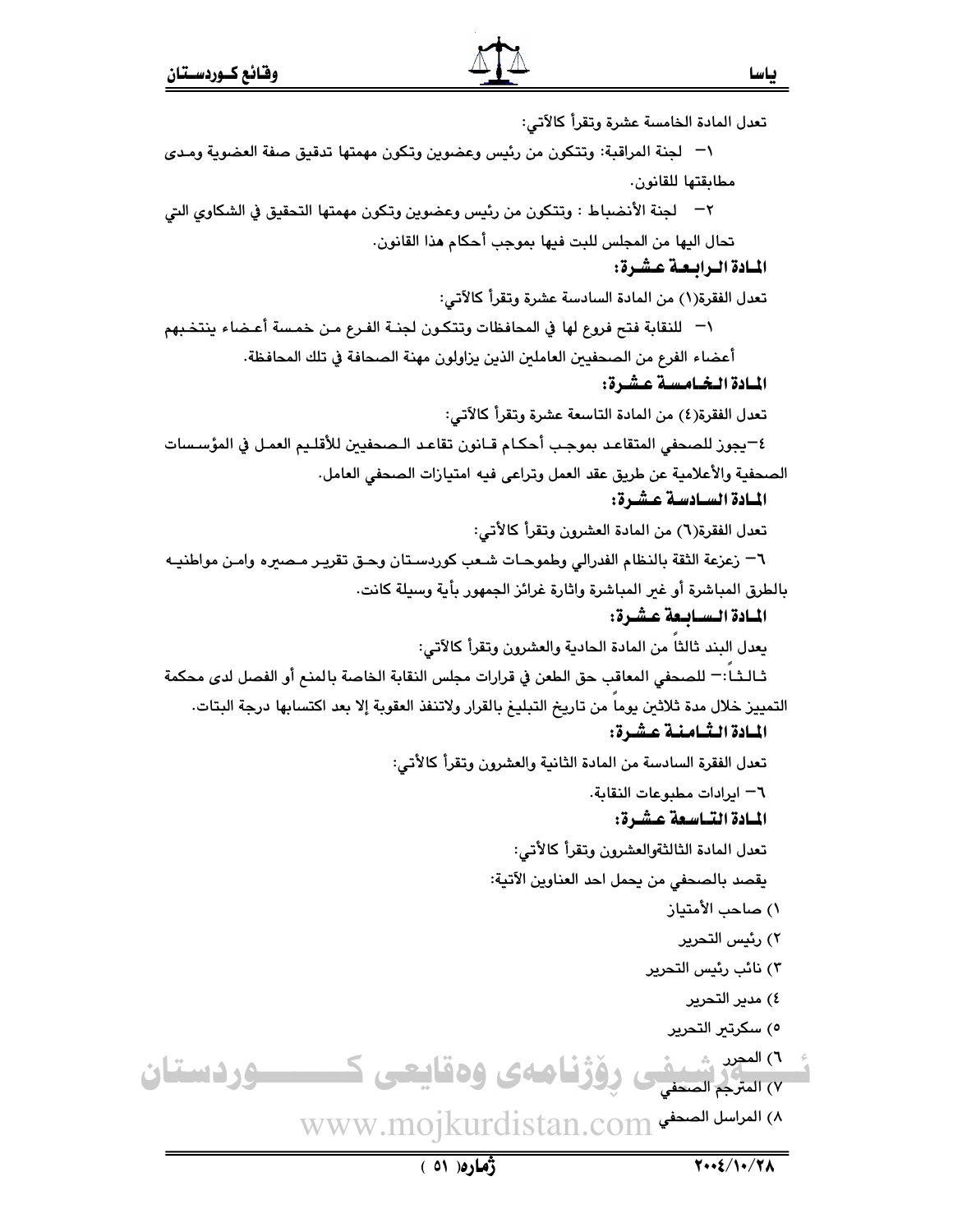تعدل المادة الخامسة عشرة وتقرأ كالآتي:

١- لجنة المراقبة: وتتكون من رئيس وعضوين وتكون مهمتها تدقيق صفة العضوية ومدى مطابقتها للقانون.

٢- لجنة الأنضباط : وتتكون من رئيس وعضوين وتكون مهمتها التحقيق في الشكاوي التي تحال اليها من المجلس للبت فيها بموجب أحكام هذا القانون.

### المادة الرابعة عشرة:

تعدل الفقرة(١) من المادة السادسة عشرة وتقرأ كالآتي:

١- للنقابة فتح فروع لها في المحافظات وتتكون لجنة الفرع من خمسة أعضاء ينتخبهم أعضاء الفرع من الصحفيين العاملين الذين يزاولون مهنة الصحافة في تلك المحافظة.

### المادة الخامسة عشرة:

تعدل الفقرة(٤) من المادة التاسعة عشرة وتقرأ كالآتي:

٤-يجوز للصحفي المتقاعد بموجب أحكام قانون تقاعد الصحفيين للأقليم العمل في المؤسسات الصحفية والأعلامية عن طريق عقد العمل وتراعى فيه امتيازات الصحفي العامل.

### المادة السادسة عشرة:

تعدل الفقرة(٦) من المادة العشرون وتقرأ كالأتي:

٦- زعزعة الثقة بالنظام الفدرالي وطموحات شعب كوردستان وحق تقرير مصيره وامن مواطنيه بالطرق المباشرة أو غير المباشرة واثارة غرائز الجمهور بأية وسيلة كانت.

### المادة السابعة عشرة:

يعدل البند ثالثاً من المادة الحادية والعشرون وتقرأ كالآتي:

ثالثاً:- للصحفي المعاقب حق الطعن في قرارات مجلس النقابة الخاصة بالمنع أو الفصل لدى محكمة التمييز خلال مدة ثلاثين يوماً من تاريخ التبليغ بالقرار ولاتنفذ العقوبة إلا بعد اكتسابها درجة البتات.

### المادة الثامنة عشرة:

تعدل الفقرة السادسة من المادة الثانية والعشرون وتقرأ كالأتي:

٦- ايرادات مطبوعات النقابة.

### المادة التاسعة عشرة:

تعدل المادة الثالثةوالعشرون وتقرأ كالأتي:

يقصد بالصحفي من يحمل احد العناوين الآتية:

١) صاحب الأمتياز

٢) رئيس التحرير

٣) نائب رئيس التحرير

٤) مدير التحرير

٥) سكرتير التحرير

٦) المحرر

٧) المترجم الصحفي

٨) المراسل الصحفي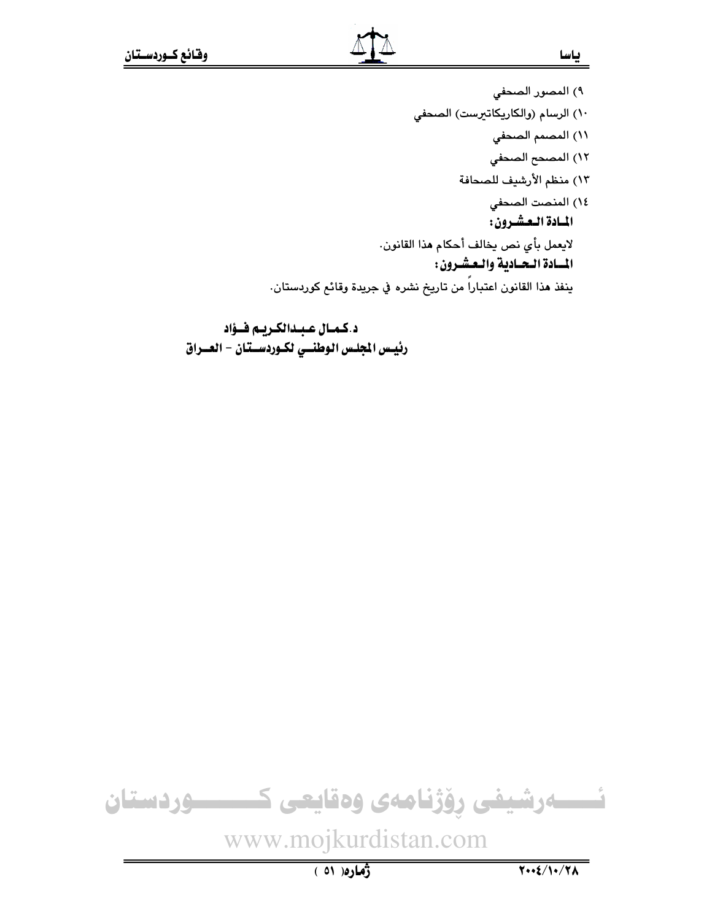٩) المصور الصحفي

١٠) الرسام (والكاريكاتيرست) الصحفي

١١) المصمم الصحفي

١٢) المصحح الصحفي

١٣) منظم الأرشيف للصحافة

١٤) المنصت الصحفي

**المادة العشرون:**

لايعمل بأي نص يخالف أحكام هذا القانون.

**المادة الحادية والعشرون:**

ينفذ هذا القانون اعتباراً من تاريخ نشره في جريدة وقائع كوردستان.

**د.كمال عبدالكريم فؤاد**
**رئيس المجلس الوطني لكوردستان - العراق**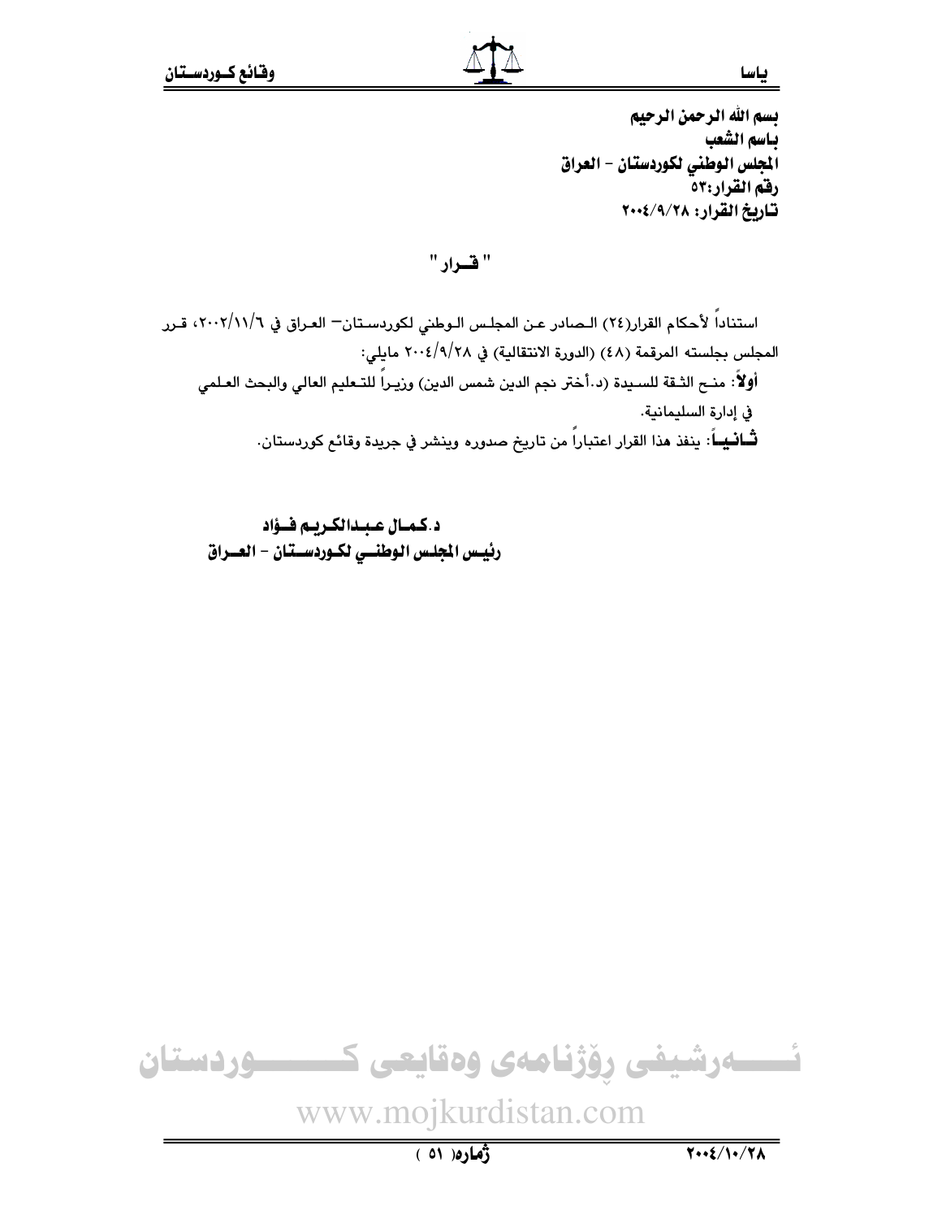**بسم الله الرحمن الرحيم**
**باسم الشعب**
**المجلس الوطني لكوردستان - العراق**
**رقم القرار:٥٣**
**تاريخ القرار: ٢٠٠٤/٩/٢٨**

## " قـرار "

استناداً لأحكام القرار(٢٤) الصادر عن المجلس الوطني لكوردستان– العراق في ٢٠٠٢/١١/٦، قرر المجلس بجلسته المرقمة (٤٨) (الدورة الانتقالية) في ٢٠٠٤/٩/٢٨ مايلي:

**أولاً**: منح الثقة للسيدة (د.أختر نجم الدين شمس الدين) وزيراً للتعليم العالي والبحث العلمي في إدارة السليمانية.

**ثانياً**: ينفذ هذا القرار اعتباراً من تاريخ صدوره وينشر في جريدة وقائع كوردستان.

**د.كمال عبدالكريم فؤاد**
**رئيس المجلس الوطني لكوردستان - العراق**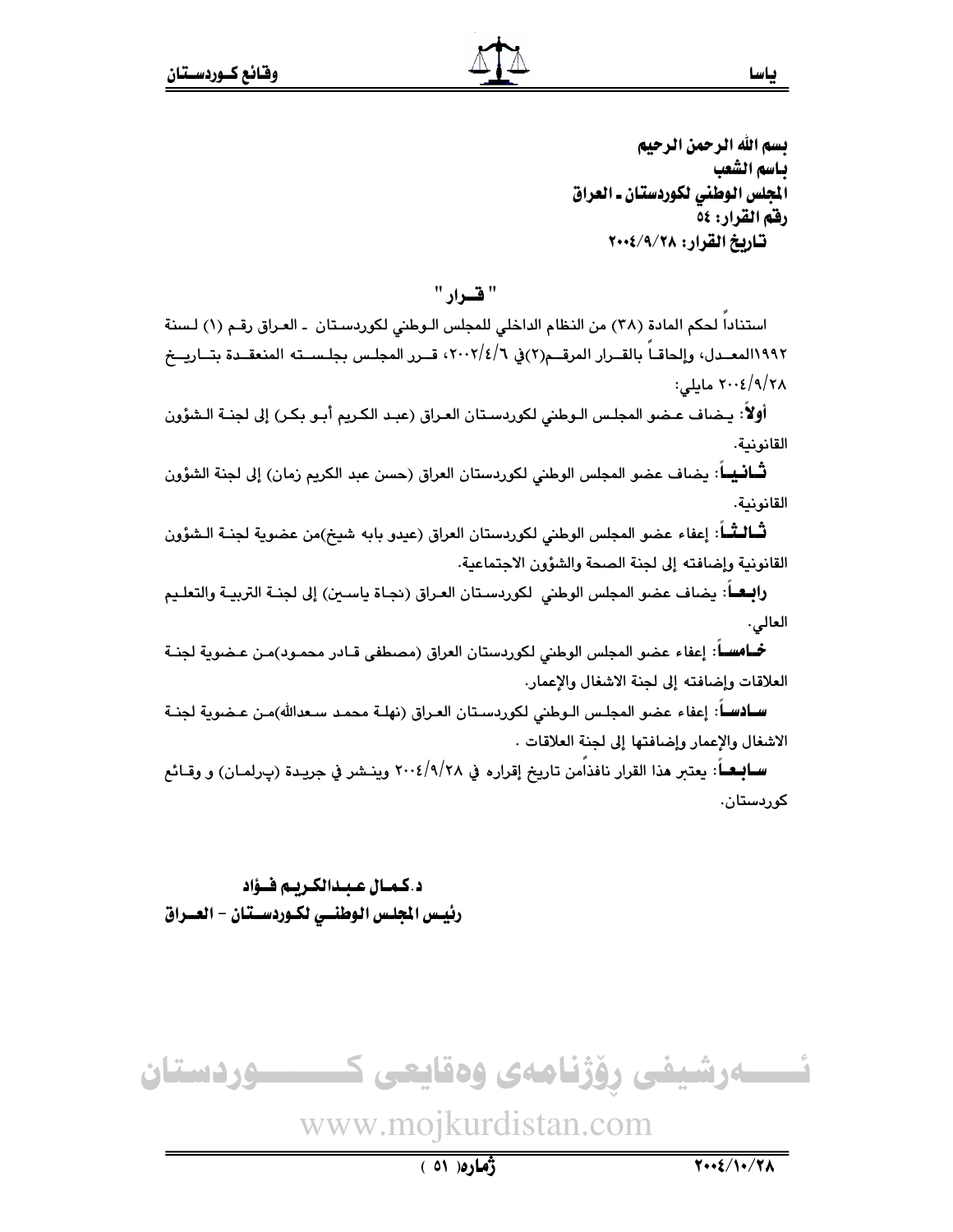بسم الله الرحمن الرحيم
باسم الشعب
المجلس الوطني لكوردستان ـ العراق
رقم القرار: ٥٤
تاريخ القرار: ٢٠٠٤/٩/٢٨

## " قــرار "

استناداً لحكم المادة (٣٨) من النظام الداخلي للمجلس الوطني لكوردستان ـ العراق رقم (١) لسنة ١٩٩٢المعدل، وإلحاقاً بالقرار المرقم(٢)في ٢٠٠٢/٤/٦، قرر المجلس بجلسته المنعقدة بتاريخ ٢٠٠٤/٩/٢٨ مايلي:

**أولاً**: يضاف عضو المجلس الوطني لكوردستان العراق (عبد الكريم أبو بكر) إلى لجنة الشؤون القانونية.

**ثانياً**: يضاف عضو المجلس الوطني لكوردستان العراق (حسن عبد الكريم زمان) إلى لجنة الشؤون القانونية.

**ثالثاً**: إعفاء عضو المجلس الوطني لكوردستان العراق (عيدو بابه شيخ)من عضوية لجنة الشؤون القانونية وإضافته إلى لجنة الصحة والشؤون الاجتماعية.

**رابعاً**: يضاف عضو المجلس الوطني لكوردستان العراق (نجاة ياسين) إلى لجنة التربية والتعليم العالي.

**خامساً**: إعفاء عضو المجلس الوطني لكوردستان العراق (مصطفى قادر محمود)من عضوية لجنة العلاقات وإضافته إلى لجنة الاشغال والإعمار.

**سادساً**: إعفاء عضو المجلس الوطني لكوردستان العراق (نهلة محمد سعدالله)من عضوية لجنة الاشغال والإعمار وإضافتها إلى لجنة العلاقات .

**سابعاً**: يعتبر هذا القرار نافذاًمن تاريخ إقراره في ٢٠٠٤/٩/٢٨ وينشر في جريدة (پەرلمان) و وقائع كوردستان.

**د.كمال عبدالكريم فؤاد**
**رئيس المجلس الوطني لكوردستان – العراق**